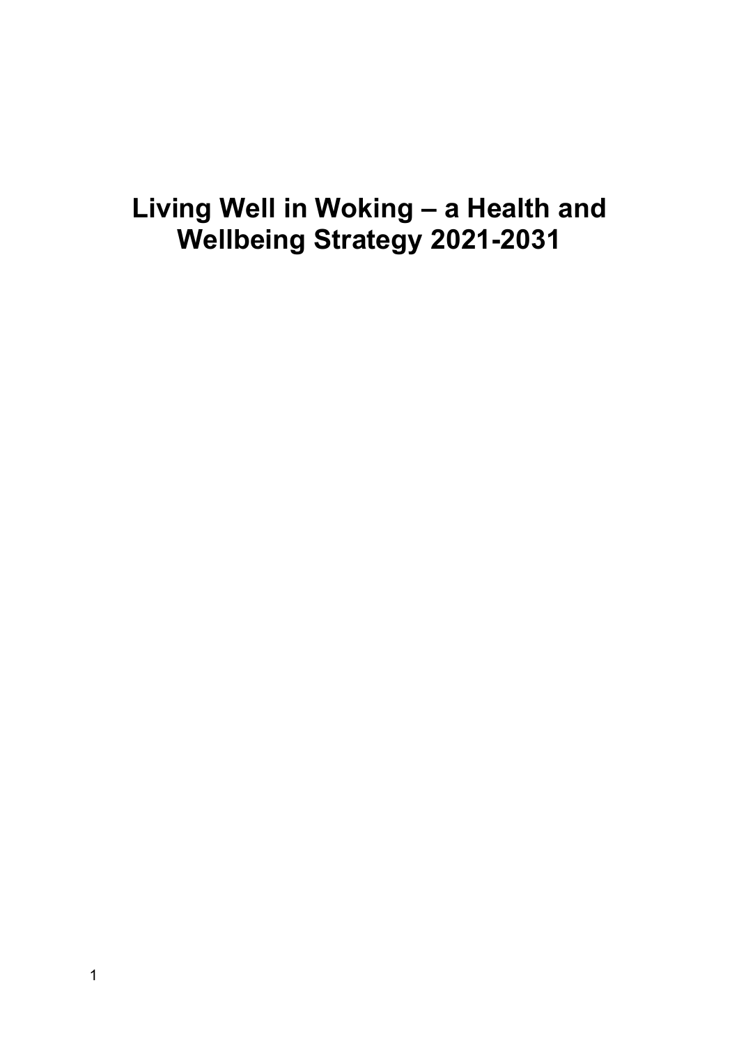# Living Well in Woking – a Health and Wellbeing Strategy 2021-2031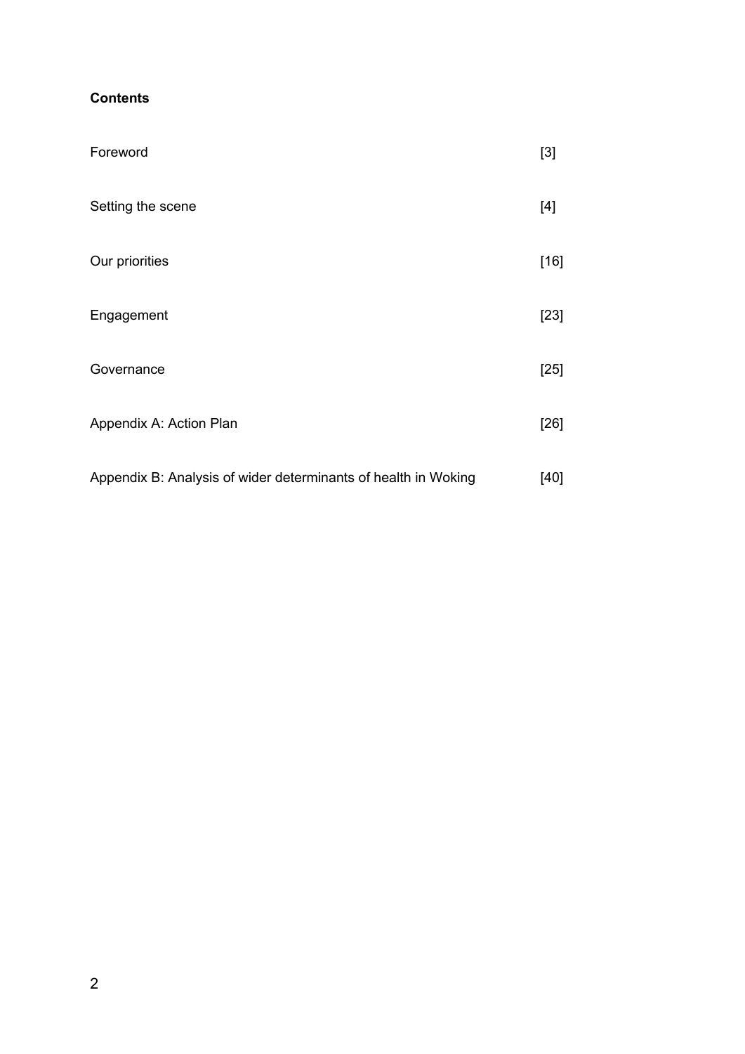**Contents**

| | |
|---|---|
| Foreword | [3] |
| Setting the scene | [4] |
| Our priorities | [16] |
| Engagement | [23] |
| Governance | [25] |
| Appendix A: Action Plan | [26] |
| Appendix B: Analysis of wider determinants of health in Woking | [40] |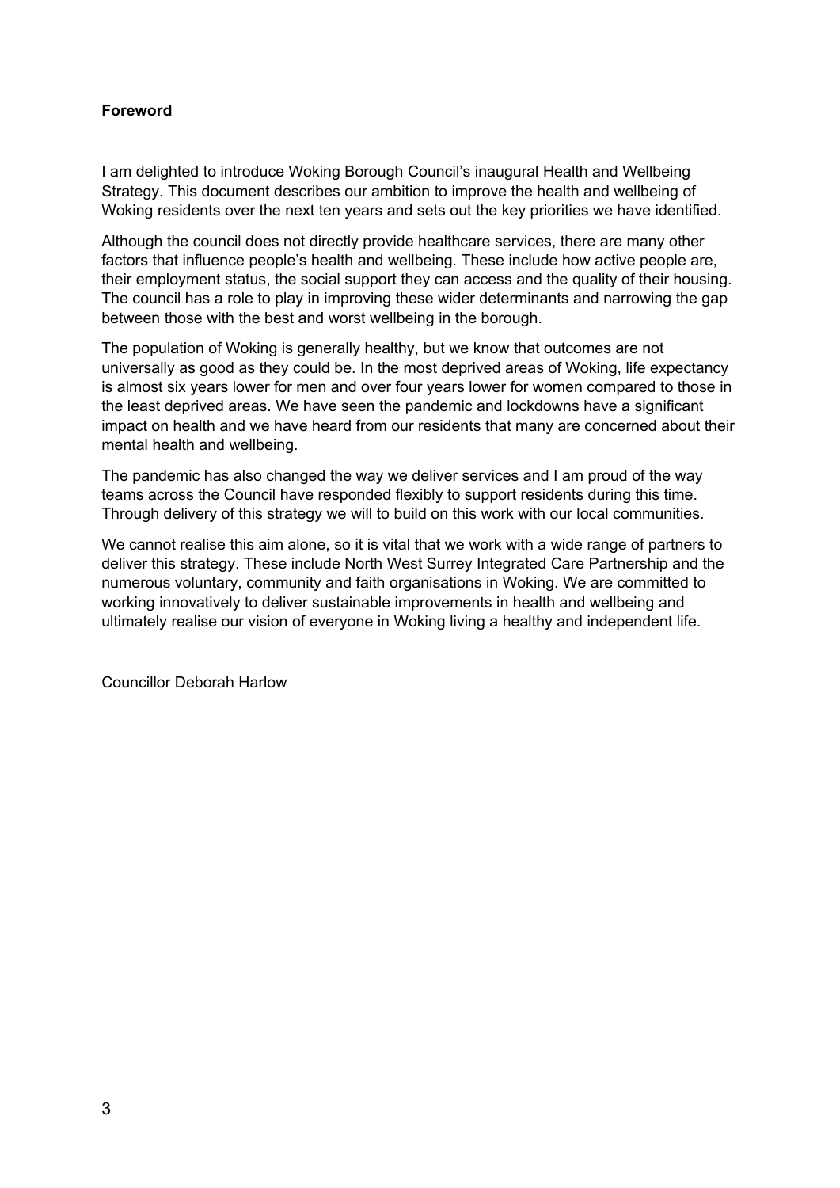**Foreword**

I am delighted to introduce Woking Borough Council's inaugural Health and Wellbeing Strategy. This document describes our ambition to improve the health and wellbeing of Woking residents over the next ten years and sets out the key priorities we have identified.

Although the council does not directly provide healthcare services, there are many other factors that influence people's health and wellbeing. These include how active people are, their employment status, the social support they can access and the quality of their housing. The council has a role to play in improving these wider determinants and narrowing the gap between those with the best and worst wellbeing in the borough.

The population of Woking is generally healthy, but we know that outcomes are not universally as good as they could be. In the most deprived areas of Woking, life expectancy is almost six years lower for men and over four years lower for women compared to those in the least deprived areas. We have seen the pandemic and lockdowns have a significant impact on health and we have heard from our residents that many are concerned about their mental health and wellbeing.

The pandemic has also changed the way we deliver services and I am proud of the way teams across the Council have responded flexibly to support residents during this time. Through delivery of this strategy we will to build on this work with our local communities.

We cannot realise this aim alone, so it is vital that we work with a wide range of partners to deliver this strategy. These include North West Surrey Integrated Care Partnership and the numerous voluntary, community and faith organisations in Woking. We are committed to working innovatively to deliver sustainable improvements in health and wellbeing and ultimately realise our vision of everyone in Woking living a healthy and independent life.

Councillor Deborah Harlow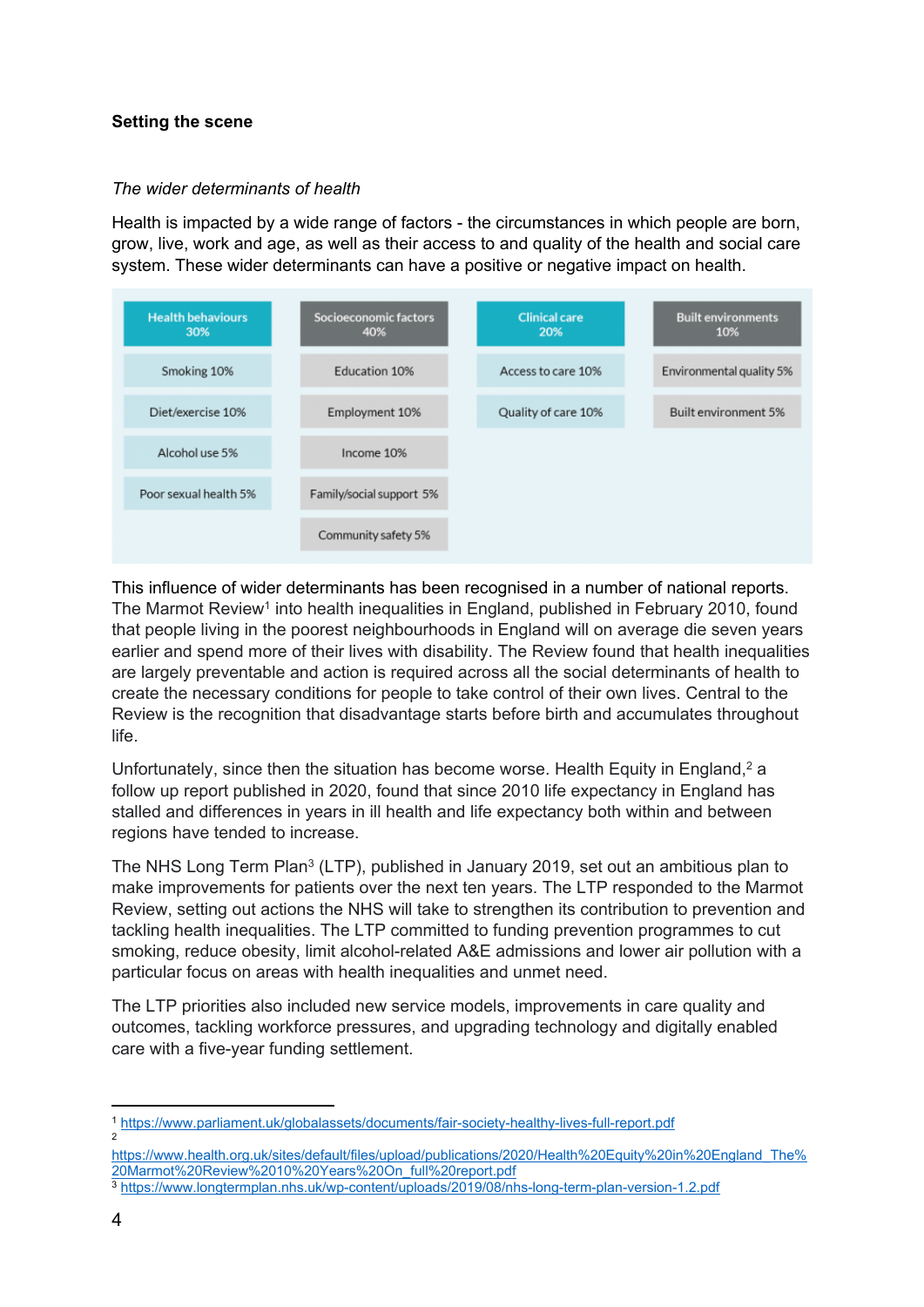**Setting the scene**

*The wider determinants of health*

Health is impacted by a wide range of factors - the circumstances in which people are born, grow, live, work and age, as well as their access to and quality of the health and social care system. These wider determinants can have a positive or negative impact on health.

| Health behaviours 30% | Socioeconomic factors 40% | Clinical care 20% | Built environments 10% |
|---|---|---|---|
| Smoking 10% | Education 10% | Access to care 10% | Environmental quality 5% |
| Diet/exercise 10% | Employment 10% | Quality of care 10% | Built environment 5% |
| Alcohol use 5% | Income 10% | | |
| Poor sexual health 5% | Family/social support 5% | | |
| | Community safety 5% | | |

This influence of wider determinants has been recognised in a number of national reports. The Marmot Review[1] into health inequalities in England, published in February 2010, found that people living in the poorest neighbourhoods in England will on average die seven years earlier and spend more of their lives with disability. The Review found that health inequalities are largely preventable and action is required across all the social determinants of health to create the necessary conditions for people to take control of their own lives. Central to the Review is the recognition that disadvantage starts before birth and accumulates throughout life.

Unfortunately, since then the situation has become worse. Health Equity in England,[2] a follow up report published in 2020, found that since 2010 life expectancy in England has stalled and differences in years in ill health and life expectancy both within and between regions have tended to increase.

The NHS Long Term Plan[3] (LTP), published in January 2019, set out an ambitious plan to make improvements for patients over the next ten years. The LTP responded to the Marmot Review, setting out actions the NHS will take to strengthen its contribution to prevention and tackling health inequalities. The LTP committed to funding prevention programmes to cut smoking, reduce obesity, limit alcohol-related A&E admissions and lower air pollution with a particular focus on areas with health inequalities and unmet need.

The LTP priorities also included new service models, improvements in care quality and outcomes, tackling workforce pressures, and upgrading technology and digitally enabled care with a five-year funding settlement.

---

[1] https://www.parliament.uk/globalassets/documents/fair-society-healthy-lives-full-report.pdf

[2] https://www.health.org.uk/sites/default/files/upload/publications/2020/Health%20Equity%20in%20England_The%20Marmot%20Review%2010%20Years%20On_full%20report.pdf

[3] https://www.longtermplan.nhs.uk/wp-content/uploads/2019/08/nhs-long-term-plan-version-1.2.pdf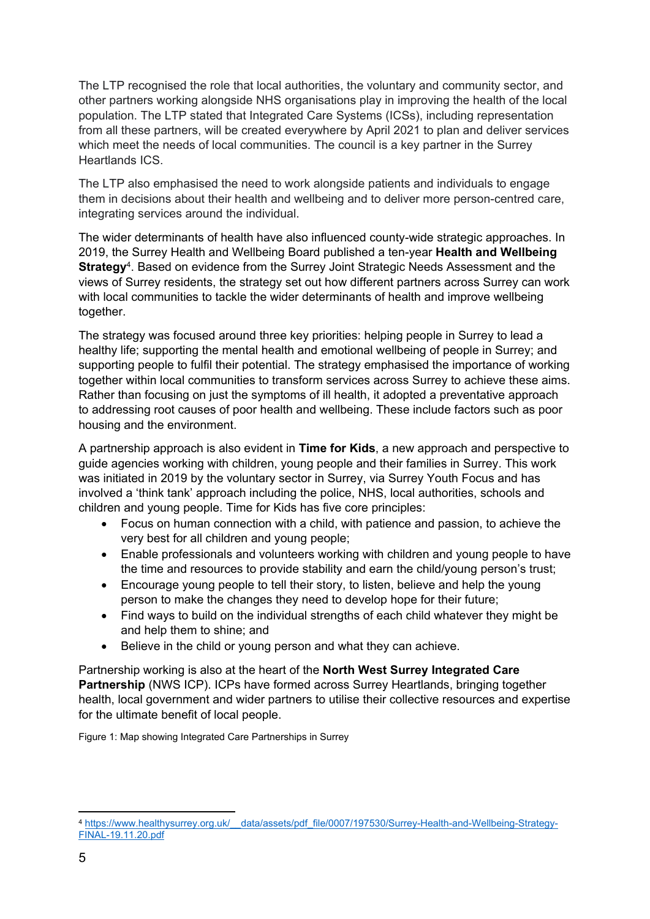The LTP recognised the role that local authorities, the voluntary and community sector, and other partners working alongside NHS organisations play in improving the health of the local population. The LTP stated that Integrated Care Systems (ICSs), including representation from all these partners, will be created everywhere by April 2021 to plan and deliver services which meet the needs of local communities. The council is a key partner in the Surrey Heartlands ICS.

The LTP also emphasised the need to work alongside patients and individuals to engage them in decisions about their health and wellbeing and to deliver more person-centred care, integrating services around the individual.

The wider determinants of health have also influenced county-wide strategic approaches. In 2019, the Surrey Health and Wellbeing Board published a ten-year **Health and Wellbeing Strategy**[4]. Based on evidence from the Surrey Joint Strategic Needs Assessment and the views of Surrey residents, the strategy set out how different partners across Surrey can work with local communities to tackle the wider determinants of health and improve wellbeing together.

The strategy was focused around three key priorities: helping people in Surrey to lead a healthy life; supporting the mental health and emotional wellbeing of people in Surrey; and supporting people to fulfil their potential. The strategy emphasised the importance of working together within local communities to transform services across Surrey to achieve these aims. Rather than focusing on just the symptoms of ill health, it adopted a preventative approach to addressing root causes of poor health and wellbeing. These include factors such as poor housing and the environment.

A partnership approach is also evident in **Time for Kids**, a new approach and perspective to guide agencies working with children, young people and their families in Surrey. This work was initiated in 2019 by the voluntary sector in Surrey, via Surrey Youth Focus and has involved a 'think tank' approach including the police, NHS, local authorities, schools and children and young people. Time for Kids has five core principles:

- Focus on human connection with a child, with patience and passion, to achieve the very best for all children and young people;
- Enable professionals and volunteers working with children and young people to have the time and resources to provide stability and earn the child/young person's trust;
- Encourage young people to tell their story, to listen, believe and help the young person to make the changes they need to develop hope for their future;
- Find ways to build on the individual strengths of each child whatever they might be and help them to shine; and
- Believe in the child or young person and what they can achieve.

Partnership working is also at the heart of the **North West Surrey Integrated Care Partnership** (NWS ICP). ICPs have formed across Surrey Heartlands, bringing together health, local government and wider partners to utilise their collective resources and expertise for the ultimate benefit of local people.

Figure 1: Map showing Integrated Care Partnerships in Surrey

[4] https://www.healthysurrey.org.uk/__data/assets/pdf_file/0007/197530/Surrey-Health-and-Wellbeing-Strategy-FINAL-19.11.20.pdf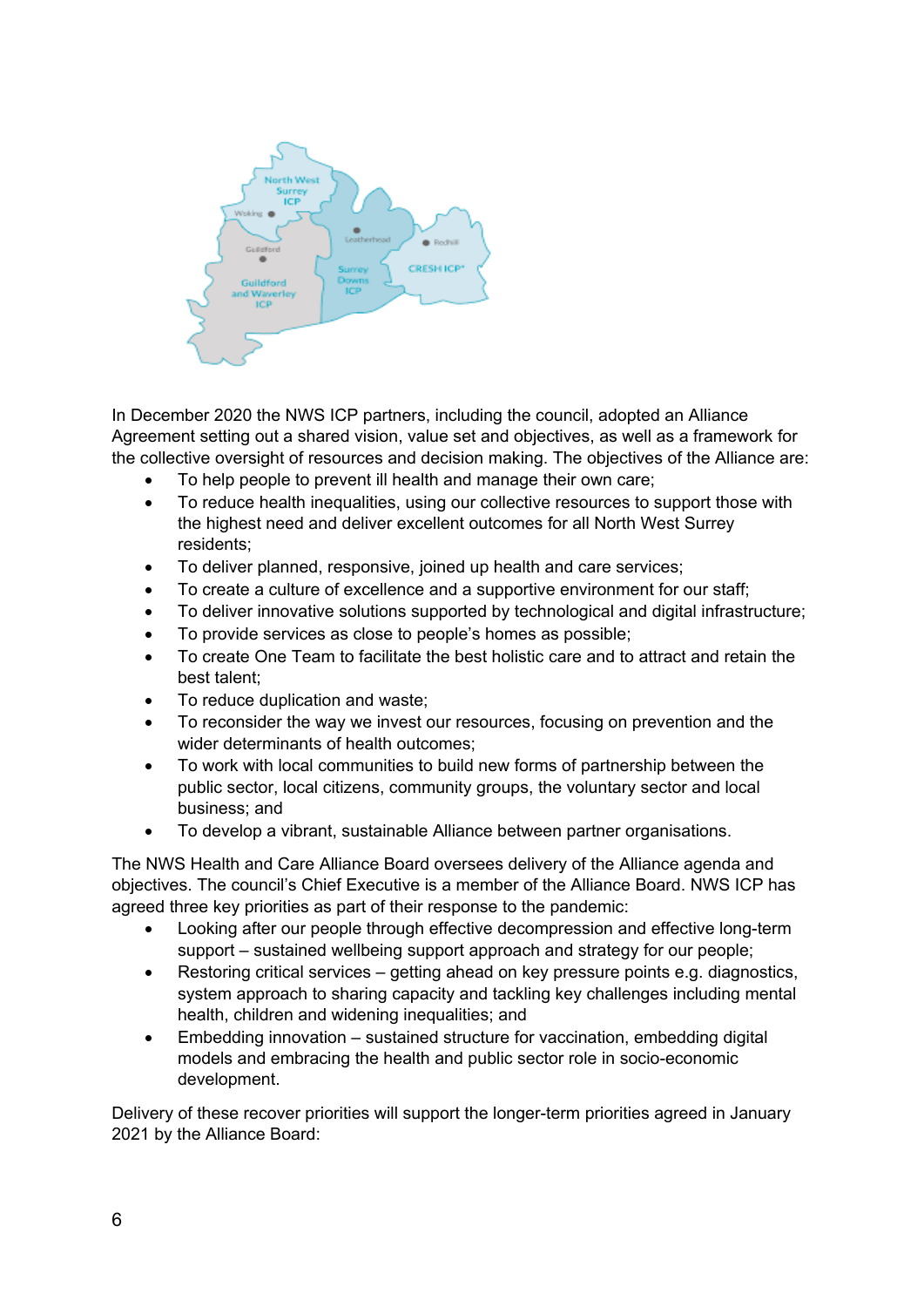In December 2020 the NWS ICP partners, including the council, adopted an Alliance Agreement setting out a shared vision, value set and objectives, as well as a framework for the collective oversight of resources and decision making. The objectives of the Alliance are:

- To help people to prevent ill health and manage their own care;
- To reduce health inequalities, using our collective resources to support those with the highest need and deliver excellent outcomes for all North West Surrey residents;
- To deliver planned, responsive, joined up health and care services;
- To create a culture of excellence and a supportive environment for our staff;
- To deliver innovative solutions supported by technological and digital infrastructure;
- To provide services as close to people's homes as possible;
- To create One Team to facilitate the best holistic care and to attract and retain the best talent;
- To reduce duplication and waste;
- To reconsider the way we invest our resources, focusing on prevention and the wider determinants of health outcomes;
- To work with local communities to build new forms of partnership between the public sector, local citizens, community groups, the voluntary sector and local business; and
- To develop a vibrant, sustainable Alliance between partner organisations.

The NWS Health and Care Alliance Board oversees delivery of the Alliance agenda and objectives. The council's Chief Executive is a member of the Alliance Board. NWS ICP has agreed three key priorities as part of their response to the pandemic:

- Looking after our people through effective decompression and effective long-term support – sustained wellbeing support approach and strategy for our people;
- Restoring critical services – getting ahead on key pressure points e.g. diagnostics, system approach to sharing capacity and tackling key challenges including mental health, children and widening inequalities; and
- Embedding innovation – sustained structure for vaccination, embedding digital models and embracing the health and public sector role in socio-economic development.

Delivery of these recover priorities will support the longer-term priorities agreed in January 2021 by the Alliance Board: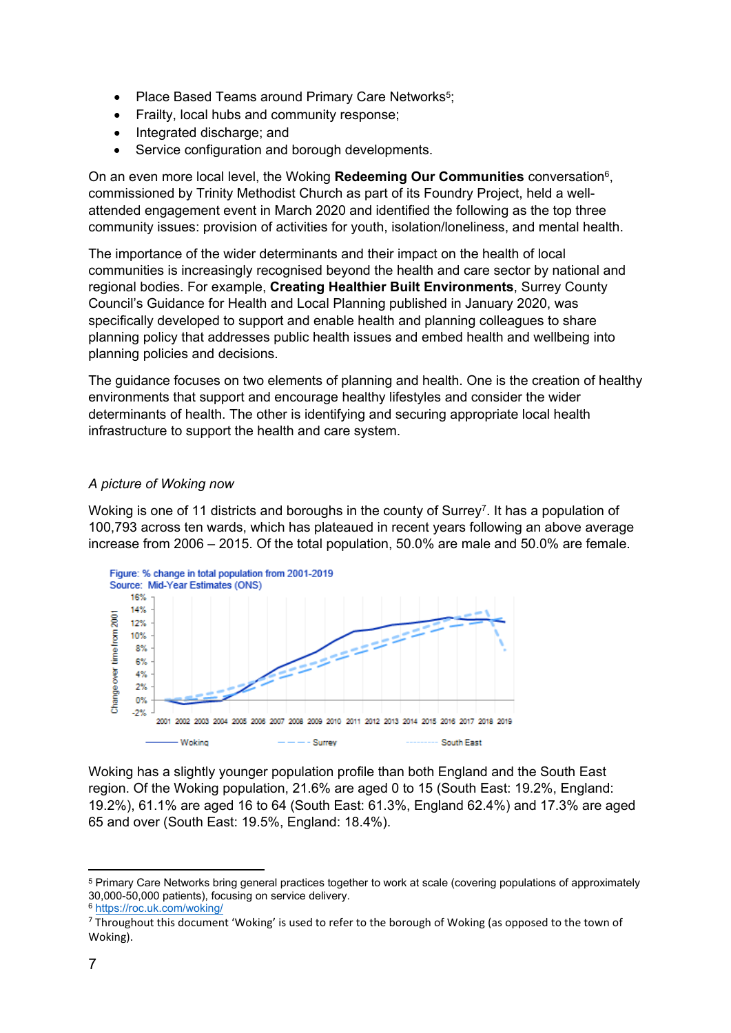- Place Based Teams around Primary Care Networks[5];
- Frailty, local hubs and community response;
- Integrated discharge; and
- Service configuration and borough developments.

On an even more local level, the Woking **Redeeming Our Communities** conversation[6], commissioned by Trinity Methodist Church as part of its Foundry Project, held a well-attended engagement event in March 2020 and identified the following as the top three community issues: provision of activities for youth, isolation/loneliness, and mental health.

The importance of the wider determinants and their impact on the health of local communities is increasingly recognised beyond the health and care sector by national and regional bodies. For example, **Creating Healthier Built Environments**, Surrey County Council's Guidance for Health and Local Planning published in January 2020, was specifically developed to support and enable health and planning colleagues to share planning policy that addresses public health issues and embed health and wellbeing into planning policies and decisions.

The guidance focuses on two elements of planning and health. One is the creation of healthy environments that support and encourage healthy lifestyles and consider the wider determinants of health. The other is identifying and securing appropriate local health infrastructure to support the health and care system.

*A picture of Woking now*

Woking is one of 11 districts and boroughs in the county of Surrey[7]. It has a population of 100,793 across ten wards, which has plateaued in recent years following an above average increase from 2006 – 2015. Of the total population, 50.0% are male and 50.0% are female.

Figure: % change in total population from 2001-2019
Source: Mid-Year Estimates (ONS)

Woking has a slightly younger population profile than both England and the South East region. Of the Woking population, 21.6% are aged 0 to 15 (South East: 19.2%, England: 19.2%), 61.1% are aged 16 to 64 (South East: 61.3%, England 62.4%) and 17.3% are aged 65 and over (South East: 19.5%, England: 18.4%).

---

[5] Primary Care Networks bring general practices together to work at scale (covering populations of approximately 30,000-50,000 patients), focusing on service delivery.

[6] https://roc.uk.com/woking/

[7] Throughout this document 'Woking' is used to refer to the borough of Woking (as opposed to the town of Woking).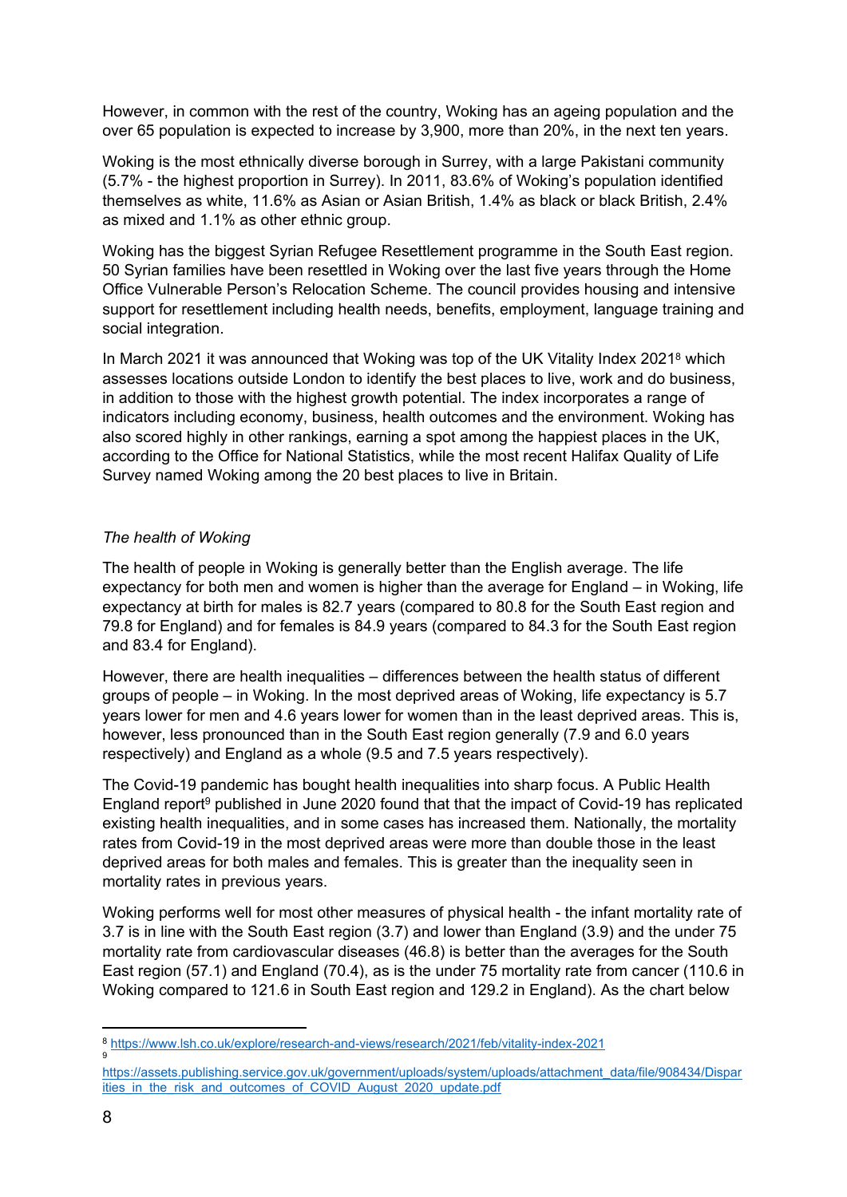However, in common with the rest of the country, Woking has an ageing population and the over 65 population is expected to increase by 3,900, more than 20%, in the next ten years.

Woking is the most ethnically diverse borough in Surrey, with a large Pakistani community (5.7% - the highest proportion in Surrey). In 2011, 83.6% of Woking's population identified themselves as white, 11.6% as Asian or Asian British, 1.4% as black or black British, 2.4% as mixed and 1.1% as other ethnic group.

Woking has the biggest Syrian Refugee Resettlement programme in the South East region. 50 Syrian families have been resettled in Woking over the last five years through the Home Office Vulnerable Person's Relocation Scheme. The council provides housing and intensive support for resettlement including health needs, benefits, employment, language training and social integration.

In March 2021 it was announced that Woking was top of the UK Vitality Index 2021[8] which assesses locations outside London to identify the best places to live, work and do business, in addition to those with the highest growth potential. The index incorporates a range of indicators including economy, business, health outcomes and the environment. Woking has also scored highly in other rankings, earning a spot among the happiest places in the UK, according to the Office for National Statistics, while the most recent Halifax Quality of Life Survey named Woking among the 20 best places to live in Britain.

*The health of Woking*

The health of people in Woking is generally better than the English average. The life expectancy for both men and women is higher than the average for England – in Woking, life expectancy at birth for males is 82.7 years (compared to 80.8 for the South East region and 79.8 for England) and for females is 84.9 years (compared to 84.3 for the South East region and 83.4 for England).

However, there are health inequalities – differences between the health status of different groups of people – in Woking. In the most deprived areas of Woking, life expectancy is 5.7 years lower for men and 4.6 years lower for women than in the least deprived areas. This is, however, less pronounced than in the South East region generally (7.9 and 6.0 years respectively) and England as a whole (9.5 and 7.5 years respectively).

The Covid-19 pandemic has bought health inequalities into sharp focus. A Public Health England report[9] published in June 2020 found that that the impact of Covid-19 has replicated existing health inequalities, and in some cases has increased them. Nationally, the mortality rates from Covid-19 in the most deprived areas were more than double those in the least deprived areas for both males and females. This is greater than the inequality seen in mortality rates in previous years.

Woking performs well for most other measures of physical health - the infant mortality rate of 3.7 is in line with the South East region (3.7) and lower than England (3.9) and the under 75 mortality rate from cardiovascular diseases (46.8) is better than the averages for the South East region (57.1) and England (70.4), as is the under 75 mortality rate from cancer (110.6 in Woking compared to 121.6 in South East region and 129.2 in England). As the chart below

---

[8] https://www.lsh.co.uk/explore/research-and-views/research/2021/feb/vitality-index-2021

[9] https://assets.publishing.service.gov.uk/government/uploads/system/uploads/attachment_data/file/908434/Disparities_in_the_risk_and_outcomes_of_COVID_August_2020_update.pdf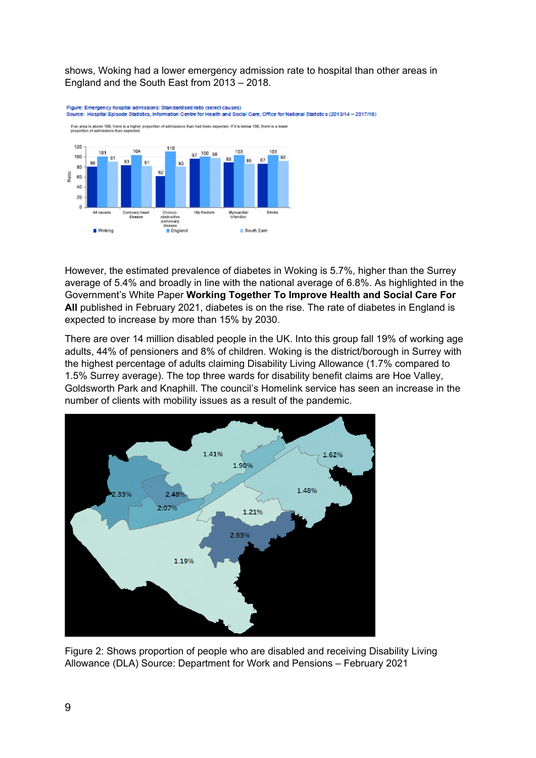shows, Woking had a lower emergency admission rate to hospital than other areas in England and the South East from 2013 – 2018.

Figure: Emergency hospital admissions: Standardised ratio (select causes)
Source: Hospital Episode Statistics, Information Centre for Health and Social Care, Office for National Statistics (2013/14 – 2017/18)

If an area is above 100, there is a higher proportion of admissions than had been expected. If it is below 100, there is a lower proportion of admissions than expected.

| Cause | Woking | England | South East |
|---|---|---|---|
| All causes | 80 | 101 | 91 |
| Coronary heart disease | 83 | 104 | 81 |
| Chronic obstructive pulmonary disease | 62 | 110 | 80 |
| Hip fracture | 97 | 100 | 98 |
| Myocardial infarction | 89 | 103 | 86 |
| Stroke | 87 | 103 | 92 |

However, the estimated prevalence of diabetes in Woking is 5.7%, higher than the Surrey average of 5.4% and broadly in line with the national average of 6.8%. As highlighted in the Government's White Paper **Working Together To Improve Health and Social Care For All** published in February 2021, diabetes is on the rise. The rate of diabetes in England is expected to increase by more than 15% by 2030.

There are over 14 million disabled people in the UK. Into this group fall 19% of working age adults, 44% of pensioners and 8% of children. Woking is the district/borough in Surrey with the highest percentage of adults claiming Disability Living Allowance (1.7% compared to 1.5% Surrey average). The top three wards for disability benefit claims are Hoe Valley, Goldsworth Park and Knaphill. The council's Homelink service has seen an increase in the number of clients with mobility issues as a result of the pandemic.

Figure 2: Shows proportion of people who are disabled and receiving Disability Living Allowance (DLA) Source: Department for Work and Pensions – February 2021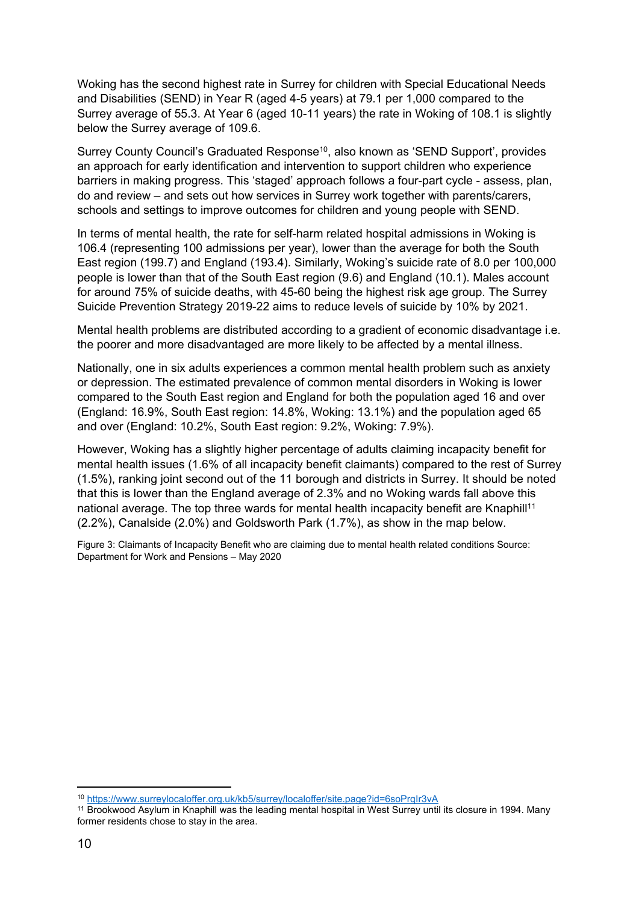Woking has the second highest rate in Surrey for children with Special Educational Needs and Disabilities (SEND) in Year R (aged 4-5 years) at 79.1 per 1,000 compared to the Surrey average of 55.3. At Year 6 (aged 10-11 years) the rate in Woking of 108.1 is slightly below the Surrey average of 109.6.

Surrey County Council's Graduated Response[10], also known as 'SEND Support', provides an approach for early identification and intervention to support children who experience barriers in making progress. This 'staged' approach follows a four-part cycle - assess, plan, do and review – and sets out how services in Surrey work together with parents/carers, schools and settings to improve outcomes for children and young people with SEND.

In terms of mental health, the rate for self-harm related hospital admissions in Woking is 106.4 (representing 100 admissions per year), lower than the average for both the South East region (199.7) and England (193.4). Similarly, Woking's suicide rate of 8.0 per 100,000 people is lower than that of the South East region (9.6) and England (10.1). Males account for around 75% of suicide deaths, with 45-60 being the highest risk age group. The Surrey Suicide Prevention Strategy 2019-22 aims to reduce levels of suicide by 10% by 2021.

Mental health problems are distributed according to a gradient of economic disadvantage i.e. the poorer and more disadvantaged are more likely to be affected by a mental illness.

Nationally, one in six adults experiences a common mental health problem such as anxiety or depression. The estimated prevalence of common mental disorders in Woking is lower compared to the South East region and England for both the population aged 16 and over (England: 16.9%, South East region: 14.8%, Woking: 13.1%) and the population aged 65 and over (England: 10.2%, South East region: 9.2%, Woking: 7.9%).

However, Woking has a slightly higher percentage of adults claiming incapacity benefit for mental health issues (1.6% of all incapacity benefit claimants) compared to the rest of Surrey (1.5%), ranking joint second out of the 11 borough and districts in Surrey. It should be noted that this is lower than the England average of 2.3% and no Woking wards fall above this national average. The top three wards for mental health incapacity benefit are Knaphill[11] (2.2%), Canalside (2.0%) and Goldsworth Park (1.7%), as show in the map below.

Figure 3: Claimants of Incapacity Benefit who are claiming due to mental health related conditions Source: Department for Work and Pensions – May 2020

---

[10] https://www.surreylocaloffer.org.uk/kb5/surrey/localoffer/site.page?id=6soPrqIr3vA

[11] Brookwood Asylum in Knaphill was the leading mental hospital in West Surrey until its closure in 1994. Many former residents chose to stay in the area.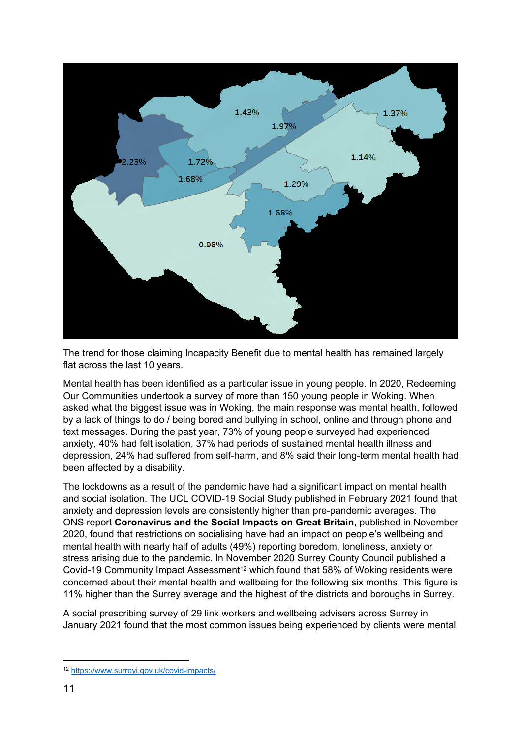1.43%

1.97%

1.37%

2.23%

1.72%

1.14%

1.68%

1.29%

1.68%

0.98%

The trend for those claiming Incapacity Benefit due to mental health has remained largely flat across the last 10 years.

Mental health has been identified as a particular issue in young people. In 2020, Redeeming Our Communities undertook a survey of more than 150 young people in Woking. When asked what the biggest issue was in Woking, the main response was mental health, followed by a lack of things to do / being bored and bullying in school, online and through phone and text messages. During the past year, 73% of young people surveyed had experienced anxiety, 40% had felt isolation, 37% had periods of sustained mental health illness and depression, 24% had suffered from self-harm, and 8% said their long-term mental health had been affected by a disability.

The lockdowns as a result of the pandemic have had a significant impact on mental health and social isolation. The UCL COVID-19 Social Study published in February 2021 found that anxiety and depression levels are consistently higher than pre-pandemic averages. The ONS report **Coronavirus and the Social Impacts on Great Britain**, published in November 2020, found that restrictions on socialising have had an impact on people's wellbeing and mental health with nearly half of adults (49%) reporting boredom, loneliness, anxiety or stress arising due to the pandemic. In November 2020 Surrey County Council published a Covid-19 Community Impact Assessment[12] which found that 58% of Woking residents were concerned about their mental health and wellbeing for the following six months. This figure is 11% higher than the Surrey average and the highest of the districts and boroughs in Surrey.

A social prescribing survey of 29 link workers and wellbeing advisers across Surrey in January 2021 found that the most common issues being experienced by clients were mental

[12] https://www.surreyi.gov.uk/covid-impacts/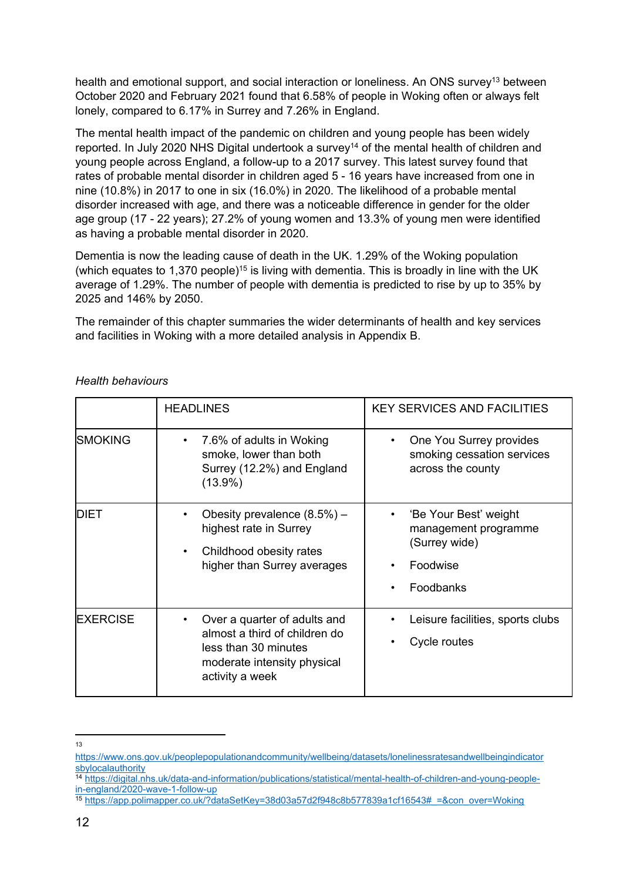health and emotional support, and social interaction or loneliness. An ONS survey[13] between October 2020 and February 2021 found that 6.58% of people in Woking often or always felt lonely, compared to 6.17% in Surrey and 7.26% in England.

The mental health impact of the pandemic on children and young people has been widely reported. In July 2020 NHS Digital undertook a survey[14] of the mental health of children and young people across England, a follow-up to a 2017 survey. This latest survey found that rates of probable mental disorder in children aged 5 - 16 years have increased from one in nine (10.8%) in 2017 to one in six (16.0%) in 2020. The likelihood of a probable mental disorder increased with age, and there was a noticeable difference in gender for the older age group (17 - 22 years); 27.2% of young women and 13.3% of young men were identified as having a probable mental disorder in 2020.

Dementia is now the leading cause of death in the UK. 1.29% of the Woking population (which equates to 1,370 people)[15] is living with dementia. This is broadly in line with the UK average of 1.29%. The number of people with dementia is predicted to rise by up to 35% by 2025 and 146% by 2050.

The remainder of this chapter summaries the wider determinants of health and key services and facilities in Woking with a more detailed analysis in Appendix B.

*Health behaviours*

| | HEADLINES | KEY SERVICES AND FACILITIES |
|---|---|---|
| SMOKING | • 7.6% of adults in Woking smoke, lower than both Surrey (12.2%) and England (13.9%) | • One You Surrey provides smoking cessation services across the county |
| DIET | • Obesity prevalence (8.5%) – highest rate in Surrey<br>• Childhood obesity rates higher than Surrey averages | • 'Be Your Best' weight management programme (Surrey wide)<br>• Foodwise<br>• Foodbanks |
| EXERCISE | • Over a quarter of adults and almost a third of children do less than 30 minutes moderate intensity physical activity a week | • Leisure facilities, sports clubs<br>• Cycle routes |

---

[13] https://www.ons.gov.uk/peoplepopulationandcommunity/wellbeing/datasets/lonelinessratesandwellbeingindicatorsbylocalauthority

[14] https://digital.nhs.uk/data-and-information/publications/statistical/mental-health-of-children-and-young-people-in-england/2020-wave-1-follow-up

[15] https://app.polimapper.co.uk/?dataSetKey=38d03a57d2f948c8b577839a1cf16543#_=&con_over=Woking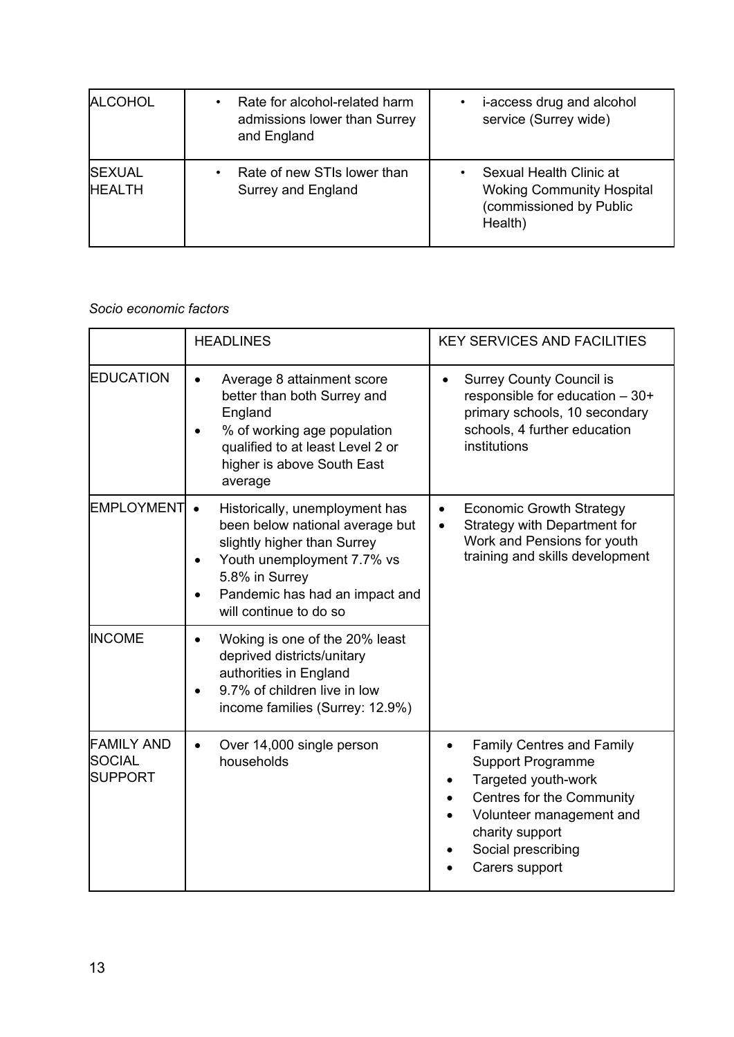| | | |
|---|---|---|
| ALCOHOL | • Rate for alcohol-related harm admissions lower than Surrey and England | • i-access drug and alcohol service (Surrey wide) |
| SEXUAL HEALTH | • Rate of new STIs lower than Surrey and England | • Sexual Health Clinic at Woking Community Hospital (commissioned by Public Health) |

*Socio economic factors*

| | HEADLINES | KEY SERVICES AND FACILITIES |
|---|---|---|
| EDUCATION | • Average 8 attainment score better than both Surrey and England<br>• % of working age population qualified to at least Level 2 or higher is above South East average | • Surrey County Council is responsible for education – 30+ primary schools, 10 secondary schools, 4 further education institutions |
| EMPLOYMENT | • Historically, unemployment has been below national average but slightly higher than Surrey<br>• Youth unemployment 7.7% vs 5.8% in Surrey<br>• Pandemic has had an impact and will continue to do so | • Economic Growth Strategy<br>• Strategy with Department for Work and Pensions for youth training and skills development |
| INCOME | • Woking is one of the 20% least deprived districts/unitary authorities in England<br>• 9.7% of children live in low income families (Surrey: 12.9%) | |
| FAMILY AND SOCIAL SUPPORT | • Over 14,000 single person households | • Family Centres and Family Support Programme<br>• Targeted youth-work<br>• Centres for the Community<br>• Volunteer management and charity support<br>• Social prescribing<br>• Carers support |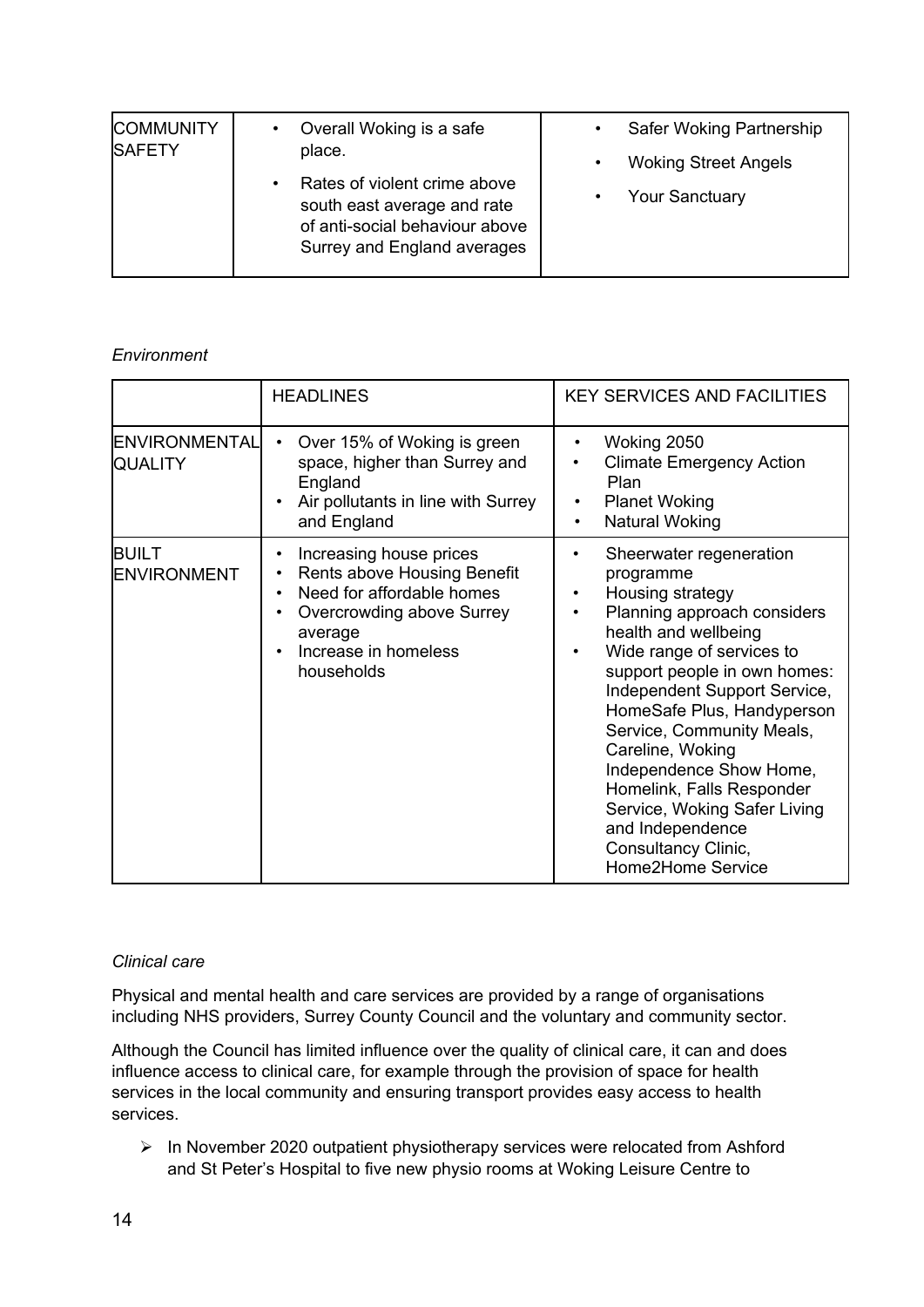| COMMUNITY SAFETY | • Overall Woking is a safe place.<br>• Rates of violent crime above south east average and rate of anti-social behaviour above Surrey and England averages | • Safer Woking Partnership<br>• Woking Street Angels<br>• Your Sanctuary |
|---|---|---|

*Environment*

| | HEADLINES | KEY SERVICES AND FACILITIES |
|---|---|---|
| ENVIRONMENTAL QUALITY | • Over 15% of Woking is green space, higher than Surrey and England<br>• Air pollutants in line with Surrey and England | • Woking 2050<br>• Climate Emergency Action Plan<br>• Planet Woking<br>• Natural Woking |
| BUILT ENVIRONMENT | • Increasing house prices<br>• Rents above Housing Benefit<br>• Need for affordable homes<br>• Overcrowding above Surrey average<br>• Increase in homeless households | • Sheerwater regeneration programme<br>• Housing strategy<br>• Planning approach considers health and wellbeing<br>• Wide range of services to support people in own homes: Independent Support Service, HomeSafe Plus, Handyperson Service, Community Meals, Careline, Woking Independence Show Home, Homelink, Falls Responder Service, Woking Safer Living and Independence Consultancy Clinic, Home2Home Service |

*Clinical care*

Physical and mental health and care services are provided by a range of organisations including NHS providers, Surrey County Council and the voluntary and community sector.

Although the Council has limited influence over the quality of clinical care, it can and does influence access to clinical care, for example through the provision of space for health services in the local community and ensuring transport provides easy access to health services.

- In November 2020 outpatient physiotherapy services were relocated from Ashford and St Peter's Hospital to five new physio rooms at Woking Leisure Centre to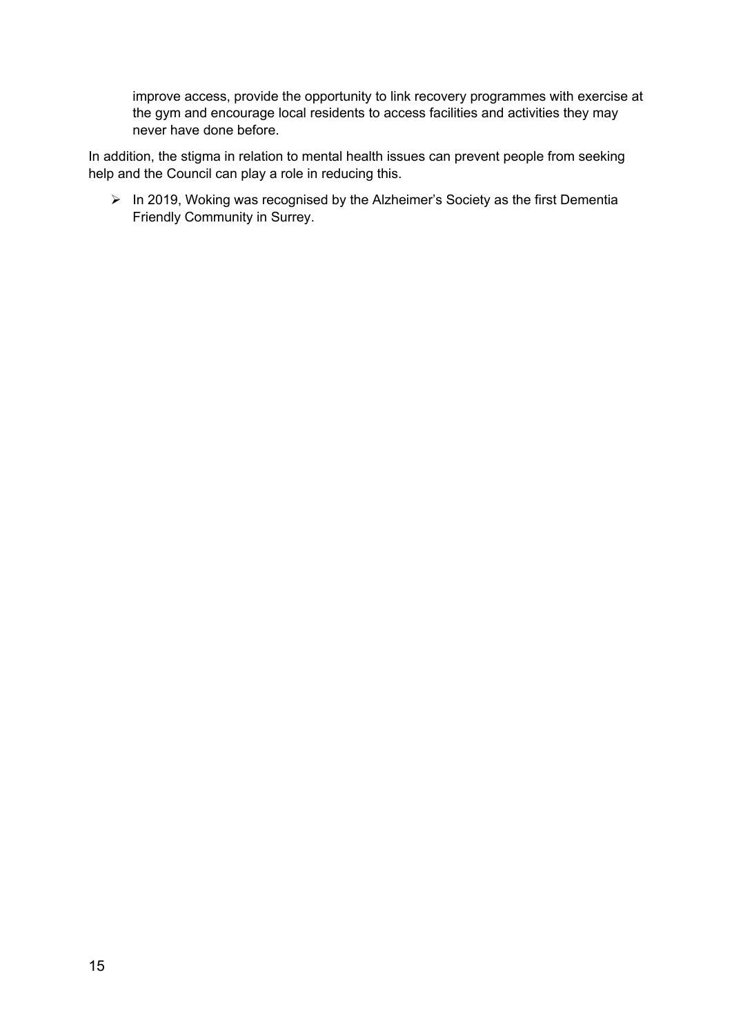improve access, provide the opportunity to link recovery programmes with exercise at the gym and encourage local residents to access facilities and activities they may never have done before.

In addition, the stigma in relation to mental health issues can prevent people from seeking help and the Council can play a role in reducing this.

- In 2019, Woking was recognised by the Alzheimer's Society as the first Dementia Friendly Community in Surrey.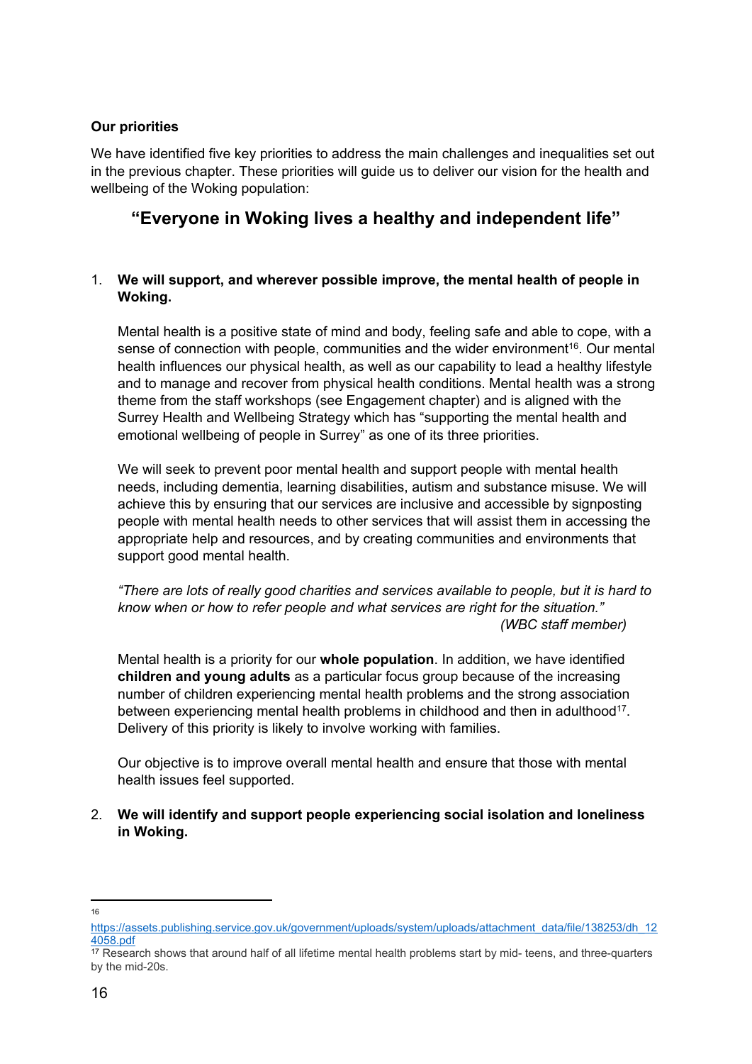**Our priorities**

We have identified five key priorities to address the main challenges and inequalities set out in the previous chapter. These priorities will guide us to deliver our vision for the health and wellbeing of the Woking population:

## "Everyone in Woking lives a healthy and independent life"

1. **We will support, and wherever possible improve, the mental health of people in Woking.**

   Mental health is a positive state of mind and body, feeling safe and able to cope, with a sense of connection with people, communities and the wider environment[16]. Our mental health influences our physical health, as well as our capability to lead a healthy lifestyle and to manage and recover from physical health conditions. Mental health was a strong theme from the staff workshops (see Engagement chapter) and is aligned with the Surrey Health and Wellbeing Strategy which has "supporting the mental health and emotional wellbeing of people in Surrey" as one of its three priorities.

   We will seek to prevent poor mental health and support people with mental health needs, including dementia, learning disabilities, autism and substance misuse. We will achieve this by ensuring that our services are inclusive and accessible by signposting people with mental health needs to other services that will assist them in accessing the appropriate help and resources, and by creating communities and environments that support good mental health.

   *"There are lots of really good charities and services available to people, but it is hard to know when or how to refer people and what services are right for the situation."*
   *(WBC staff member)*

   Mental health is a priority for our **whole population**. In addition, we have identified **children and young adults** as a particular focus group because of the increasing number of children experiencing mental health problems and the strong association between experiencing mental health problems in childhood and then in adulthood[17]. Delivery of this priority is likely to involve working with families.

   Our objective is to improve overall mental health and ensure that those with mental health issues feel supported.

2. **We will identify and support people experiencing social isolation and loneliness in Woking.**

---

[16] https://assets.publishing.service.gov.uk/government/uploads/system/uploads/attachment_data/file/138253/dh_124058.pdf

[17] Research shows that around half of all lifetime mental health problems start by mid- teens, and three-quarters by the mid-20s.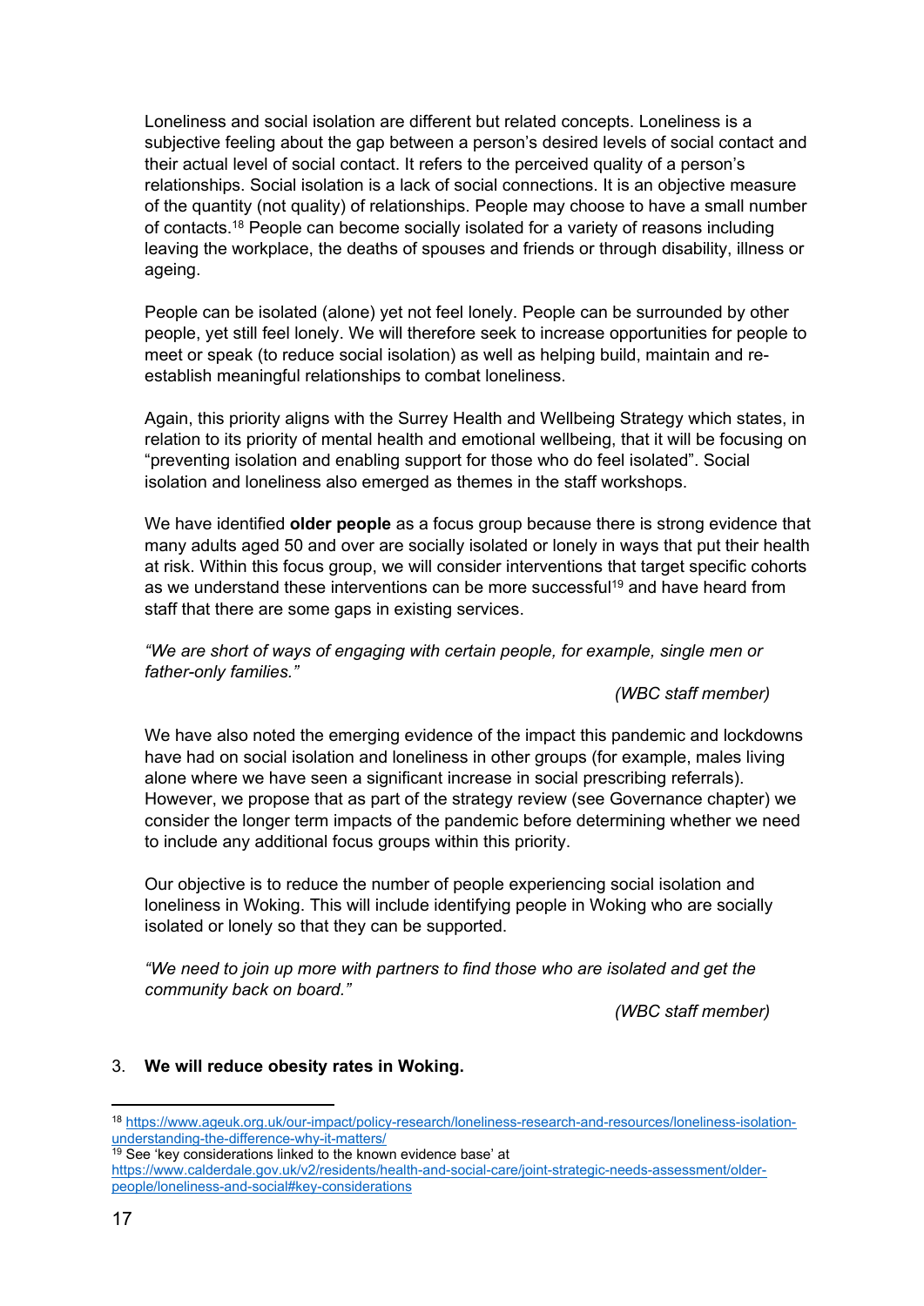Loneliness and social isolation are different but related concepts. Loneliness is a subjective feeling about the gap between a person's desired levels of social contact and their actual level of social contact. It refers to the perceived quality of a person's relationships. Social isolation is a lack of social connections. It is an objective measure of the quantity (not quality) of relationships. People may choose to have a small number of contacts.[18] People can become socially isolated for a variety of reasons including leaving the workplace, the deaths of spouses and friends or through disability, illness or ageing.

People can be isolated (alone) yet not feel lonely. People can be surrounded by other people, yet still feel lonely. We will therefore seek to increase opportunities for people to meet or speak (to reduce social isolation) as well as helping build, maintain and re-establish meaningful relationships to combat loneliness.

Again, this priority aligns with the Surrey Health and Wellbeing Strategy which states, in relation to its priority of mental health and emotional wellbeing, that it will be focusing on "preventing isolation and enabling support for those who do feel isolated". Social isolation and loneliness also emerged as themes in the staff workshops.

We have identified **older people** as a focus group because there is strong evidence that many adults aged 50 and over are socially isolated or lonely in ways that put their health at risk. Within this focus group, we will consider interventions that target specific cohorts as we understand these interventions can be more successful[19] and have heard from staff that there are some gaps in existing services.

*"We are short of ways of engaging with certain people, for example, single men or father-only families."*

*(WBC staff member)*

We have also noted the emerging evidence of the impact this pandemic and lockdowns have had on social isolation and loneliness in other groups (for example, males living alone where we have seen a significant increase in social prescribing referrals). However, we propose that as part of the strategy review (see Governance chapter) we consider the longer term impacts of the pandemic before determining whether we need to include any additional focus groups within this priority.

Our objective is to reduce the number of people experiencing social isolation and loneliness in Woking. This will include identifying people in Woking who are socially isolated or lonely so that they can be supported.

*"We need to join up more with partners to find those who are isolated and get the community back on board."*

*(WBC staff member)*

3. **We will reduce obesity rates in Woking.**

---

[18] https://www.ageuk.org.uk/our-impact/policy-research/loneliness-research-and-resources/loneliness-isolation-understanding-the-difference-why-it-matters/

[19] See 'key considerations linked to the known evidence base' at https://www.calderdale.gov.uk/v2/residents/health-and-social-care/joint-strategic-needs-assessment/older-people/loneliness-and-social#key-considerations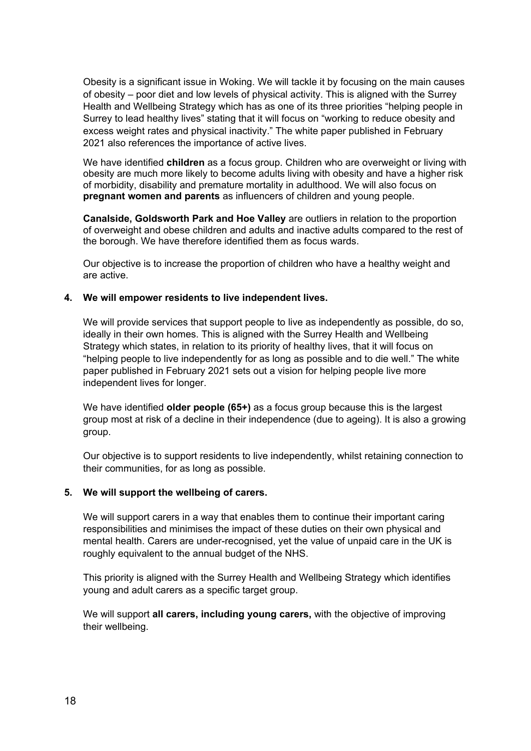Obesity is a significant issue in Woking. We will tackle it by focusing on the main causes of obesity – poor diet and low levels of physical activity. This is aligned with the Surrey Health and Wellbeing Strategy which has as one of its three priorities “helping people in Surrey to lead healthy lives” stating that it will focus on “working to reduce obesity and excess weight rates and physical inactivity.” The white paper published in February 2021 also references the importance of active lives.

We have identified **children** as a focus group. Children who are overweight or living with obesity are much more likely to become adults living with obesity and have a higher risk of morbidity, disability and premature mortality in adulthood. We will also focus on **pregnant women and parents** as influencers of children and young people.

**Canalside, Goldsworth Park and Hoe Valley** are outliers in relation to the proportion of overweight and obese children and adults and inactive adults compared to the rest of the borough. We have therefore identified them as focus wards.

Our objective is to increase the proportion of children who have a healthy weight and are active.

**4. We will empower residents to live independent lives.**

We will provide services that support people to live as independently as possible, do so, ideally in their own homes. This is aligned with the Surrey Health and Wellbeing Strategy which states, in relation to its priority of healthy lives, that it will focus on “helping people to live independently for as long as possible and to die well.” The white paper published in February 2021 sets out a vision for helping people live more independent lives for longer.

We have identified **older people (65+)** as a focus group because this is the largest group most at risk of a decline in their independence (due to ageing). It is also a growing group.

Our objective is to support residents to live independently, whilst retaining connection to their communities, for as long as possible.

**5. We will support the wellbeing of carers.**

We will support carers in a way that enables them to continue their important caring responsibilities and minimises the impact of these duties on their own physical and mental health. Carers are under-recognised, yet the value of unpaid care in the UK is roughly equivalent to the annual budget of the NHS.

This priority is aligned with the Surrey Health and Wellbeing Strategy which identifies young and adult carers as a specific target group.

We will support **all carers, including young carers,** with the objective of improving their wellbeing.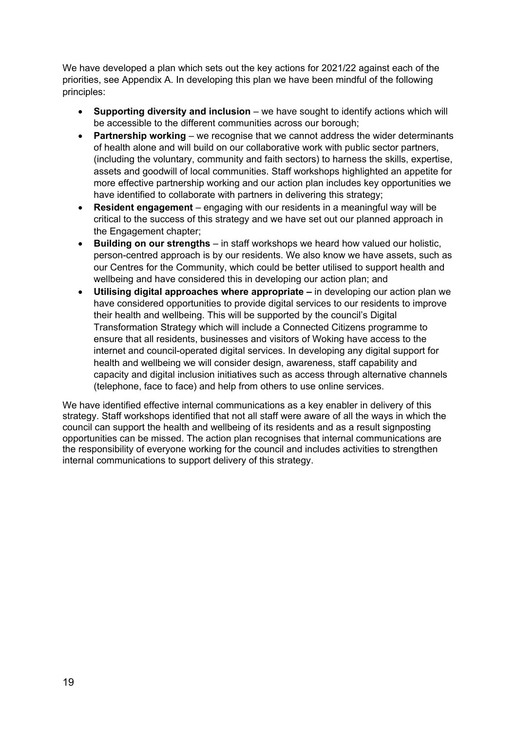We have developed a plan which sets out the key actions for 2021/22 against each of the priorities, see Appendix A. In developing this plan we have been mindful of the following principles:

- **Supporting diversity and inclusion** – we have sought to identify actions which will be accessible to the different communities across our borough;
- **Partnership working** – we recognise that we cannot address the wider determinants of health alone and will build on our collaborative work with public sector partners, (including the voluntary, community and faith sectors) to harness the skills, expertise, assets and goodwill of local communities. Staff workshops highlighted an appetite for more effective partnership working and our action plan includes key opportunities we have identified to collaborate with partners in delivering this strategy;
- **Resident engagement** – engaging with our residents in a meaningful way will be critical to the success of this strategy and we have set out our planned approach in the Engagement chapter;
- **Building on our strengths** – in staff workshops we heard how valued our holistic, person-centred approach is by our residents. We also know we have assets, such as our Centres for the Community, which could be better utilised to support health and wellbeing and have considered this in developing our action plan; and
- **Utilising digital approaches where appropriate –** in developing our action plan we have considered opportunities to provide digital services to our residents to improve their health and wellbeing. This will be supported by the council's Digital Transformation Strategy which will include a Connected Citizens programme to ensure that all residents, businesses and visitors of Woking have access to the internet and council-operated digital services. In developing any digital support for health and wellbeing we will consider design, awareness, staff capability and capacity and digital inclusion initiatives such as access through alternative channels (telephone, face to face) and help from others to use online services.

We have identified effective internal communications as a key enabler in delivery of this strategy. Staff workshops identified that not all staff were aware of all the ways in which the council can support the health and wellbeing of its residents and as a result signposting opportunities can be missed. The action plan recognises that internal communications are the responsibility of everyone working for the council and includes activities to strengthen internal communications to support delivery of this strategy.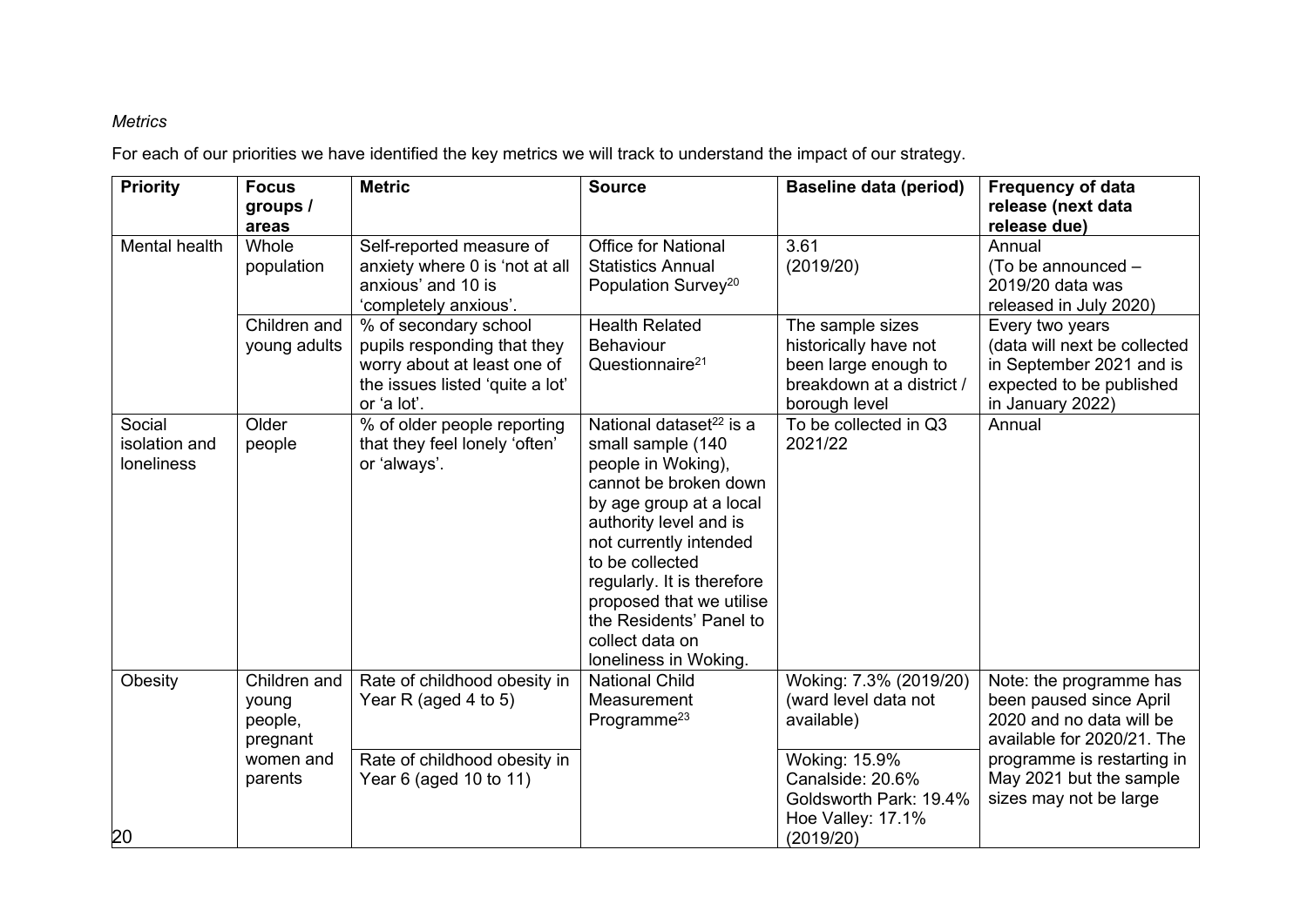*Metrics*

For each of our priorities we have identified the key metrics we will track to understand the impact of our strategy.

| Priority | Focus groups / areas | Metric | Source | Baseline data (period) | Frequency of data release (next data release due) |
|---|---|---|---|---|---|
| Mental health | Whole population | Self-reported measure of anxiety where 0 is 'not at all anxious' and 10 is 'completely anxious'. | Office for National Statistics Annual Population Survey[20] | 3.61 (2019/20) | Annual (To be announced – 2019/20 data was released in July 2020) |
| | Children and young adults | % of secondary school pupils responding that they worry about at least one of the issues listed 'quite a lot' or 'a lot'. | Health Related Behaviour Questionnaire[21] | The sample sizes historically have not been large enough to breakdown at a district / borough level | Every two years (data will next be collected in September 2021 and is expected to be published in January 2022) |
| Social isolation and loneliness | Older people | % of older people reporting that they feel lonely 'often' or 'always'. | National dataset[22] is a small sample (140 people in Woking), cannot be broken down by age group at a local authority level and is not currently intended to be collected regularly. It is therefore proposed that we utilise the Residents' Panel to collect data on loneliness in Woking. | To be collected in Q3 2021/22 | Annual |
| Obesity | Children and young people, pregnant women and parents | Rate of childhood obesity in Year R (aged 4 to 5) | National Child Measurement Programme[23] | Woking: 7.3% (2019/20) (ward level data not available) | Note: the programme has been paused since April 2020 and no data will be available for 2020/21. The programme is restarting in May 2021 but the sample sizes may not be large |
| | | Rate of childhood obesity in Year 6 (aged 10 to 11) | | Woking: 15.9%<br>Canalside: 20.6%<br>Goldsworth Park: 19.4%<br>Hoe Valley: 17.1%<br>(2019/20) | |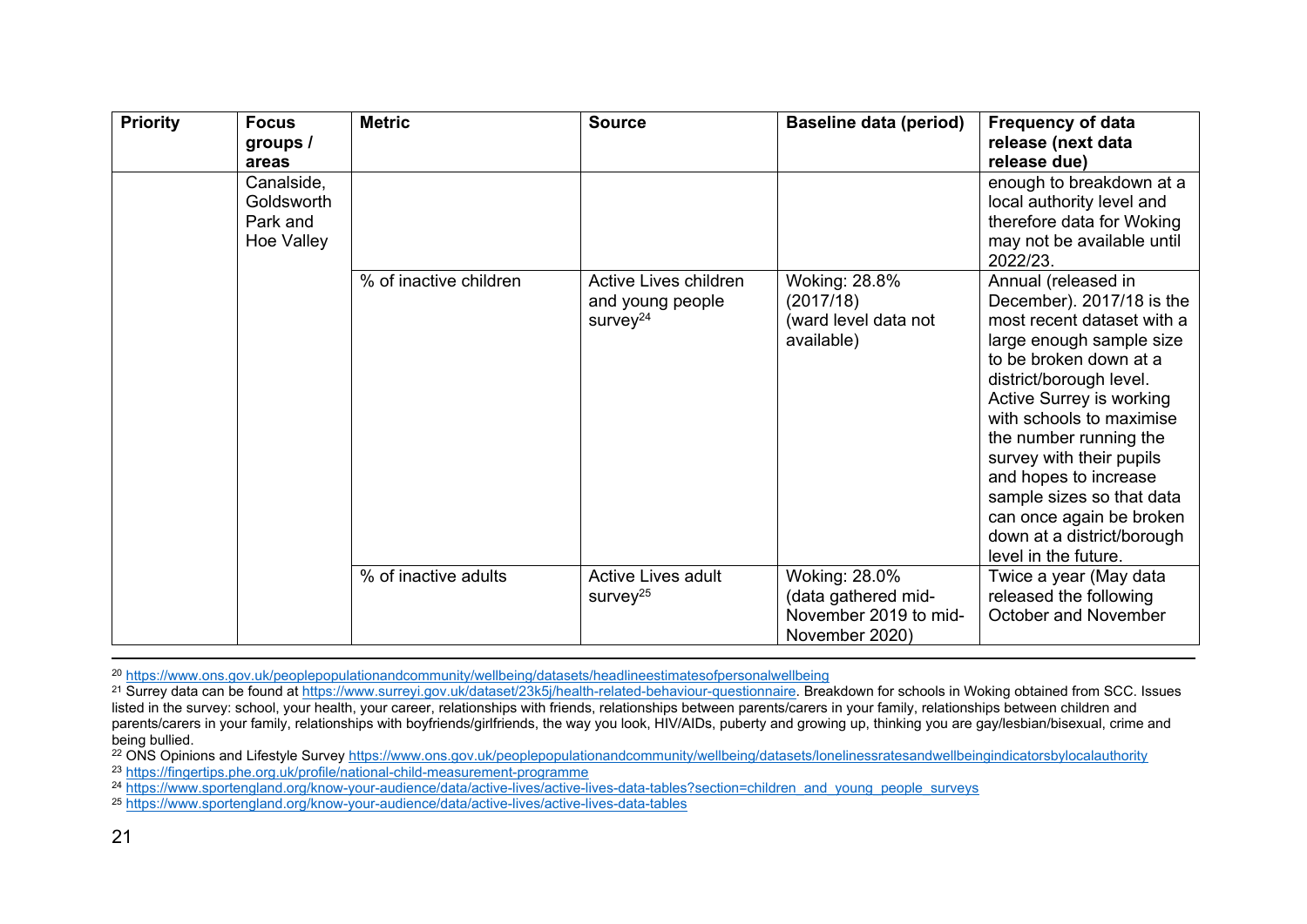| Priority | Focus groups / areas | Metric | Source | Baseline data (period) | Frequency of data release (next data release due) |
| --- | --- | --- | --- | --- | --- |
| | Canalside, Goldsworth Park and Hoe Valley | | | | enough to breakdown at a local authority level and therefore data for Woking may not be available until 2022/23. |
| | | % of inactive children | Active Lives children and young people survey[24] | Woking: 28.8% (2017/18) (ward level data not available) | Annual (released in December). 2017/18 is the most recent dataset with a large enough sample size to be broken down at a district/borough level. Active Surrey is working with schools to maximise the number running the survey with their pupils and hopes to increase sample sizes so that data can once again be broken down at a district/borough level in the future. |
| | | % of inactive adults | Active Lives adult survey[25] | Woking: 28.0% (data gathered mid-November 2019 to mid-November 2020) | Twice a year (May data released the following October and November |

[20] https://www.ons.gov.uk/peoplepopulationandcommunity/wellbeing/datasets/headlineestimatesofpersonalwellbeing

[21] Surrey data can be found at https://www.surreyi.gov.uk/dataset/23k5j/health-related-behaviour-questionnaire. Breakdown for schools in Woking obtained from SCC. Issues listed in the survey: school, your health, your career, relationships with friends, relationships between parents/carers in your family, relationships between children and parents/carers in your family, relationships with boyfriends/girlfriends, the way you look, HIV/AIDs, puberty and growing up, thinking you are gay/lesbian/bisexual, crime and being bullied.

[22] ONS Opinions and Lifestyle Survey https://www.ons.gov.uk/peoplepopulationandcommunity/wellbeing/datasets/lonelinessratesandwellbeingindicatorsbylocalauthority

[23] https://fingertips.phe.org.uk/profile/national-child-measurement-programme

[24] https://www.sportengland.org/know-your-audience/data/active-lives/active-lives-data-tables?section=children_and_young_people_surveys

[25] https://www.sportengland.org/know-your-audience/data/active-lives/active-lives-data-tables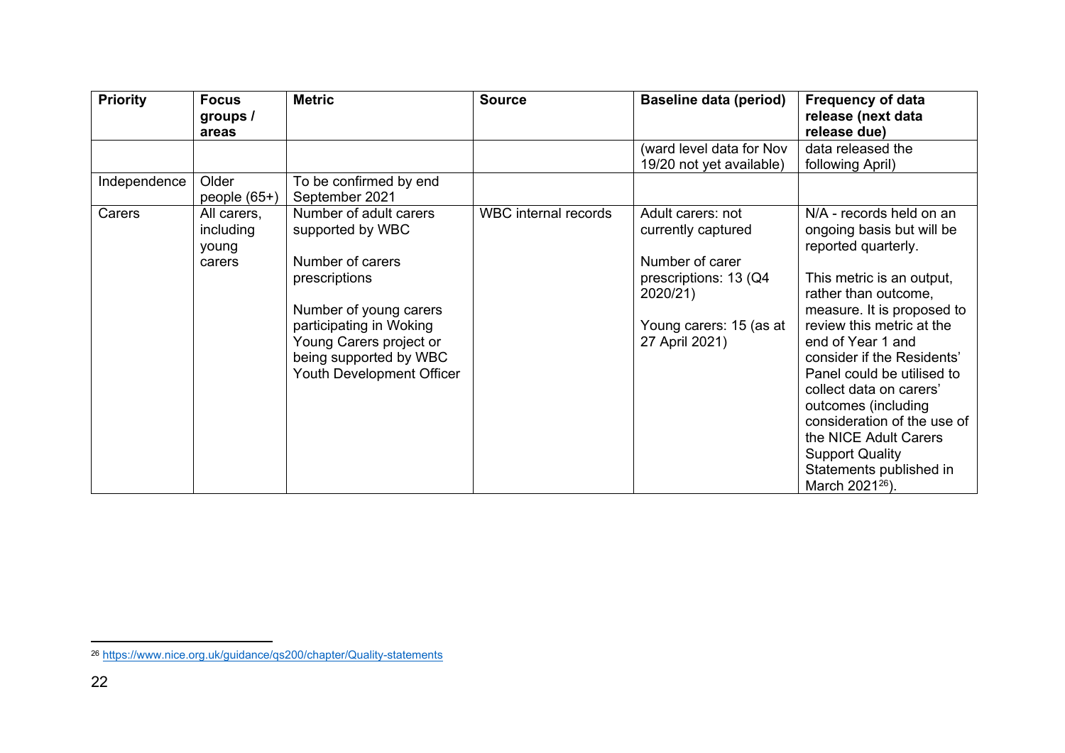| Priority | Focus groups / areas | Metric | Source | Baseline data (period) | Frequency of data release (next data release due) |
|---|---|---|---|---|---|
| | | | | (ward level data for Nov 19/20 not yet available) | data released the following April) |
| Independence | Older people (65+) | To be confirmed by end September 2021 | | | |
| Carers | All carers, including young carers | Number of adult carers supported by WBC<br><br>Number of carers prescriptions<br><br>Number of young carers participating in Woking Young Carers project or being supported by WBC Youth Development Officer | WBC internal records | Adult carers: not currently captured<br><br>Number of carer prescriptions: 13 (Q4 2020/21)<br><br>Young carers: 15 (as at 27 April 2021) | N/A - records held on an ongoing basis but will be reported quarterly.<br><br>This metric is an output, rather than outcome, measure. It is proposed to review this metric at the end of Year 1 and consider if the Residents' Panel could be utilised to collect data on carers' outcomes (including consideration of the use of the NICE Adult Carers Support Quality Statements published in March 2021[26]). |

[26] https://www.nice.org.uk/guidance/qs200/chapter/Quality-statements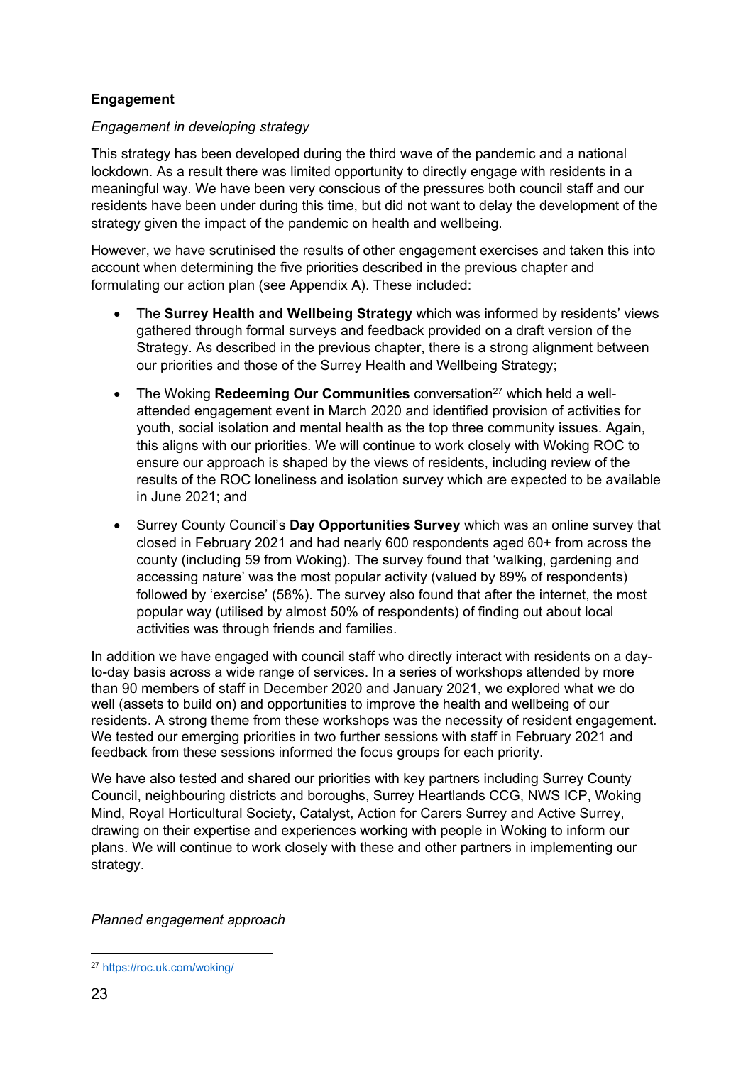## Engagement

*Engagement in developing strategy*

This strategy has been developed during the third wave of the pandemic and a national lockdown. As a result there was limited opportunity to directly engage with residents in a meaningful way. We have been very conscious of the pressures both council staff and our residents have been under during this time, but did not want to delay the development of the strategy given the impact of the pandemic on health and wellbeing.

However, we have scrutinised the results of other engagement exercises and taken this into account when determining the five priorities described in the previous chapter and formulating our action plan (see Appendix A). These included:

- The **Surrey Health and Wellbeing Strategy** which was informed by residents' views gathered through formal surveys and feedback provided on a draft version of the Strategy. As described in the previous chapter, there is a strong alignment between our priorities and those of the Surrey Health and Wellbeing Strategy;
- The Woking **Redeeming Our Communities** conversation[27] which held a well-attended engagement event in March 2020 and identified provision of activities for youth, social isolation and mental health as the top three community issues. Again, this aligns with our priorities. We will continue to work closely with Woking ROC to ensure our approach is shaped by the views of residents, including review of the results of the ROC loneliness and isolation survey which are expected to be available in June 2021; and
- Surrey County Council's **Day Opportunities Survey** which was an online survey that closed in February 2021 and had nearly 600 respondents aged 60+ from across the county (including 59 from Woking). The survey found that 'walking, gardening and accessing nature' was the most popular activity (valued by 89% of respondents) followed by 'exercise' (58%). The survey also found that after the internet, the most popular way (utilised by almost 50% of respondents) of finding out about local activities was through friends and families.

In addition we have engaged with council staff who directly interact with residents on a day-to-day basis across a wide range of services. In a series of workshops attended by more than 90 members of staff in December 2020 and January 2021, we explored what we do well (assets to build on) and opportunities to improve the health and wellbeing of our residents. A strong theme from these workshops was the necessity of resident engagement. We tested our emerging priorities in two further sessions with staff in February 2021 and feedback from these sessions informed the focus groups for each priority.

We have also tested and shared our priorities with key partners including Surrey County Council, neighbouring districts and boroughs, Surrey Heartlands CCG, NWS ICP, Woking Mind, Royal Horticultural Society, Catalyst, Action for Carers Surrey and Active Surrey, drawing on their expertise and experiences working with people in Woking to inform our plans. We will continue to work closely with these and other partners in implementing our strategy.

*Planned engagement approach*

[27] https://roc.uk.com/woking/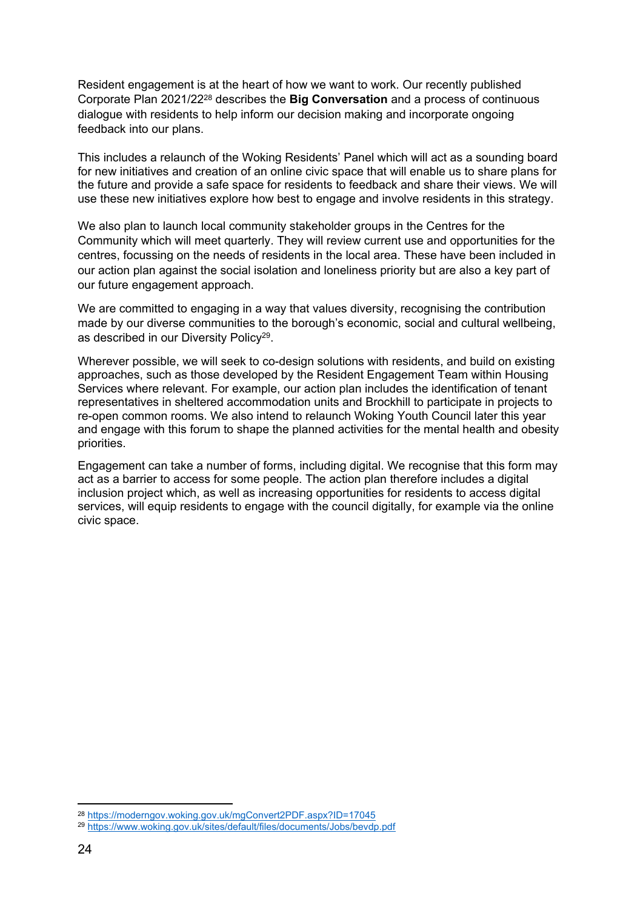Resident engagement is at the heart of how we want to work. Our recently published Corporate Plan 2021/22[28] describes the **Big Conversation** and a process of continuous dialogue with residents to help inform our decision making and incorporate ongoing feedback into our plans.

This includes a relaunch of the Woking Residents' Panel which will act as a sounding board for new initiatives and creation of an online civic space that will enable us to share plans for the future and provide a safe space for residents to feedback and share their views. We will use these new initiatives explore how best to engage and involve residents in this strategy.

We also plan to launch local community stakeholder groups in the Centres for the Community which will meet quarterly. They will review current use and opportunities for the centres, focussing on the needs of residents in the local area. These have been included in our action plan against the social isolation and loneliness priority but are also a key part of our future engagement approach.

We are committed to engaging in a way that values diversity, recognising the contribution made by our diverse communities to the borough's economic, social and cultural wellbeing, as described in our Diversity Policy[29].

Wherever possible, we will seek to co-design solutions with residents, and build on existing approaches, such as those developed by the Resident Engagement Team within Housing Services where relevant. For example, our action plan includes the identification of tenant representatives in sheltered accommodation units and Brockhill to participate in projects to re-open common rooms. We also intend to relaunch Woking Youth Council later this year and engage with this forum to shape the planned activities for the mental health and obesity priorities.

Engagement can take a number of forms, including digital. We recognise that this form may act as a barrier to access for some people. The action plan therefore includes a digital inclusion project which, as well as increasing opportunities for residents to access digital services, will equip residents to engage with the council digitally, for example via the online civic space.

[28] https://moderngov.woking.gov.uk/mgConvert2PDF.aspx?ID=17045

[29] https://www.woking.gov.uk/sites/default/files/documents/Jobs/bevdp.pdf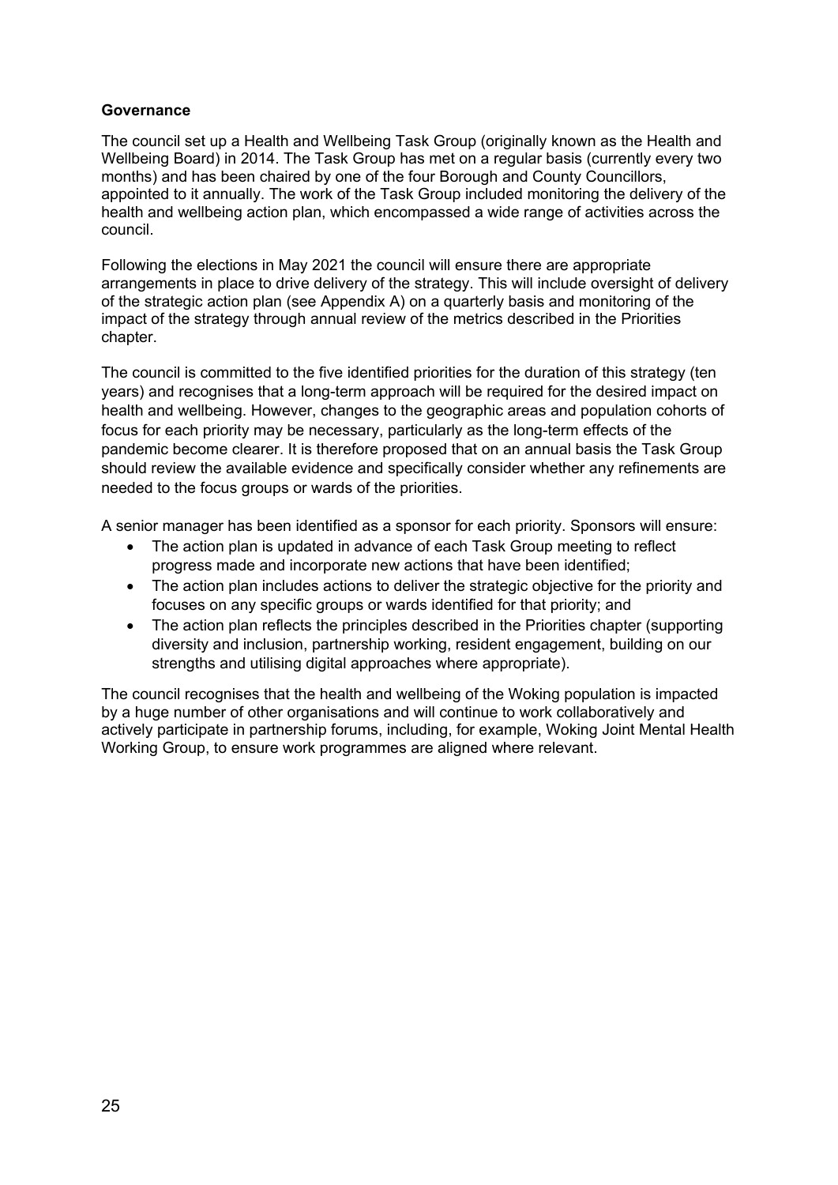**Governance**

The council set up a Health and Wellbeing Task Group (originally known as the Health and Wellbeing Board) in 2014. The Task Group has met on a regular basis (currently every two months) and has been chaired by one of the four Borough and County Councillors, appointed to it annually. The work of the Task Group included monitoring the delivery of the health and wellbeing action plan, which encompassed a wide range of activities across the council.

Following the elections in May 2021 the council will ensure there are appropriate arrangements in place to drive delivery of the strategy. This will include oversight of delivery of the strategic action plan (see Appendix A) on a quarterly basis and monitoring of the impact of the strategy through annual review of the metrics described in the Priorities chapter.

The council is committed to the five identified priorities for the duration of this strategy (ten years) and recognises that a long-term approach will be required for the desired impact on health and wellbeing. However, changes to the geographic areas and population cohorts of focus for each priority may be necessary, particularly as the long-term effects of the pandemic become clearer. It is therefore proposed that on an annual basis the Task Group should review the available evidence and specifically consider whether any refinements are needed to the focus groups or wards of the priorities.

A senior manager has been identified as a sponsor for each priority. Sponsors will ensure:

- The action plan is updated in advance of each Task Group meeting to reflect progress made and incorporate new actions that have been identified;
- The action plan includes actions to deliver the strategic objective for the priority and focuses on any specific groups or wards identified for that priority; and
- The action plan reflects the principles described in the Priorities chapter (supporting diversity and inclusion, partnership working, resident engagement, building on our strengths and utilising digital approaches where appropriate).

The council recognises that the health and wellbeing of the Woking population is impacted by a huge number of other organisations and will continue to work collaboratively and actively participate in partnership forums, including, for example, Woking Joint Mental Health Working Group, to ensure work programmes are aligned where relevant.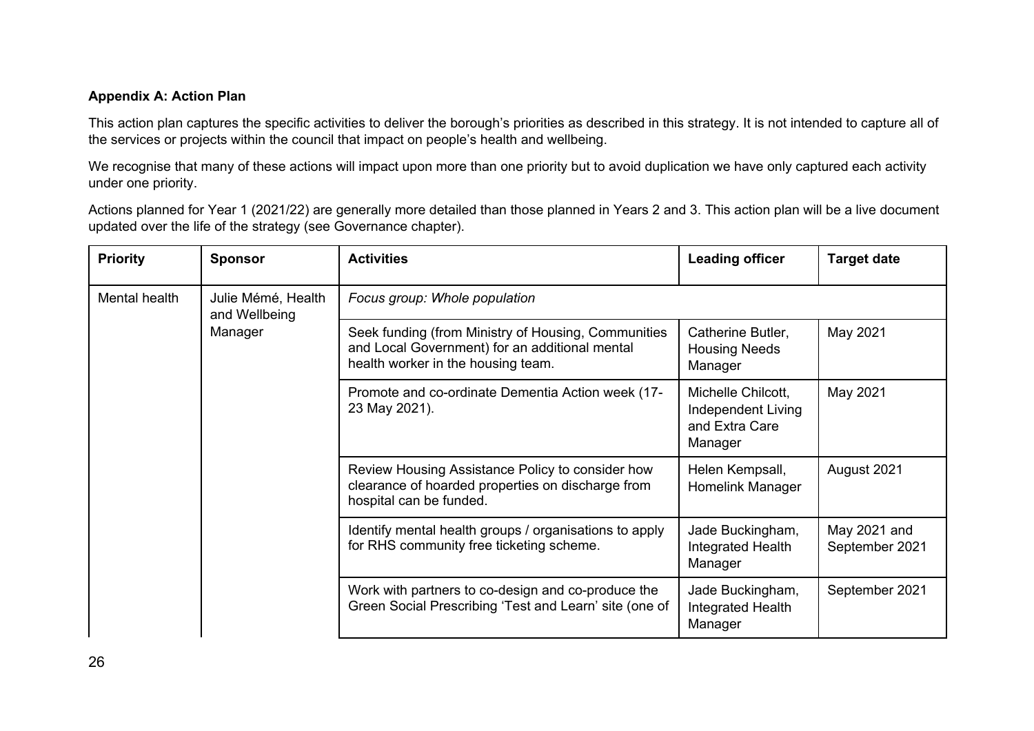**Appendix A: Action Plan**

This action plan captures the specific activities to deliver the borough's priorities as described in this strategy. It is not intended to capture all of the services or projects within the council that impact on people's health and wellbeing.

We recognise that many of these actions will impact upon more than one priority but to avoid duplication we have only captured each activity under one priority.

Actions planned for Year 1 (2021/22) are generally more detailed than those planned in Years 2 and 3. This action plan will be a live document updated over the life of the strategy (see Governance chapter).

| Priority | Sponsor | Activities | Leading officer | Target date |
|---|---|---|---|---|
| Mental health | Julie Mémé, Health and Wellbeing Manager | *Focus group: Whole population* | | |
| | | Seek funding (from Ministry of Housing, Communities and Local Government) for an additional mental health worker in the housing team. | Catherine Butler, Housing Needs Manager | May 2021 |
| | | Promote and co-ordinate Dementia Action week (17-23 May 2021). | Michelle Chilcott, Independent Living and Extra Care Manager | May 2021 |
| | | Review Housing Assistance Policy to consider how clearance of hoarded properties on discharge from hospital can be funded. | Helen Kempsall, Homelink Manager | August 2021 |
| | | Identify mental health groups / organisations to apply for RHS community free ticketing scheme. | Jade Buckingham, Integrated Health Manager | May 2021 and September 2021 |
| | | Work with partners to co-design and co-produce the Green Social Prescribing 'Test and Learn' site (one of | Jade Buckingham, Integrated Health Manager | September 2021 |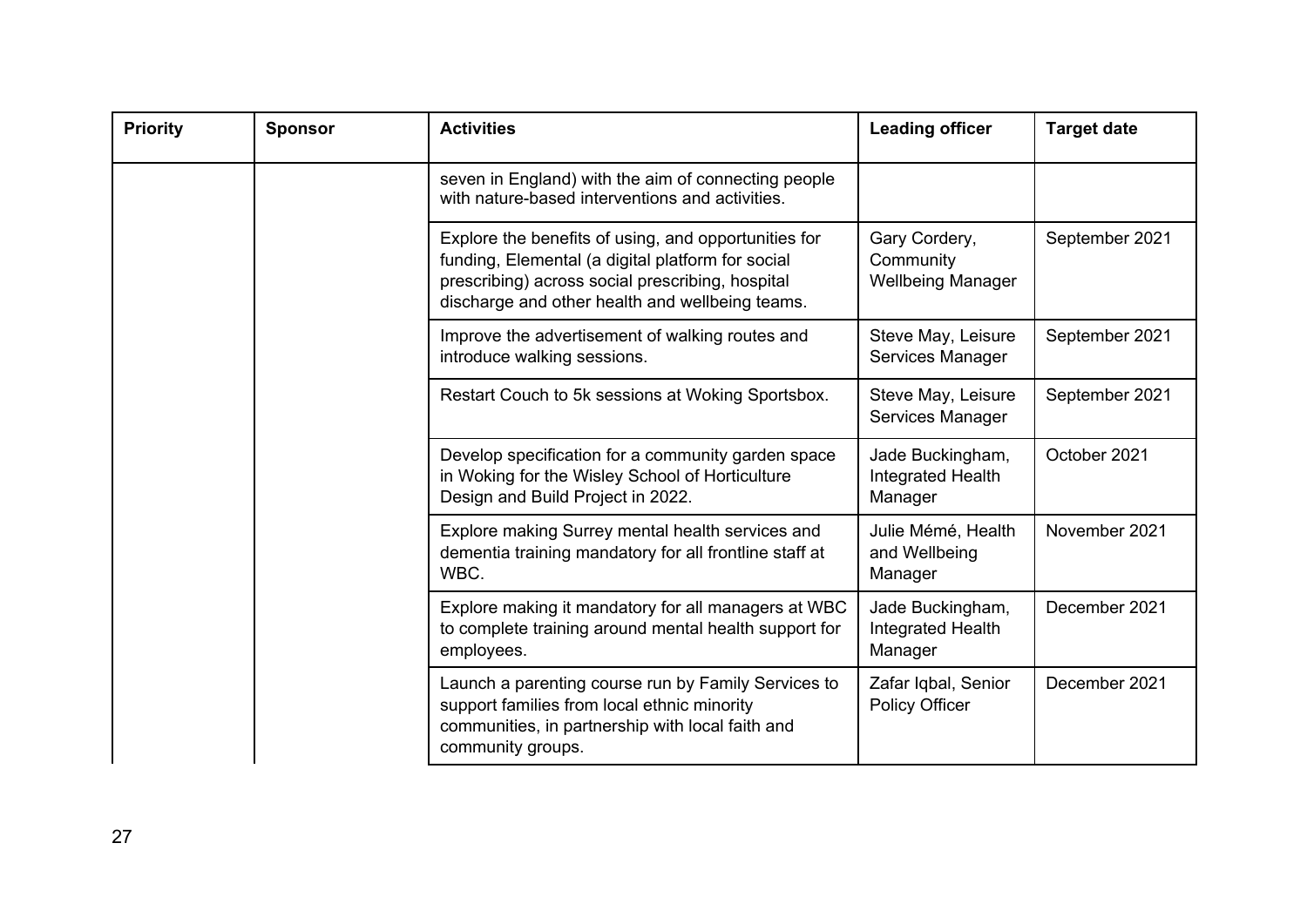| Priority | Sponsor | Activities | Leading officer | Target date |
|---|---|---|---|---|
| | | seven in England) with the aim of connecting people with nature-based interventions and activities. | | |
| | | Explore the benefits of using, and opportunities for funding, Elemental (a digital platform for social prescribing) across social prescribing, hospital discharge and other health and wellbeing teams. | Gary Cordery, Community Wellbeing Manager | September 2021 |
| | | Improve the advertisement of walking routes and introduce walking sessions. | Steve May, Leisure Services Manager | September 2021 |
| | | Restart Couch to 5k sessions at Woking Sportsbox. | Steve May, Leisure Services Manager | September 2021 |
| | | Develop specification for a community garden space in Woking for the Wisley School of Horticulture Design and Build Project in 2022. | Jade Buckingham, Integrated Health Manager | October 2021 |
| | | Explore making Surrey mental health services and dementia training mandatory for all frontline staff at WBC. | Julie Mémé, Health and Wellbeing Manager | November 2021 |
| | | Explore making it mandatory for all managers at WBC to complete training around mental health support for employees. | Jade Buckingham, Integrated Health Manager | December 2021 |
| | | Launch a parenting course run by Family Services to support families from local ethnic minority communities, in partnership with local faith and community groups. | Zafar Iqbal, Senior Policy Officer | December 2021 |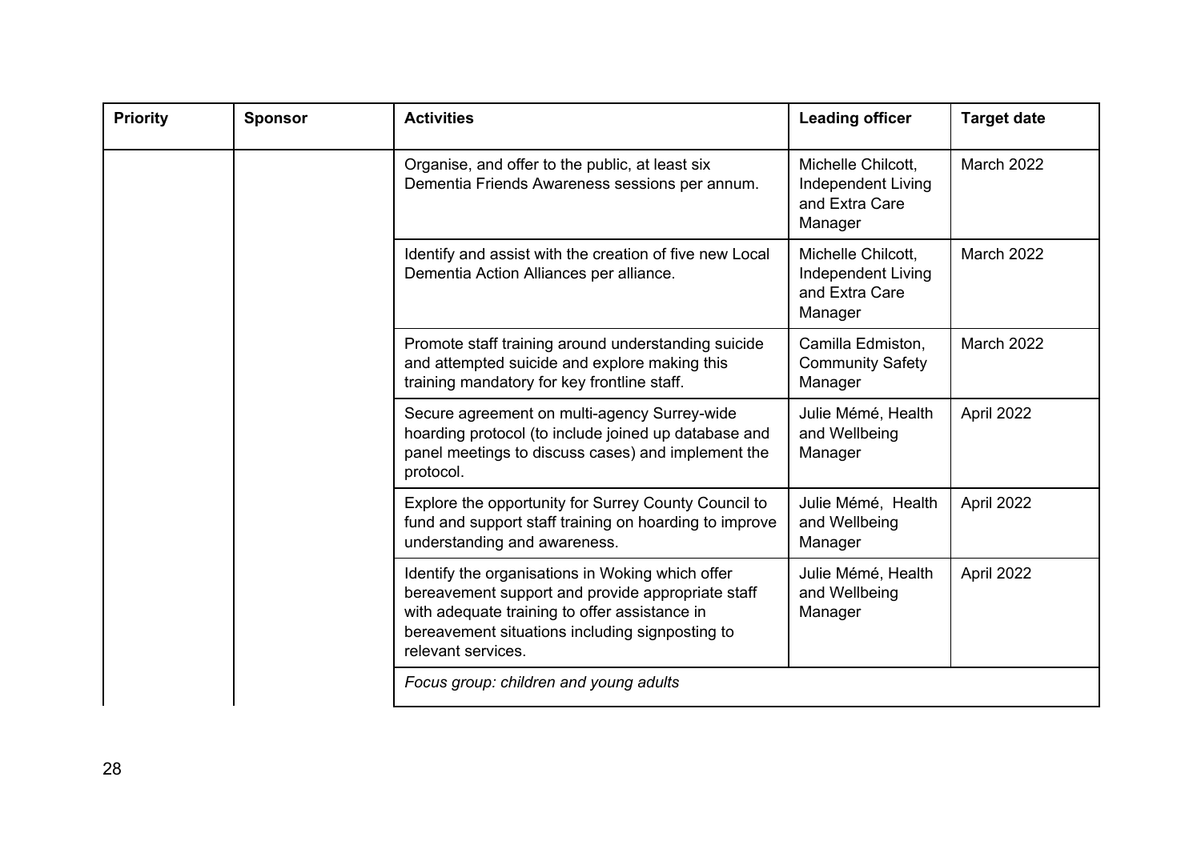| Priority | Sponsor | Activities | Leading officer | Target date |
|---|---|---|---|---|
| | | Organise, and offer to the public, at least six Dementia Friends Awareness sessions per annum. | Michelle Chilcott, Independent Living and Extra Care Manager | March 2022 |
| | | Identify and assist with the creation of five new Local Dementia Action Alliances per alliance. | Michelle Chilcott, Independent Living and Extra Care Manager | March 2022 |
| | | Promote staff training around understanding suicide and attempted suicide and explore making this training mandatory for key frontline staff. | Camilla Edmiston, Community Safety Manager | March 2022 |
| | | Secure agreement on multi-agency Surrey-wide hoarding protocol (to include joined up database and panel meetings to discuss cases) and implement the protocol. | Julie Mémé, Health and Wellbeing Manager | April 2022 |
| | | Explore the opportunity for Surrey County Council to fund and support staff training on hoarding to improve understanding and awareness. | Julie Mémé, Health and Wellbeing Manager | April 2022 |
| | | Identify the organisations in Woking which offer bereavement support and provide appropriate staff with adequate training to offer assistance in bereavement situations including signposting to relevant services. | Julie Mémé, Health and Wellbeing Manager | April 2022 |
| | | *Focus group: children and young adults* | | |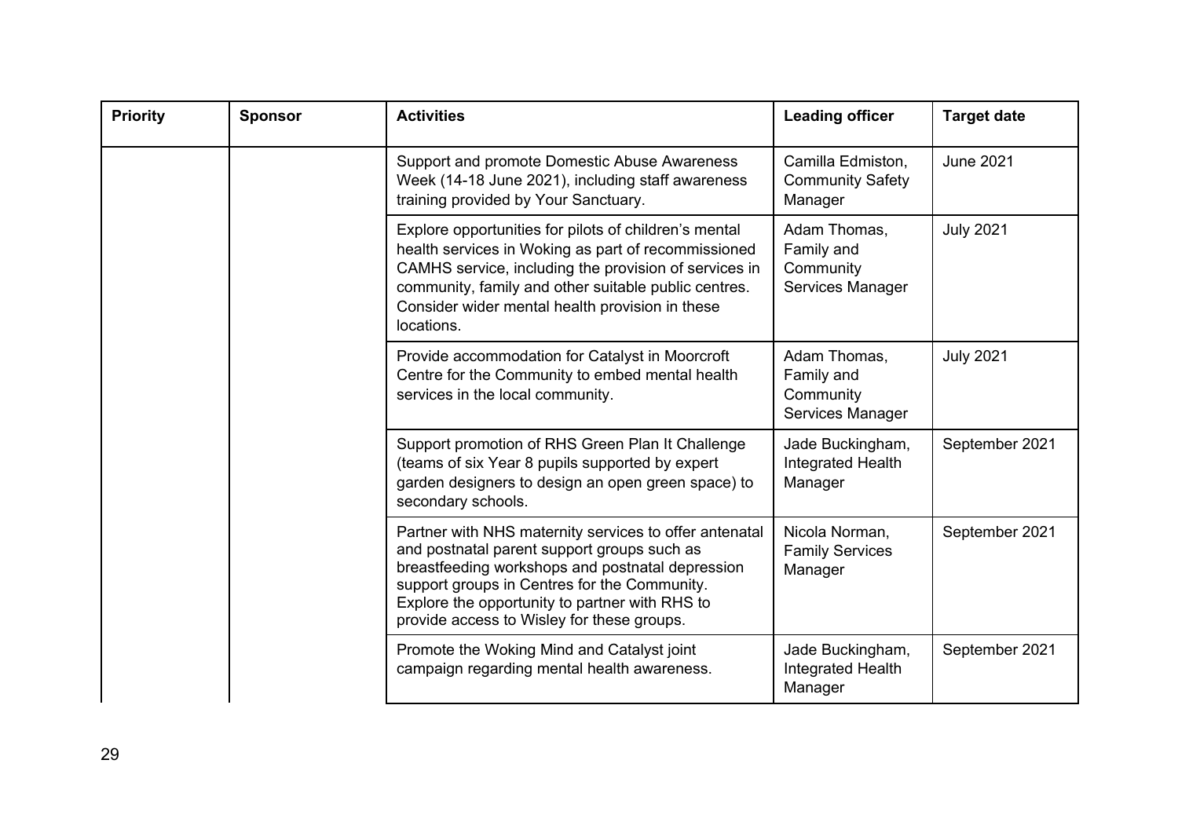| Priority | Sponsor | Activities | Leading officer | Target date |
|---|---|---|---|---|
| | | Support and promote Domestic Abuse Awareness Week (14-18 June 2021), including staff awareness training provided by Your Sanctuary. | Camilla Edmiston, Community Safety Manager | June 2021 |
| | | Explore opportunities for pilots of children's mental health services in Woking as part of recommissioned CAMHS service, including the provision of services in community, family and other suitable public centres. Consider wider mental health provision in these locations. | Adam Thomas, Family and Community Services Manager | July 2021 |
| | | Provide accommodation for Catalyst in Moorcroft Centre for the Community to embed mental health services in the local community. | Adam Thomas, Family and Community Services Manager | July 2021 |
| | | Support promotion of RHS Green Plan It Challenge (teams of six Year 8 pupils supported by expert garden designers to design an open green space) to secondary schools. | Jade Buckingham, Integrated Health Manager | September 2021 |
| | | Partner with NHS maternity services to offer antenatal and postnatal parent support groups such as breastfeeding workshops and postnatal depression support groups in Centres for the Community. Explore the opportunity to partner with RHS to provide access to Wisley for these groups. | Nicola Norman, Family Services Manager | September 2021 |
| | | Promote the Woking Mind and Catalyst joint campaign regarding mental health awareness. | Jade Buckingham, Integrated Health Manager | September 2021 |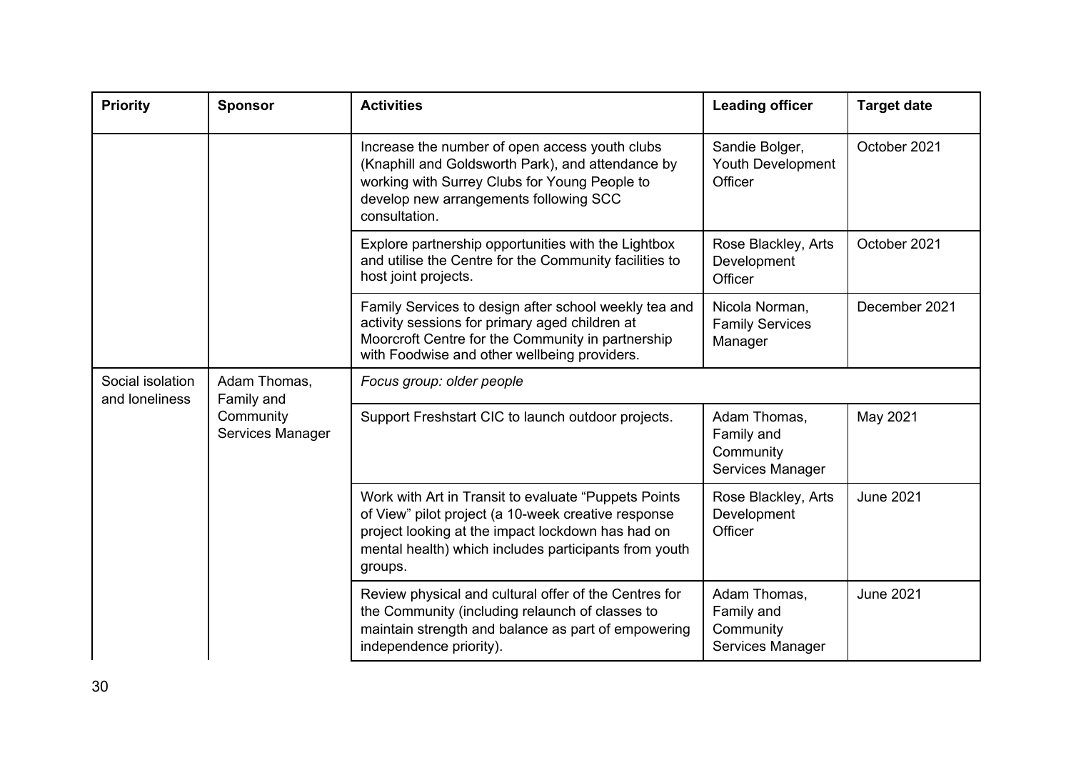| Priority | Sponsor | Activities | Leading officer | Target date |
|---|---|---|---|---|
| | | Increase the number of open access youth clubs (Knaphill and Goldsworth Park), and attendance by working with Surrey Clubs for Young People to develop new arrangements following SCC consultation. | Sandie Bolger, Youth Development Officer | October 2021 |
| | | Explore partnership opportunities with the Lightbox and utilise the Centre for the Community facilities to host joint projects. | Rose Blackley, Arts Development Officer | October 2021 |
| | | Family Services to design after school weekly tea and activity sessions for primary aged children at Moorcroft Centre for the Community in partnership with Foodwise and other wellbeing providers. | Nicola Norman, Family Services Manager | December 2021 |
| Social isolation and loneliness | Adam Thomas, Family and Community Services Manager | *Focus group: older people* | | |
| | | Support Freshstart CIC to launch outdoor projects. | Adam Thomas, Family and Community Services Manager | May 2021 |
| | | Work with Art in Transit to evaluate “Puppets Points of View” pilot project (a 10-week creative response project looking at the impact lockdown has had on mental health) which includes participants from youth groups. | Rose Blackley, Arts Development Officer | June 2021 |
| | | Review physical and cultural offer of the Centres for the Community (including relaunch of classes to maintain strength and balance as part of empowering independence priority). | Adam Thomas, Family and Community Services Manager | June 2021 |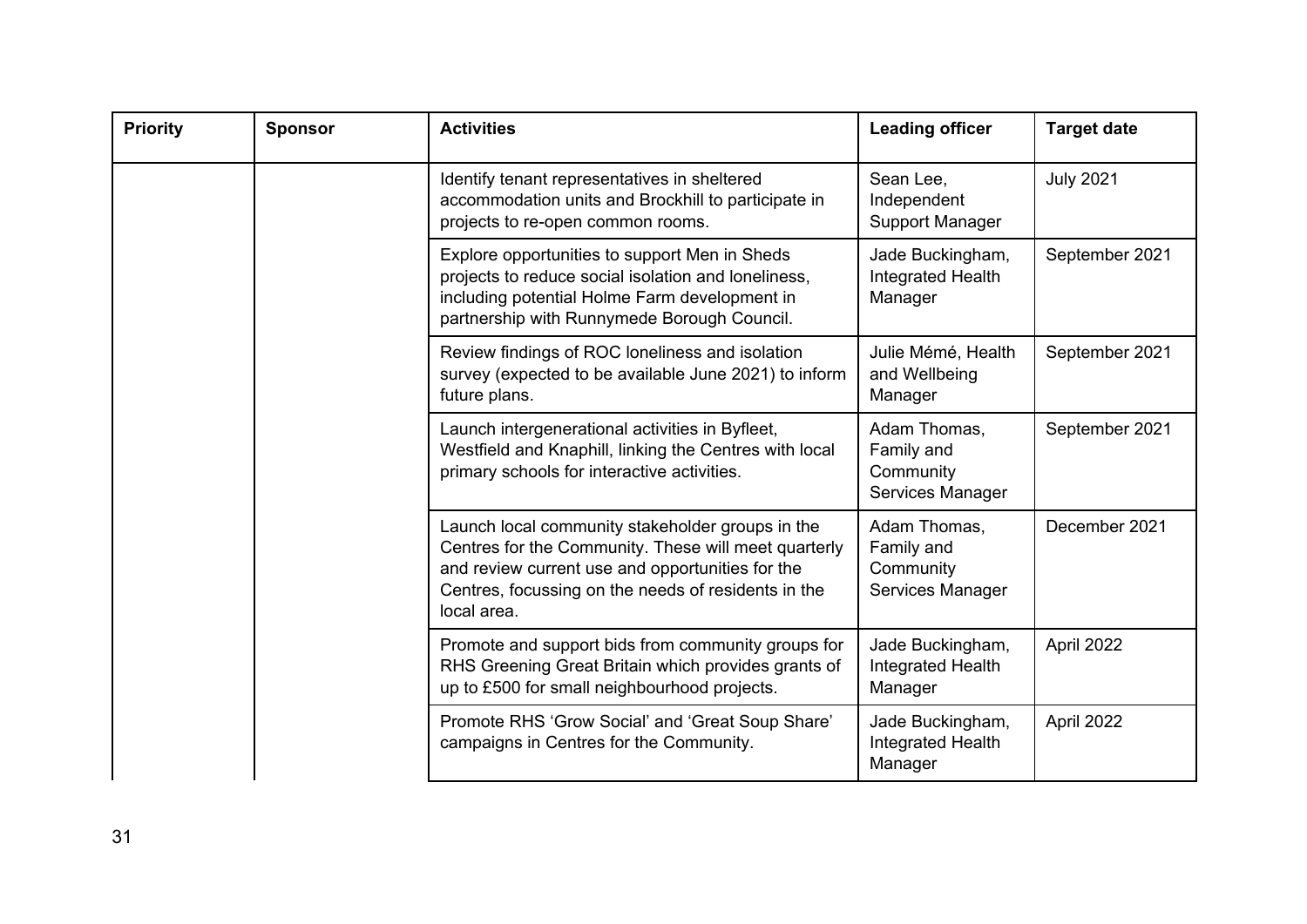| Priority | Sponsor | Activities | Leading officer | Target date |
|---|---|---|---|---|
| | | Identify tenant representatives in sheltered accommodation units and Brockhill to participate in projects to re-open common rooms. | Sean Lee, Independent Support Manager | July 2021 |
| | | Explore opportunities to support Men in Sheds projects to reduce social isolation and loneliness, including potential Holme Farm development in partnership with Runnymede Borough Council. | Jade Buckingham, Integrated Health Manager | September 2021 |
| | | Review findings of ROC loneliness and isolation survey (expected to be available June 2021) to inform future plans. | Julie Mémé, Health and Wellbeing Manager | September 2021 |
| | | Launch intergenerational activities in Byfleet, Westfield and Knaphill, linking the Centres with local primary schools for interactive activities. | Adam Thomas, Family and Community Services Manager | September 2021 |
| | | Launch local community stakeholder groups in the Centres for the Community. These will meet quarterly and review current use and opportunities for the Centres, focussing on the needs of residents in the local area. | Adam Thomas, Family and Community Services Manager | December 2021 |
| | | Promote and support bids from community groups for RHS Greening Great Britain which provides grants of up to £500 for small neighbourhood projects. | Jade Buckingham, Integrated Health Manager | April 2022 |
| | | Promote RHS 'Grow Social' and 'Great Soup Share' campaigns in Centres for the Community. | Jade Buckingham, Integrated Health Manager | April 2022 |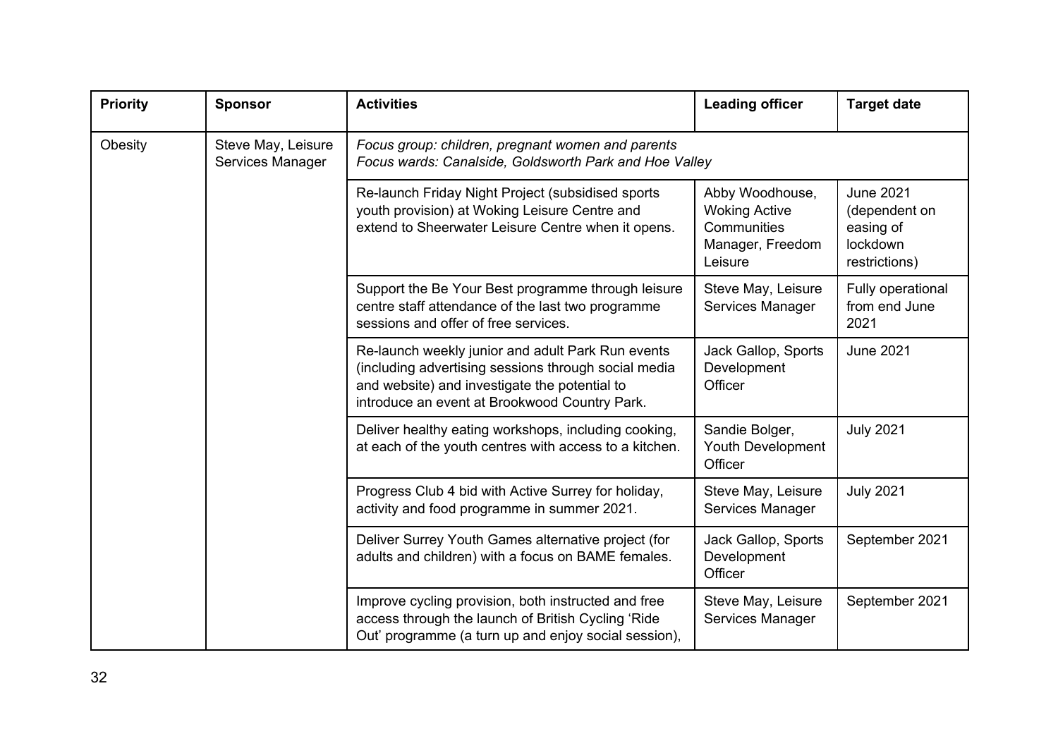| Priority | Sponsor | Activities | Leading officer | Target date |
|---|---|---|---|---|
| Obesity | Steve May, Leisure Services Manager | *Focus group: children, pregnant women and parents*<br>*Focus wards: Canalside, Goldsworth Park and Hoe Valley* | | |
| | | Re-launch Friday Night Project (subsidised sports youth provision) at Woking Leisure Centre and extend to Sheerwater Leisure Centre when it opens. | Abby Woodhouse, Woking Active Communities Manager, Freedom Leisure | June 2021 (dependent on easing of lockdown restrictions) |
| | | Support the Be Your Best programme through leisure centre staff attendance of the last two programme sessions and offer of free services. | Steve May, Leisure Services Manager | Fully operational from end June 2021 |
| | | Re-launch weekly junior and adult Park Run events (including advertising sessions through social media and website) and investigate the potential to introduce an event at Brookwood Country Park. | Jack Gallop, Sports Development Officer | June 2021 |
| | | Deliver healthy eating workshops, including cooking, at each of the youth centres with access to a kitchen. | Sandie Bolger, Youth Development Officer | July 2021 |
| | | Progress Club 4 bid with Active Surrey for holiday, activity and food programme in summer 2021. | Steve May, Leisure Services Manager | July 2021 |
| | | Deliver Surrey Youth Games alternative project (for adults and children) with a focus on BAME females. | Jack Gallop, Sports Development Officer | September 2021 |
| | | Improve cycling provision, both instructed and free access through the launch of British Cycling 'Ride Out' programme (a turn up and enjoy social session), | Steve May, Leisure Services Manager | September 2021 |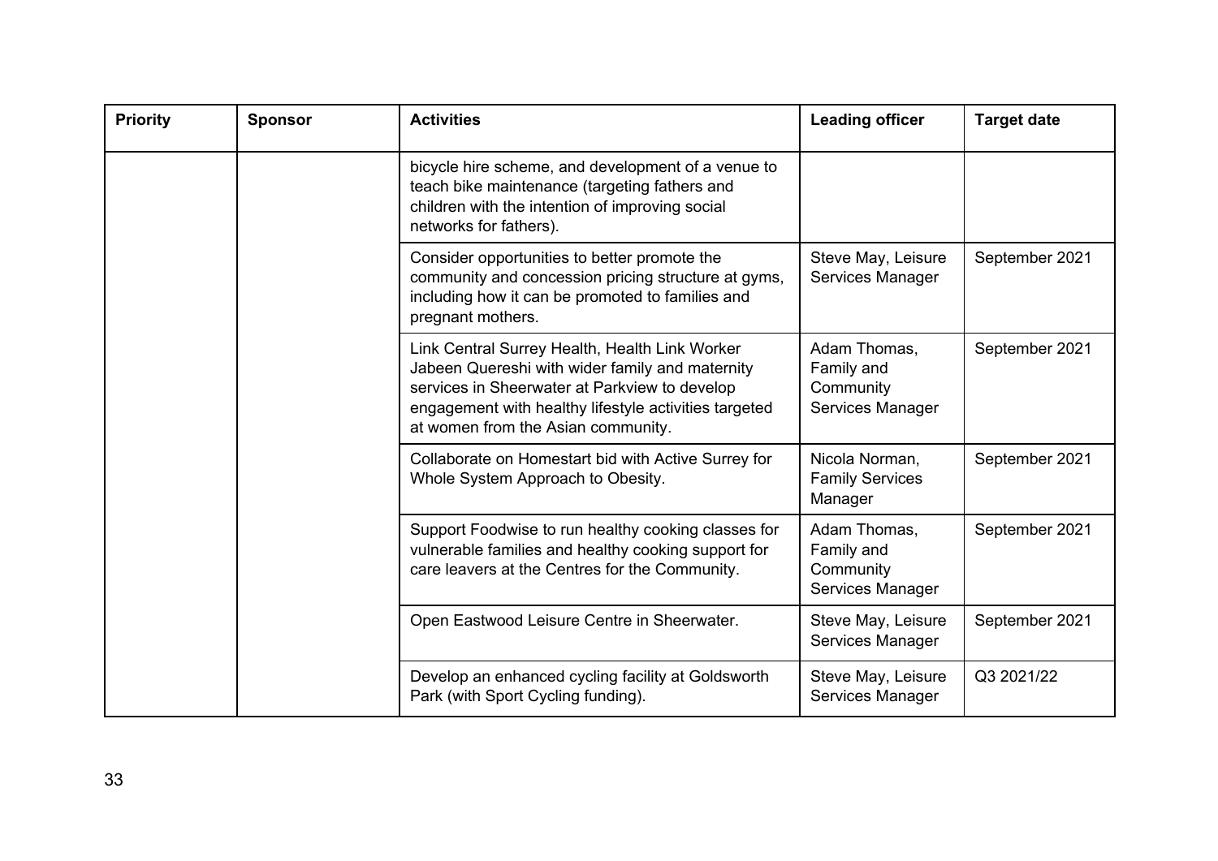| Priority | Sponsor | Activities | Leading officer | Target date |
|---|---|---|---|---|
| | | bicycle hire scheme, and development of a venue to teach bike maintenance (targeting fathers and children with the intention of improving social networks for fathers). | | |
| | | Consider opportunities to better promote the community and concession pricing structure at gyms, including how it can be promoted to families and pregnant mothers. | Steve May, Leisure Services Manager | September 2021 |
| | | Link Central Surrey Health, Health Link Worker Jabeen Quereshi with wider family and maternity services in Sheerwater at Parkview to develop engagement with healthy lifestyle activities targeted at women from the Asian community. | Adam Thomas, Family and Community Services Manager | September 2021 |
| | | Collaborate on Homestart bid with Active Surrey for Whole System Approach to Obesity. | Nicola Norman, Family Services Manager | September 2021 |
| | | Support Foodwise to run healthy cooking classes for vulnerable families and healthy cooking support for care leavers at the Centres for the Community. | Adam Thomas, Family and Community Services Manager | September 2021 |
| | | Open Eastwood Leisure Centre in Sheerwater. | Steve May, Leisure Services Manager | September 2021 |
| | | Develop an enhanced cycling facility at Goldsworth Park (with Sport Cycling funding). | Steve May, Leisure Services Manager | Q3 2021/22 |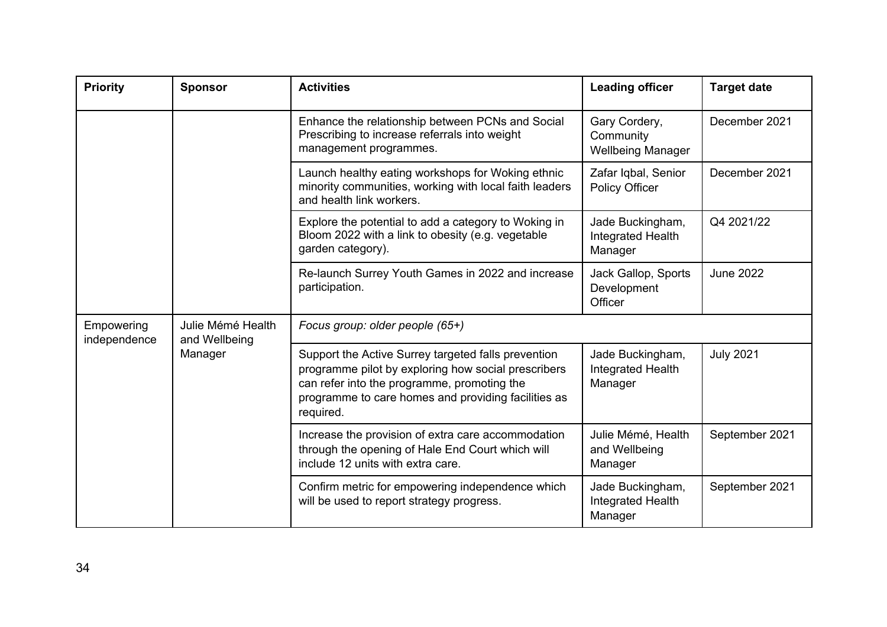| Priority | Sponsor | Activities | Leading officer | Target date |
|---|---|---|---|---|
| | | Enhance the relationship between PCNs and Social Prescribing to increase referrals into weight management programmes. | Gary Cordery, Community Wellbeing Manager | December 2021 |
| | | Launch healthy eating workshops for Woking ethnic minority communities, working with local faith leaders and health link workers. | Zafar Iqbal, Senior Policy Officer | December 2021 |
| | | Explore the potential to add a category to Woking in Bloom 2022 with a link to obesity (e.g. vegetable garden category). | Jade Buckingham, Integrated Health Manager | Q4 2021/22 |
| | | Re-launch Surrey Youth Games in 2022 and increase participation. | Jack Gallop, Sports Development Officer | June 2022 |
| Empowering independence | Julie Mémé Health and Wellbeing Manager | *Focus group: older people (65+)* | | |
| | | Support the Active Surrey targeted falls prevention programme pilot by exploring how social prescribers can refer into the programme, promoting the programme to care homes and providing facilities as required. | Jade Buckingham, Integrated Health Manager | July 2021 |
| | | Increase the provision of extra care accommodation through the opening of Hale End Court which will include 12 units with extra care. | Julie Mémé, Health and Wellbeing Manager | September 2021 |
| | | Confirm metric for empowering independence which will be used to report strategy progress. | Jade Buckingham, Integrated Health Manager | September 2021 |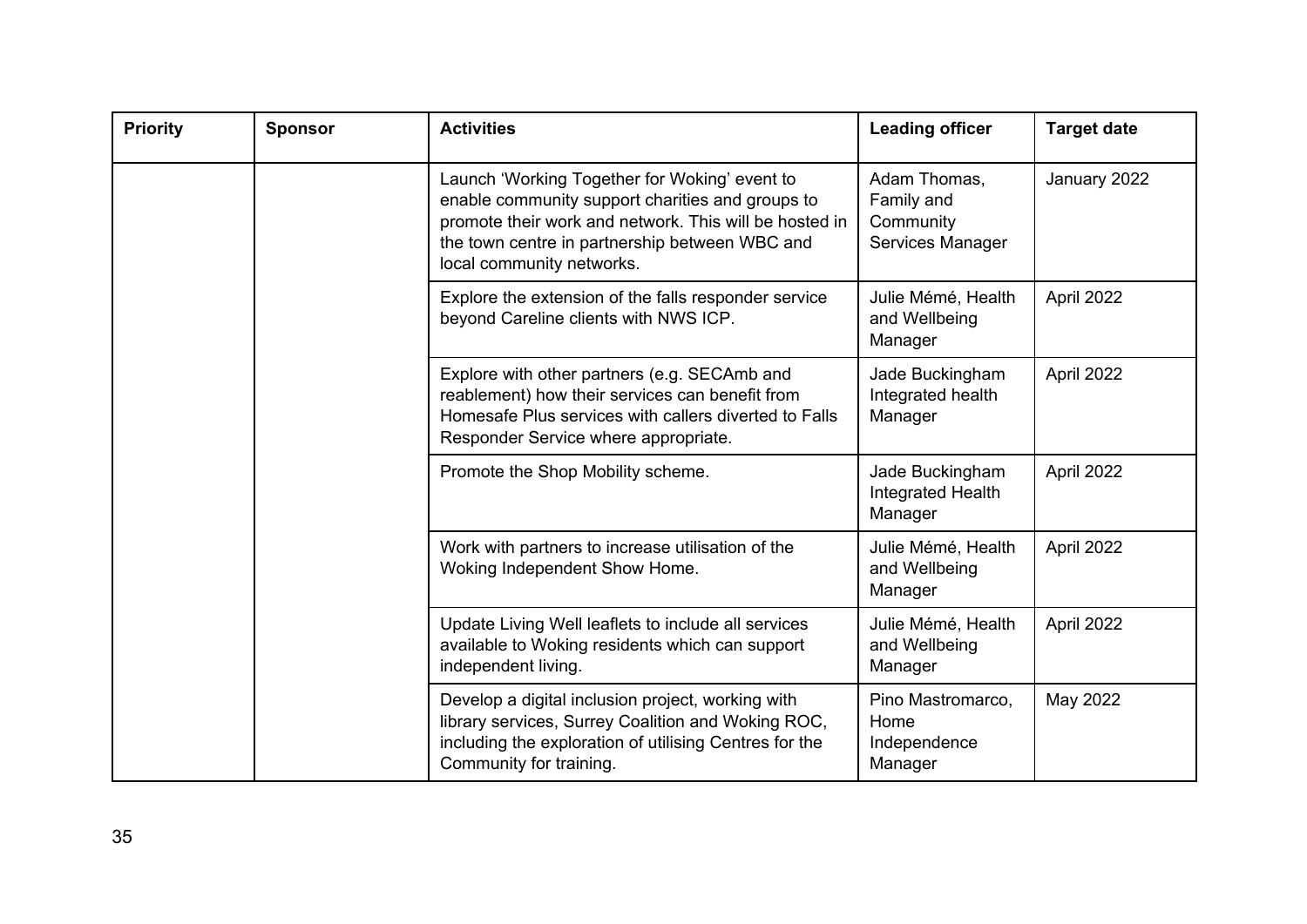| Priority | Sponsor | Activities | Leading officer | Target date |
|---|---|---|---|---|
| | | Launch 'Working Together for Woking' event to enable community support charities and groups to promote their work and network. This will be hosted in the town centre in partnership between WBC and local community networks. | Adam Thomas, Family and Community Services Manager | January 2022 |
| | | Explore the extension of the falls responder service beyond Careline clients with NWS ICP. | Julie Mémé, Health and Wellbeing Manager | April 2022 |
| | | Explore with other partners (e.g. SECAmb and reablement) how their services can benefit from Homesafe Plus services with callers diverted to Falls Responder Service where appropriate. | Jade Buckingham Integrated health Manager | April 2022 |
| | | Promote the Shop Mobility scheme. | Jade Buckingham Integrated Health Manager | April 2022 |
| | | Work with partners to increase utilisation of the Woking Independent Show Home. | Julie Mémé, Health and Wellbeing Manager | April 2022 |
| | | Update Living Well leaflets to include all services available to Woking residents which can support independent living. | Julie Mémé, Health and Wellbeing Manager | April 2022 |
| | | Develop a digital inclusion project, working with library services, Surrey Coalition and Woking ROC, including the exploration of utilising Centres for the Community for training. | Pino Mastromarco, Home Independence Manager | May 2022 |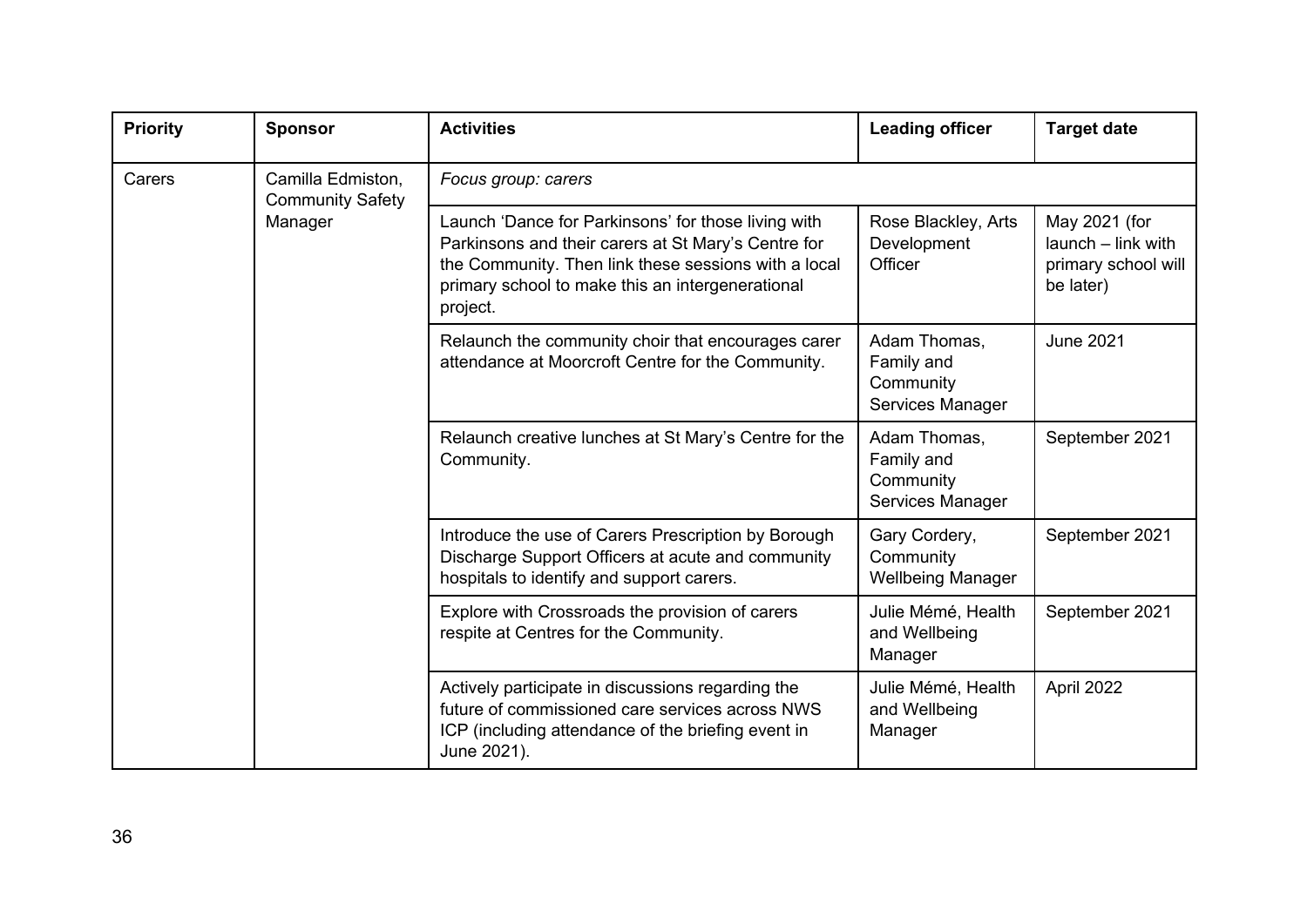| Priority | Sponsor | Activities | Leading officer | Target date |
|---|---|---|---|---|
| Carers | Camilla Edmiston, Community Safety Manager | *Focus group: carers* | | |
| | | Launch 'Dance for Parkinsons' for those living with Parkinsons and their carers at St Mary's Centre for the Community. Then link these sessions with a local primary school to make this an intergenerational project. | Rose Blackley, Arts Development Officer | May 2021 (for launch – link with primary school will be later) |
| | | Relaunch the community choir that encourages carer attendance at Moorcroft Centre for the Community. | Adam Thomas, Family and Community Services Manager | June 2021 |
| | | Relaunch creative lunches at St Mary's Centre for the Community. | Adam Thomas, Family and Community Services Manager | September 2021 |
| | | Introduce the use of Carers Prescription by Borough Discharge Support Officers at acute and community hospitals to identify and support carers. | Gary Cordery, Community Wellbeing Manager | September 2021 |
| | | Explore with Crossroads the provision of carers respite at Centres for the Community. | Julie Mémé, Health and Wellbeing Manager | September 2021 |
| | | Actively participate in discussions regarding the future of commissioned care services across NWS ICP (including attendance of the briefing event in June 2021). | Julie Mémé, Health and Wellbeing Manager | April 2022 |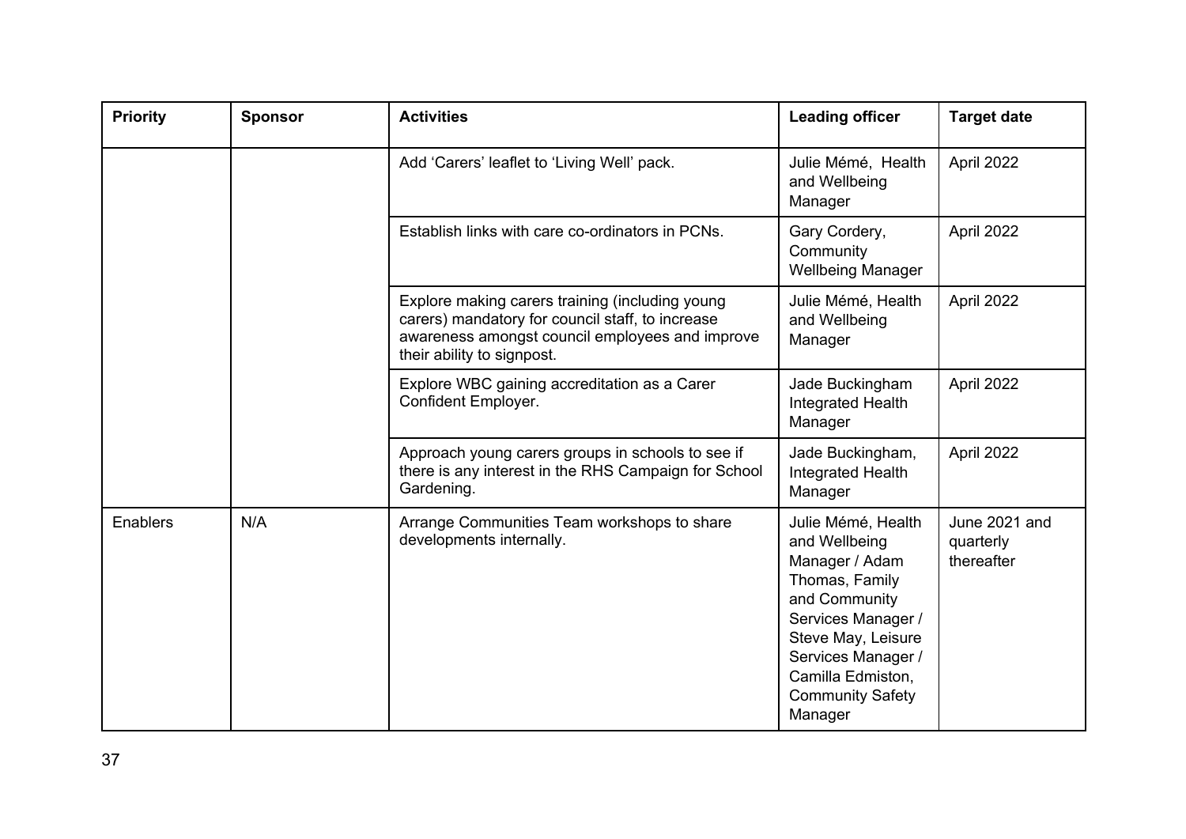| Priority | Sponsor | Activities | Leading officer | Target date |
|---|---|---|---|---|
| | | Add 'Carers' leaflet to 'Living Well' pack. | Julie Mémé, Health and Wellbeing Manager | April 2022 |
| | | Establish links with care co-ordinators in PCNs. | Gary Cordery, Community Wellbeing Manager | April 2022 |
| | | Explore making carers training (including young carers) mandatory for council staff, to increase awareness amongst council employees and improve their ability to signpost. | Julie Mémé, Health and Wellbeing Manager | April 2022 |
| | | Explore WBC gaining accreditation as a Carer Confident Employer. | Jade Buckingham Integrated Health Manager | April 2022 |
| | | Approach young carers groups in schools to see if there is any interest in the RHS Campaign for School Gardening. | Jade Buckingham, Integrated Health Manager | April 2022 |
| Enablers | N/A | Arrange Communities Team workshops to share developments internally. | Julie Mémé, Health and Wellbeing Manager / Adam Thomas, Family and Community Services Manager / Steve May, Leisure Services Manager / Camilla Edmiston, Community Safety Manager | June 2021 and quarterly thereafter |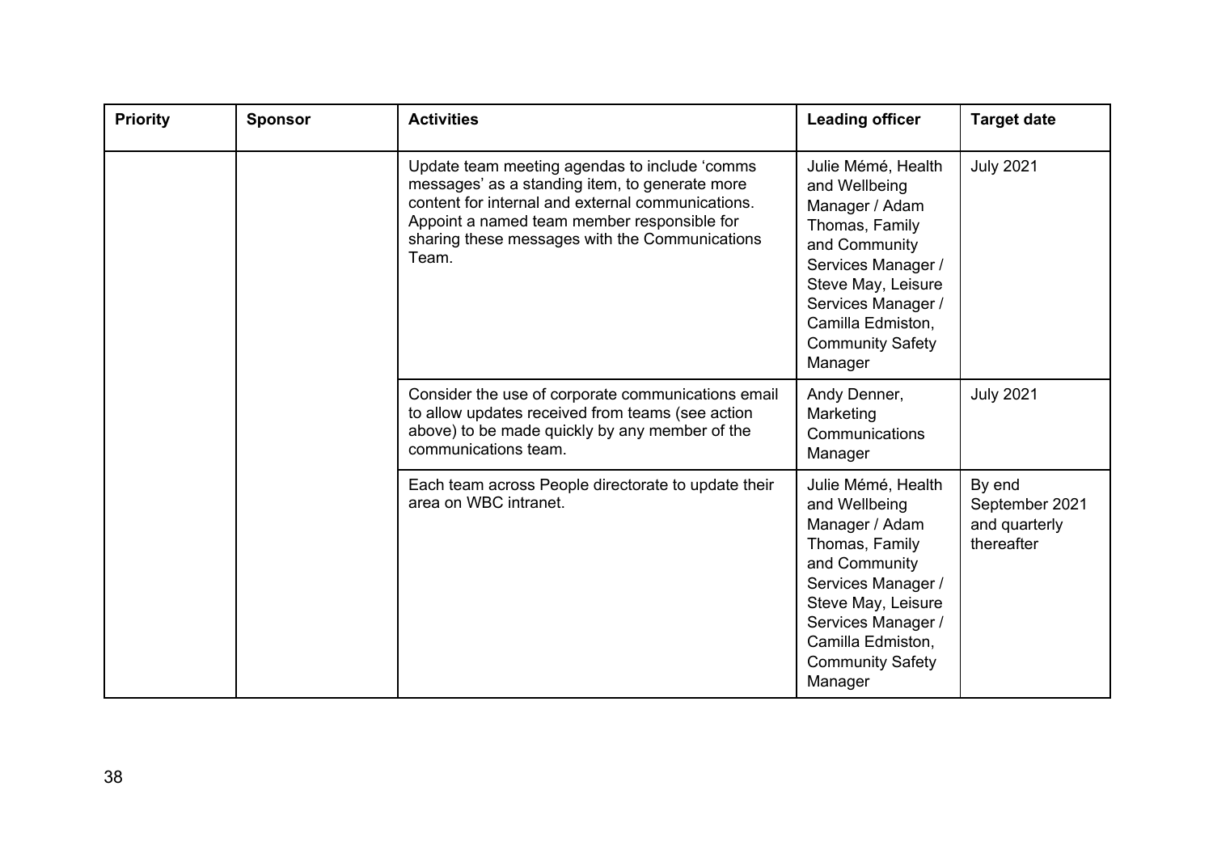| Priority | Sponsor | Activities | Leading officer | Target date |
|---|---|---|---|---|
| | | Update team meeting agendas to include 'comms messages' as a standing item, to generate more content for internal and external communications. Appoint a named team member responsible for sharing these messages with the Communications Team. | Julie Mémé, Health and Wellbeing Manager / Adam Thomas, Family and Community Services Manager / Steve May, Leisure Services Manager / Camilla Edmiston, Community Safety Manager | July 2021 |
| | | Consider the use of corporate communications email to allow updates received from teams (see action above) to be made quickly by any member of the communications team. | Andy Denner, Marketing Communications Manager | July 2021 |
| | | Each team across People directorate to update their area on WBC intranet. | Julie Mémé, Health and Wellbeing Manager / Adam Thomas, Family and Community Services Manager / Steve May, Leisure Services Manager / Camilla Edmiston, Community Safety Manager | By end September 2021 and quarterly thereafter |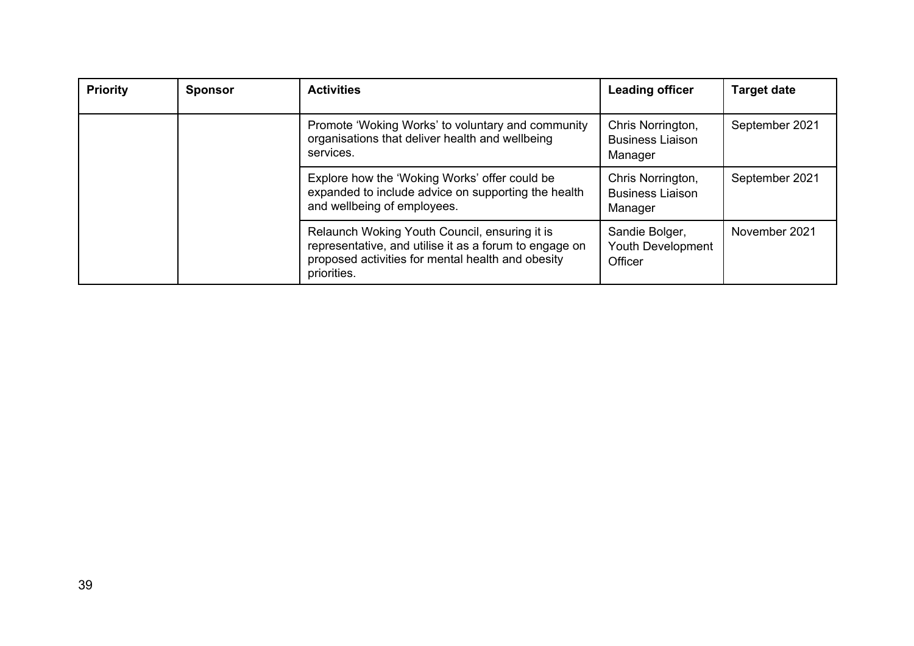| Priority | Sponsor | Activities | Leading officer | Target date |
|---|---|---|---|---|
| | | Promote 'Woking Works' to voluntary and community organisations that deliver health and wellbeing services. | Chris Norrington, Business Liaison Manager | September 2021 |
| | | Explore how the 'Woking Works' offer could be expanded to include advice on supporting the health and wellbeing of employees. | Chris Norrington, Business Liaison Manager | September 2021 |
| | | Relaunch Woking Youth Council, ensuring it is representative, and utilise it as a forum to engage on proposed activities for mental health and obesity priorities. | Sandie Bolger, Youth Development Officer | November 2021 |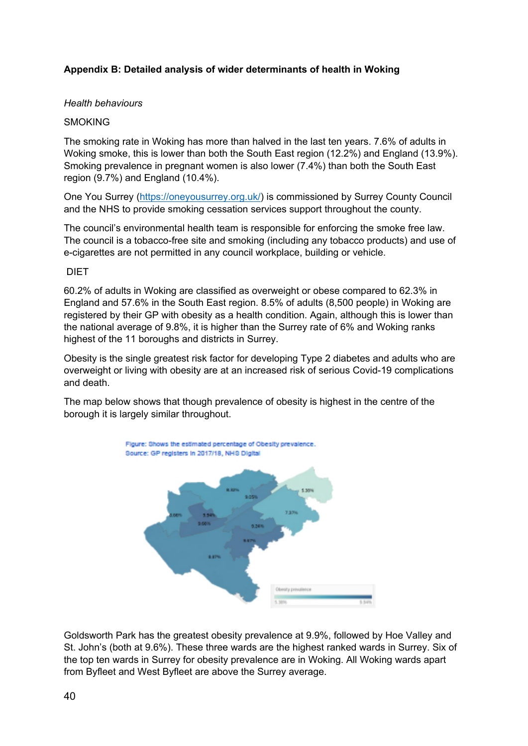**Appendix B: Detailed analysis of wider determinants of health in Woking**

*Health behaviours*

SMOKING

The smoking rate in Woking has more than halved in the last ten years. 7.6% of adults in Woking smoke, this is lower than both the South East region (12.2%) and England (13.9%). Smoking prevalence in pregnant women is also lower (7.4%) than both the South East region (9.7%) and England (10.4%).

One You Surrey (https://oneyousurrey.org.uk/) is commissioned by Surrey County Council and the NHS to provide smoking cessation services support throughout the county.

The council's environmental health team is responsible for enforcing the smoke free law. The council is a tobacco-free site and smoking (including any tobacco products) and use of e-cigarettes are not permitted in any council workplace, building or vehicle.

DIET

60.2% of adults in Woking are classified as overweight or obese compared to 62.3% in England and 57.6% in the South East region. 8.5% of adults (8,500 people) in Woking are registered by their GP with obesity as a health condition. Again, although this is lower than the national average of 9.8%, it is higher than the Surrey rate of 6% and Woking ranks highest of the 11 boroughs and districts in Surrey.

Obesity is the single greatest risk factor for developing Type 2 diabetes and adults who are overweight or living with obesity are at an increased risk of serious Covid-19 complications and death.

The map below shows that though prevalence of obesity is highest in the centre of the borough it is largely similar throughout.

Figure: Shows the estimated percentage of Obesity prevalence.
Source: GP registers in 2017/18, NHS Digital

Goldsworth Park has the greatest obesity prevalence at 9.9%, followed by Hoe Valley and St. John's (both at 9.6%). These three wards are the highest ranked wards in Surrey. Six of the top ten wards in Surrey for obesity prevalence are in Woking. All Woking wards apart from Byfleet and West Byfleet are above the Surrey average.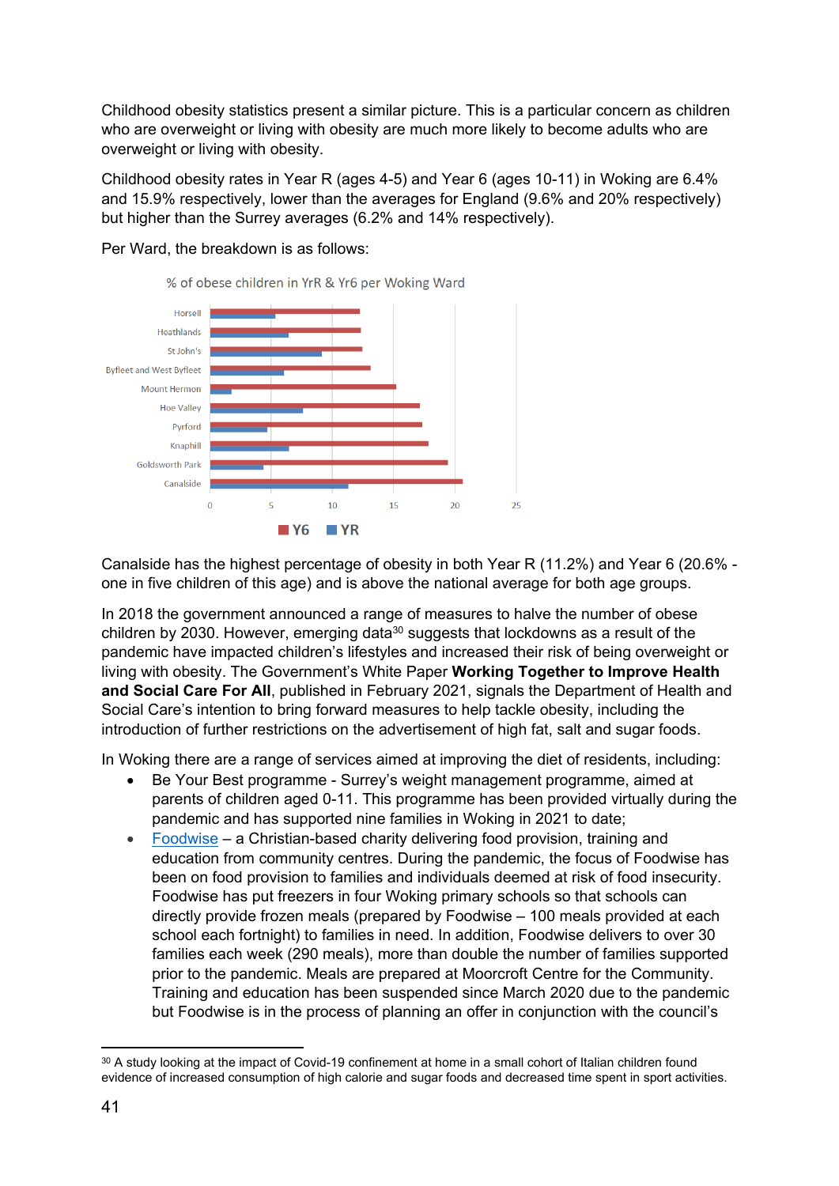Childhood obesity statistics present a similar picture. This is a particular concern as children who are overweight or living with obesity are much more likely to become adults who are overweight or living with obesity.

Childhood obesity rates in Year R (ages 4-5) and Year 6 (ages 10-11) in Woking are 6.4% and 15.9% respectively, lower than the averages for England (9.6% and 20% respectively) but higher than the Surrey averages (6.2% and 14% respectively).

Per Ward, the breakdown is as follows:

% of obese children in YrR & Yr6 per Woking Ward

Canalside has the highest percentage of obesity in both Year R (11.2%) and Year 6 (20.6% - one in five children of this age) and is above the national average for both age groups.

In 2018 the government announced a range of measures to halve the number of obese children by 2030. However, emerging data[30] suggests that lockdowns as a result of the pandemic have impacted children's lifestyles and increased their risk of being overweight or living with obesity. The Government's White Paper **Working Together to Improve Health and Social Care For All**, published in February 2021, signals the Department of Health and Social Care's intention to bring forward measures to help tackle obesity, including the introduction of further restrictions on the advertisement of high fat, salt and sugar foods.

In Woking there are a range of services aimed at improving the diet of residents, including:

- Be Your Best programme - Surrey's weight management programme, aimed at parents of children aged 0-11. This programme has been provided virtually during the pandemic and has supported nine families in Woking in 2021 to date;
- Foodwise – a Christian-based charity delivering food provision, training and education from community centres. During the pandemic, the focus of Foodwise has been on food provision to families and individuals deemed at risk of food insecurity. Foodwise has put freezers in four Woking primary schools so that schools can directly provide frozen meals (prepared by Foodwise – 100 meals provided at each school each fortnight) to families in need. In addition, Foodwise delivers to over 30 families each week (290 meals), more than double the number of families supported prior to the pandemic. Meals are prepared at Moorcroft Centre for the Community. Training and education has been suspended since March 2020 due to the pandemic but Foodwise is in the process of planning an offer in conjunction with the council's

[30] A study looking at the impact of Covid-19 confinement at home in a small cohort of Italian children found evidence of increased consumption of high calorie and sugar foods and decreased time spent in sport activities.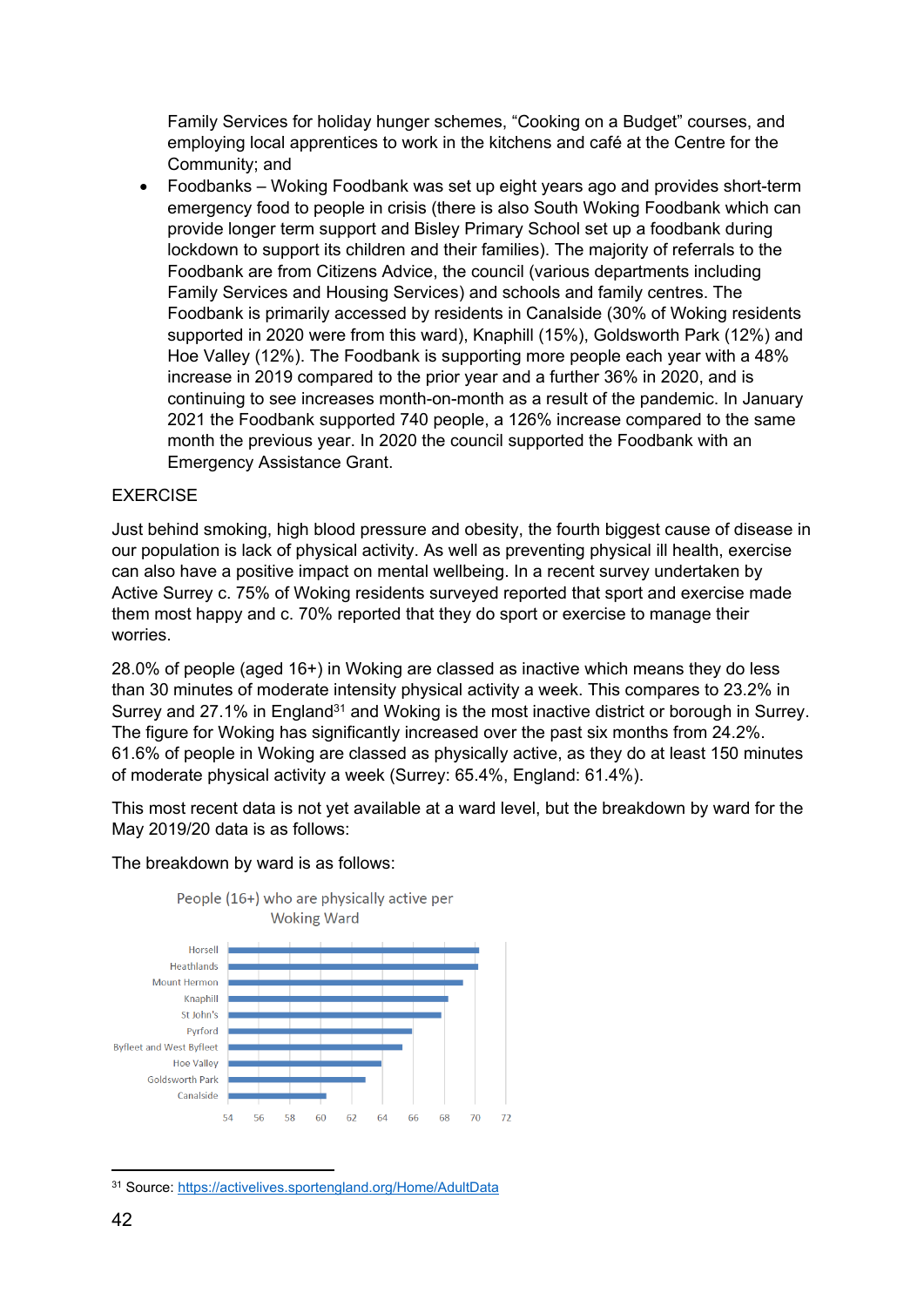Family Services for holiday hunger schemes, “Cooking on a Budget” courses, and employing local apprentices to work in the kitchens and café at the Centre for the Community; and

- Foodbanks – Woking Foodbank was set up eight years ago and provides short-term emergency food to people in crisis (there is also South Woking Foodbank which can provide longer term support and Bisley Primary School set up a foodbank during lockdown to support its children and their families). The majority of referrals to the Foodbank are from Citizens Advice, the council (various departments including Family Services and Housing Services) and schools and family centres. The Foodbank is primarily accessed by residents in Canalside (30% of Woking residents supported in 2020 were from this ward), Knaphill (15%), Goldsworth Park (12%) and Hoe Valley (12%). The Foodbank is supporting more people each year with a 48% increase in 2019 compared to the prior year and a further 36% in 2020, and is continuing to see increases month-on-month as a result of the pandemic. In January 2021 the Foodbank supported 740 people, a 126% increase compared to the same month the previous year. In 2020 the council supported the Foodbank with an Emergency Assistance Grant.

EXERCISE

Just behind smoking, high blood pressure and obesity, the fourth biggest cause of disease in our population is lack of physical activity. As well as preventing physical ill health, exercise can also have a positive impact on mental wellbeing. In a recent survey undertaken by Active Surrey c. 75% of Woking residents surveyed reported that sport and exercise made them most happy and c. 70% reported that they do sport or exercise to manage their worries.

28.0% of people (aged 16+) in Woking are classed as inactive which means they do less than 30 minutes of moderate intensity physical activity a week. This compares to 23.2% in Surrey and 27.1% in England[31] and Woking is the most inactive district or borough in Surrey. The figure for Woking has significantly increased over the past six months from 24.2%. 61.6% of people in Woking are classed as physically active, as they do at least 150 minutes of moderate physical activity a week (Surrey: 65.4%, England: 61.4%).

This most recent data is not yet available at a ward level, but the breakdown by ward for the May 2019/20 data is as follows:

The breakdown by ward is as follows:

People (16+) who are physically active per Woking Ward

Horsell, Heathlands, Mount Hermon, Knaphill, St John's, Pyrford, Byfleet and West Byfleet, Hoe Valley, Goldsworth Park, Canalside

54 56 58 60 62 64 66 68 70 72

[31] Source: https://activelives.sportengland.org/Home/AdultData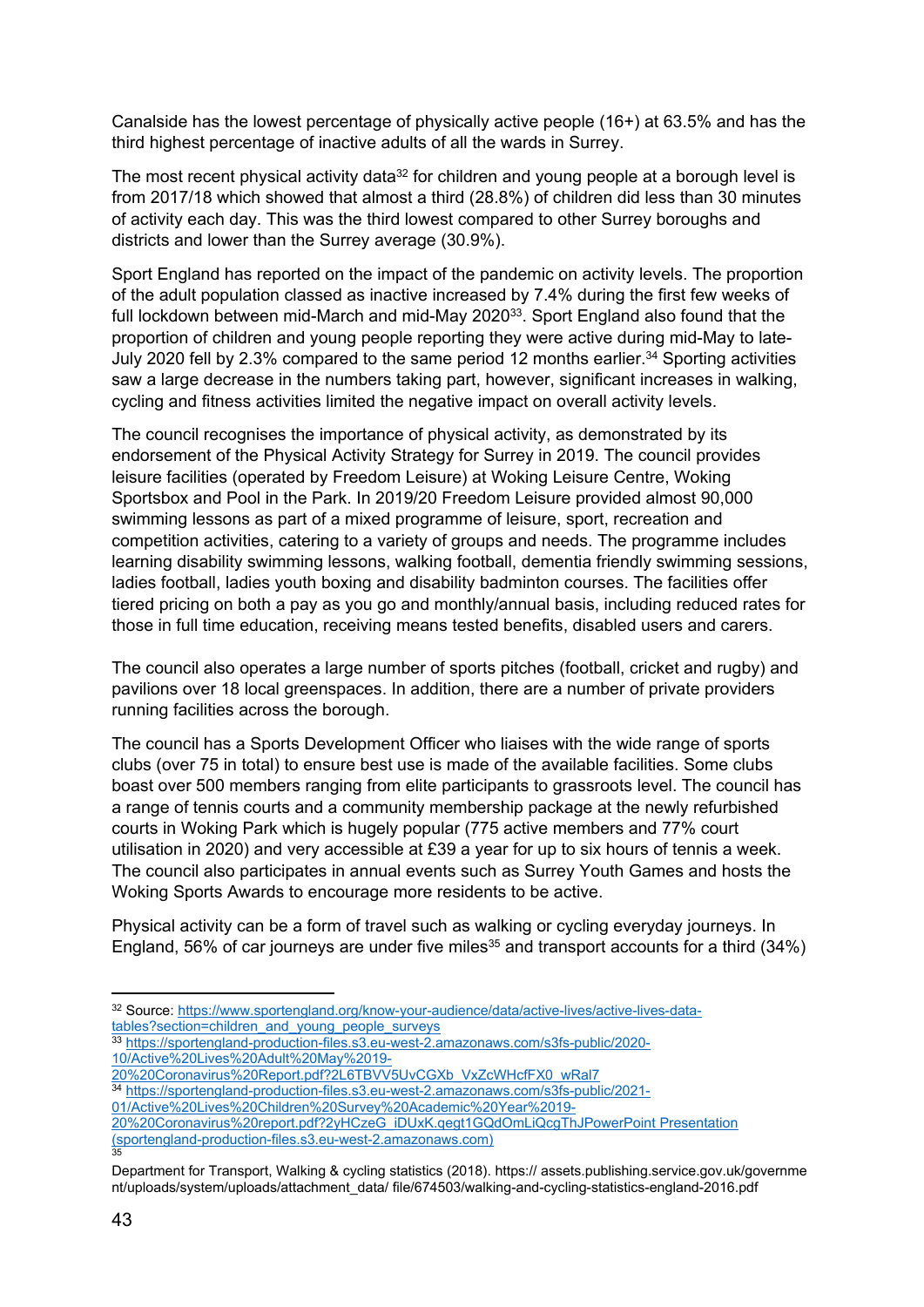Canalside has the lowest percentage of physically active people (16+) at 63.5% and has the third highest percentage of inactive adults of all the wards in Surrey.

The most recent physical activity data[32] for children and young people at a borough level is from 2017/18 which showed that almost a third (28.8%) of children did less than 30 minutes of activity each day. This was the third lowest compared to other Surrey boroughs and districts and lower than the Surrey average (30.9%).

Sport England has reported on the impact of the pandemic on activity levels. The proportion of the adult population classed as inactive increased by 7.4% during the first few weeks of full lockdown between mid-March and mid-May 2020[33]. Sport England also found that the proportion of children and young people reporting they were active during mid-May to late-July 2020 fell by 2.3% compared to the same period 12 months earlier.[34] Sporting activities saw a large decrease in the numbers taking part, however, significant increases in walking, cycling and fitness activities limited the negative impact on overall activity levels.

The council recognises the importance of physical activity, as demonstrated by its endorsement of the Physical Activity Strategy for Surrey in 2019. The council provides leisure facilities (operated by Freedom Leisure) at Woking Leisure Centre, Woking Sportsbox and Pool in the Park. In 2019/20 Freedom Leisure provided almost 90,000 swimming lessons as part of a mixed programme of leisure, sport, recreation and competition activities, catering to a variety of groups and needs. The programme includes learning disability swimming lessons, walking football, dementia friendly swimming sessions, ladies football, ladies youth boxing and disability badminton courses. The facilities offer tiered pricing on both a pay as you go and monthly/annual basis, including reduced rates for those in full time education, receiving means tested benefits, disabled users and carers.

The council also operates a large number of sports pitches (football, cricket and rugby) and pavilions over 18 local greenspaces. In addition, there are a number of private providers running facilities across the borough.

The council has a Sports Development Officer who liaises with the wide range of sports clubs (over 75 in total) to ensure best use is made of the available facilities. Some clubs boast over 500 members ranging from elite participants to grassroots level. The council has a range of tennis courts and a community membership package at the newly refurbished courts in Woking Park which is hugely popular (775 active members and 77% court utilisation in 2020) and very accessible at £39 a year for up to six hours of tennis a week. The council also participates in annual events such as Surrey Youth Games and hosts the Woking Sports Awards to encourage more residents to be active.

Physical activity can be a form of travel such as walking or cycling everyday journeys. In England, 56% of car journeys are under five miles[35] and transport accounts for a third (34%)

---

[32] Source: https://www.sportengland.org/know-your-audience/data/active-lives/active-lives-data-tables?section=children_and_young_people_surveys

[33] https://sportengland-production-files.s3.eu-west-2.amazonaws.com/s3fs-public/2020-10/Active%20Lives%20Adult%20May%2019-20%20Coronavirus%20Report.pdf?2L6TBVV5UvCGXb_VxZcWHcfFX0_wRal7

[34] https://sportengland-production-files.s3.eu-west-2.amazonaws.com/s3fs-public/2021-01/Active%20Lives%20Children%20Survey%20Academic%20Year%2019-20%20Coronavirus%20report.pdf?2yHCzeG_iDUxK.qegt1GQdOmLiQcgThJPowerPoint Presentation (sportengland-production-files.s3.eu-west-2.amazonaws.com)

[35] Department for Transport, Walking & cycling statistics (2018). https:// assets.publishing.service.gov.uk/government/uploads/system/uploads/attachment_data/ file/674503/walking-and-cycling-statistics-england-2016.pdf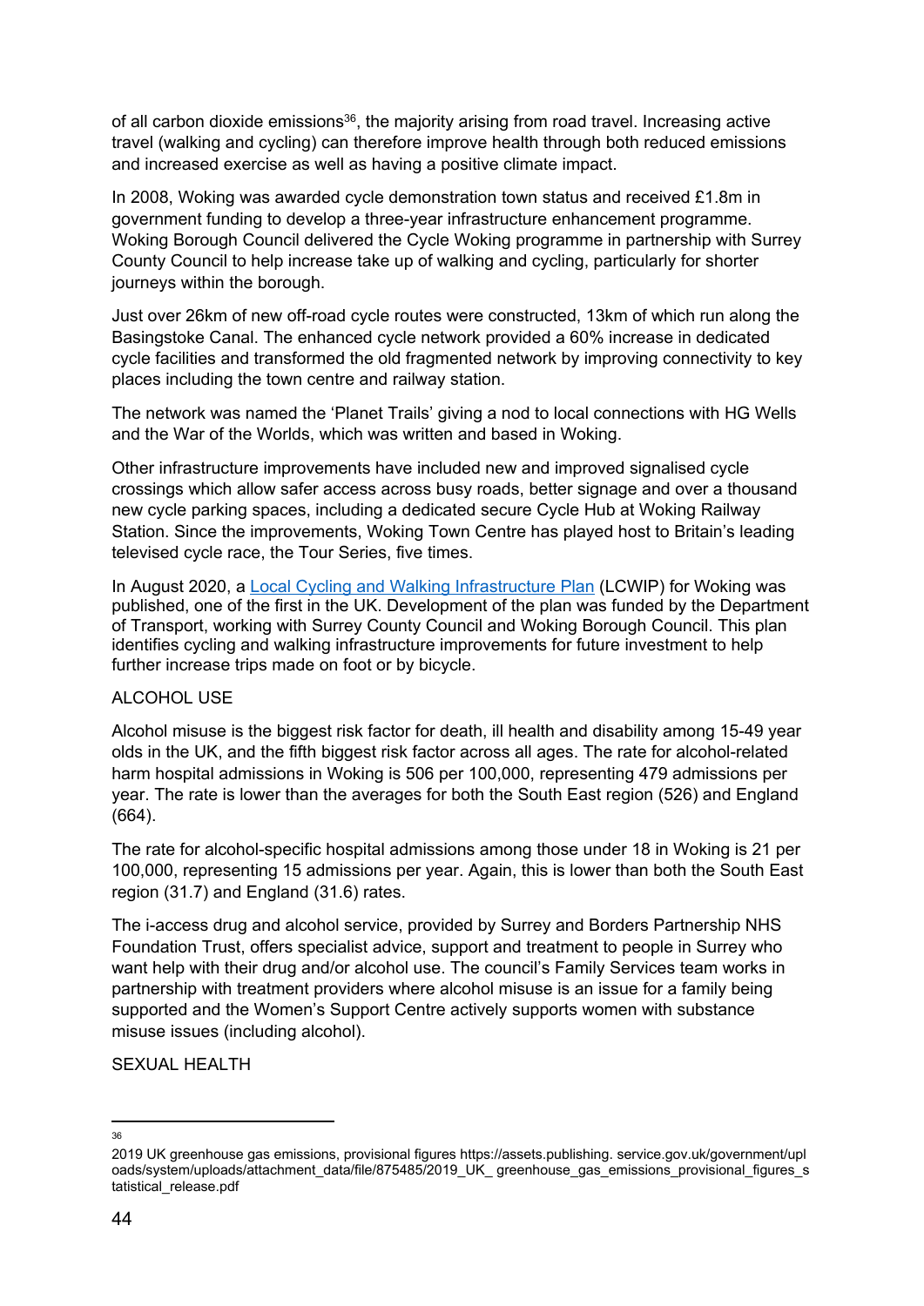of all carbon dioxide emissions[36], the majority arising from road travel. Increasing active travel (walking and cycling) can therefore improve health through both reduced emissions and increased exercise as well as having a positive climate impact.

In 2008, Woking was awarded cycle demonstration town status and received £1.8m in government funding to develop a three-year infrastructure enhancement programme. Woking Borough Council delivered the Cycle Woking programme in partnership with Surrey County Council to help increase take up of walking and cycling, particularly for shorter journeys within the borough.

Just over 26km of new off-road cycle routes were constructed, 13km of which run along the Basingstoke Canal. The enhanced cycle network provided a 60% increase in dedicated cycle facilities and transformed the old fragmented network by improving connectivity to key places including the town centre and railway station.

The network was named the 'Planet Trails' giving a nod to local connections with HG Wells and the War of the Worlds, which was written and based in Woking.

Other infrastructure improvements have included new and improved signalised cycle crossings which allow safer access across busy roads, better signage and over a thousand new cycle parking spaces, including a dedicated secure Cycle Hub at Woking Railway Station. Since the improvements, Woking Town Centre has played host to Britain's leading televised cycle race, the Tour Series, five times.

In August 2020, a Local Cycling and Walking Infrastructure Plan (LCWIP) for Woking was published, one of the first in the UK. Development of the plan was funded by the Department of Transport, working with Surrey County Council and Woking Borough Council. This plan identifies cycling and walking infrastructure improvements for future investment to help further increase trips made on foot or by bicycle.

## ALCOHOL USE

Alcohol misuse is the biggest risk factor for death, ill health and disability among 15-49 year olds in the UK, and the fifth biggest risk factor across all ages. The rate for alcohol-related harm hospital admissions in Woking is 506 per 100,000, representing 479 admissions per year. The rate is lower than the averages for both the South East region (526) and England (664).

The rate for alcohol-specific hospital admissions among those under 18 in Woking is 21 per 100,000, representing 15 admissions per year. Again, this is lower than both the South East region (31.7) and England (31.6) rates.

The i-access drug and alcohol service, provided by Surrey and Borders Partnership NHS Foundation Trust, offers specialist advice, support and treatment to people in Surrey who want help with their drug and/or alcohol use. The council's Family Services team works in partnership with treatment providers where alcohol misuse is an issue for a family being supported and the Women's Support Centre actively supports women with substance misuse issues (including alcohol).

## SEXUAL HEALTH

---

[36] 2019 UK greenhouse gas emissions, provisional figures https://assets.publishing. service.gov.uk/government/uploads/system/uploads/attachment_data/file/875485/2019_UK_ greenhouse_gas_emissions_provisional_figures_statistical_release.pdf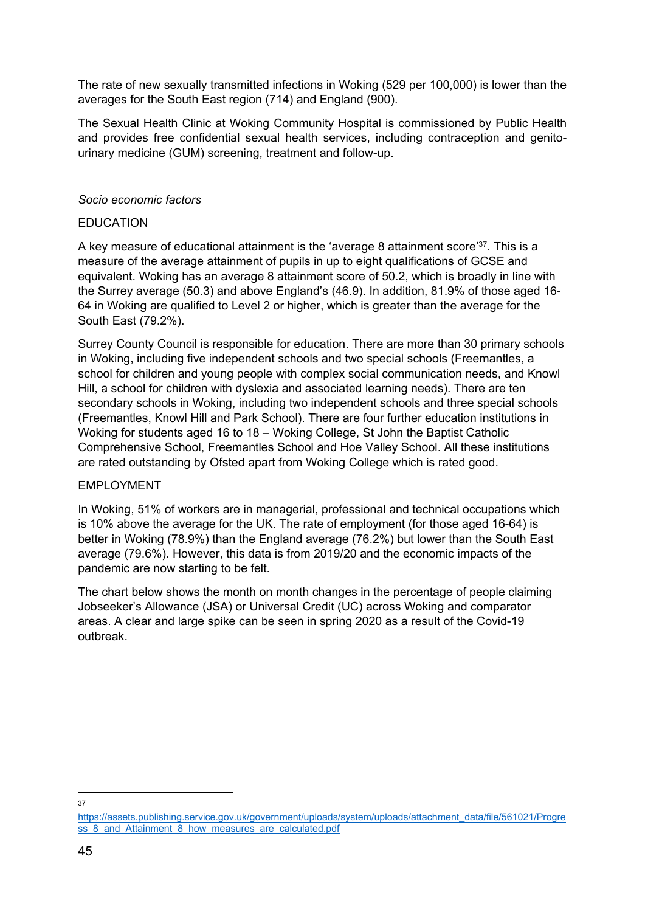The rate of new sexually transmitted infections in Woking (529 per 100,000) is lower than the averages for the South East region (714) and England (900).

The Sexual Health Clinic at Woking Community Hospital is commissioned by Public Health and provides free confidential sexual health services, including contraception and genito-urinary medicine (GUM) screening, treatment and follow-up.

*Socio economic factors*

EDUCATION

A key measure of educational attainment is the 'average 8 attainment score'[37]. This is a measure of the average attainment of pupils in up to eight qualifications of GCSE and equivalent. Woking has an average 8 attainment score of 50.2, which is broadly in line with the Surrey average (50.3) and above England's (46.9). In addition, 81.9% of those aged 16-64 in Woking are qualified to Level 2 or higher, which is greater than the average for the South East (79.2%).

Surrey County Council is responsible for education. There are more than 30 primary schools in Woking, including five independent schools and two special schools (Freemantles, a school for children and young people with complex social communication needs, and Knowl Hill, a school for children with dyslexia and associated learning needs). There are ten secondary schools in Woking, including two independent schools and three special schools (Freemantles, Knowl Hill and Park School). There are four further education institutions in Woking for students aged 16 to 18 – Woking College, St John the Baptist Catholic Comprehensive School, Freemantles School and Hoe Valley School. All these institutions are rated outstanding by Ofsted apart from Woking College which is rated good.

EMPLOYMENT

In Woking, 51% of workers are in managerial, professional and technical occupations which is 10% above the average for the UK. The rate of employment (for those aged 16-64) is better in Woking (78.9%) than the England average (76.2%) but lower than the South East average (79.6%). However, this data is from 2019/20 and the economic impacts of the pandemic are now starting to be felt.

The chart below shows the month on month changes in the percentage of people claiming Jobseeker's Allowance (JSA) or Universal Credit (UC) across Woking and comparator areas. A clear and large spike can be seen in spring 2020 as a result of the Covid-19 outbreak.

---

[37] https://assets.publishing.service.gov.uk/government/uploads/system/uploads/attachment_data/file/561021/Progress_8_and_Attainment_8_how_measures_are_calculated.pdf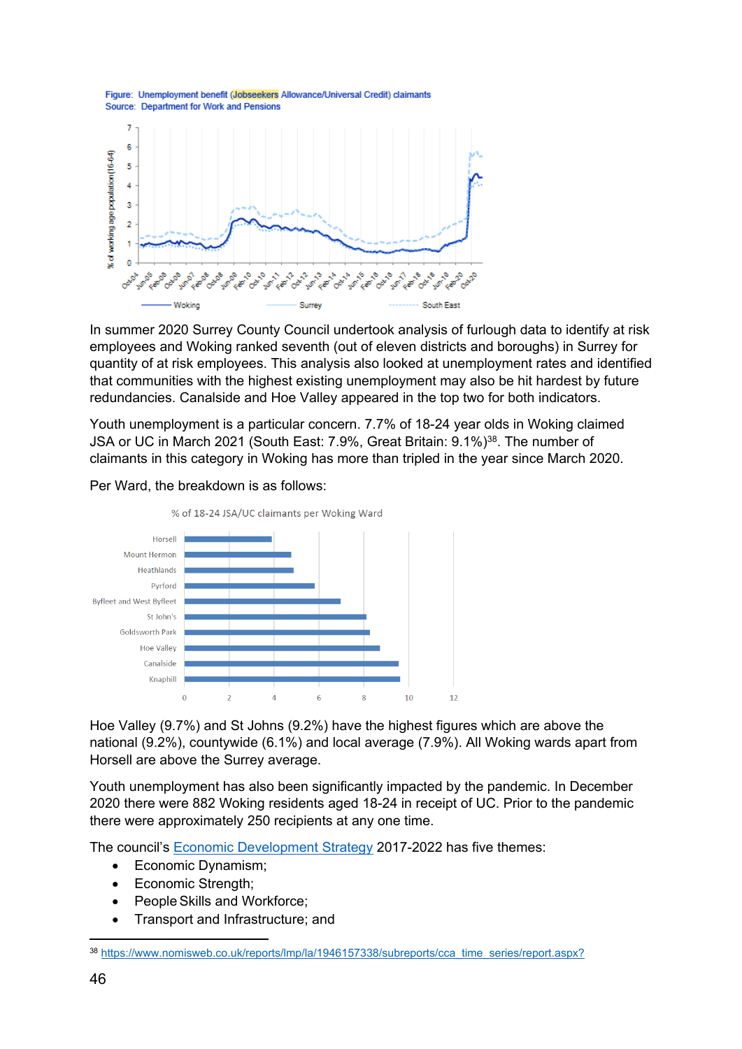Figure: Unemployment benefit (Jobseekers Allowance/Universal Credit) claimants
Source: Department for Work and Pensions

In summer 2020 Surrey County Council undertook analysis of furlough data to identify at risk employees and Woking ranked seventh (out of eleven districts and boroughs) in Surrey for quantity of at risk employees. This analysis also looked at unemployment rates and identified that communities with the highest existing unemployment may also be hit hardest by future redundancies. Canalside and Hoe Valley appeared in the top two for both indicators.

Youth unemployment is a particular concern. 7.7% of 18-24 year olds in Woking claimed JSA or UC in March 2021 (South East: 7.9%, Great Britain: 9.1%)[38]. The number of claimants in this category in Woking has more than tripled in the year since March 2020.

Per Ward, the breakdown is as follows:

% of 18-24 JSA/UC claimants per Woking Ward

Hoe Valley (9.7%) and St Johns (9.2%) have the highest figures which are above the national (9.2%), countywide (6.1%) and local average (7.9%). All Woking wards apart from Horsell are above the Surrey average.

Youth unemployment has also been significantly impacted by the pandemic. In December 2020 there were 882 Woking residents aged 18-24 in receipt of UC. Prior to the pandemic there were approximately 250 recipients at any one time.

The council's Economic Development Strategy 2017-2022 has five themes:

- Economic Dynamism;
- Economic Strength;
- People Skills and Workforce;
- Transport and Infrastructure; and

[38] https://www.nomisweb.co.uk/reports/lmp/la/1946157338/subreports/cca_time_series/report.aspx?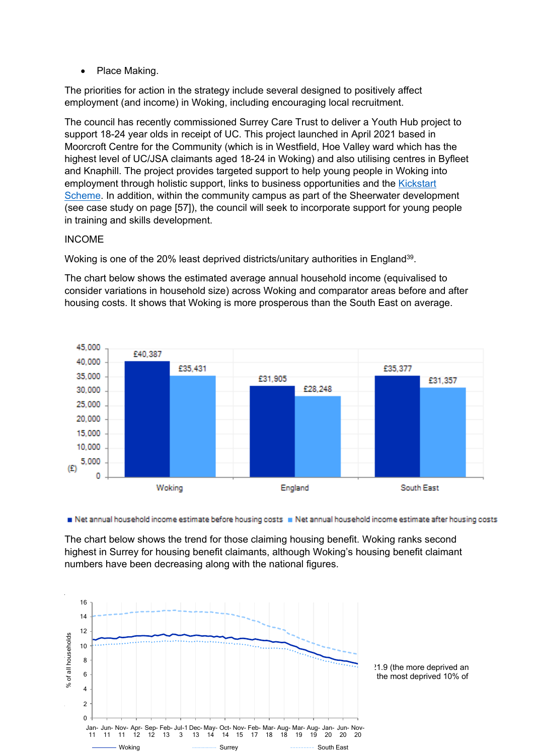- Place Making.

The priorities for action in the strategy include several designed to positively affect employment (and income) in Woking, including encouraging local recruitment.

The council has recently commissioned Surrey Care Trust to deliver a Youth Hub project to support 18-24 year olds in receipt of UC. This project launched in April 2021 based in Moorcroft Centre for the Community (which is in Westfield, Hoe Valley ward which has the highest level of UC/JSA claimants aged 18-24 in Woking) and also utilising centres in Byfleet and Knaphill. The project provides targeted support to help young people in Woking into employment through holistic support, links to business opportunities and the Kickstart Scheme. In addition, within the community campus as part of the Sheerwater development (see case study on page [57]), the council will seek to incorporate support for young people in training and skills development.

INCOME

Woking is one of the 20% least deprived districts/unitary authorities in England[39].

The chart below shows the estimated average annual household income (equivalised to consider variations in household size) across Woking and comparator areas before and after housing costs. It shows that Woking is more prosperous than the South East on average.

| (£) | Net annual household income estimate before housing costs | Net annual household income estimate after housing costs |
|---|---|---|
| Woking | £40,387 | £35,431 |
| England | £31,905 | £28,248 |
| South East | £35,377 | £31,357 |

The chart below shows the trend for those claiming housing benefit. Woking ranks second highest in Surrey for housing benefit claimants, although Woking's housing benefit claimant numbers have been decreasing along with the national figures.

% of all households, Jan-11 to Nov-20: Woking, Surrey, South East

21.9 (the more deprived an
the most deprived 10% of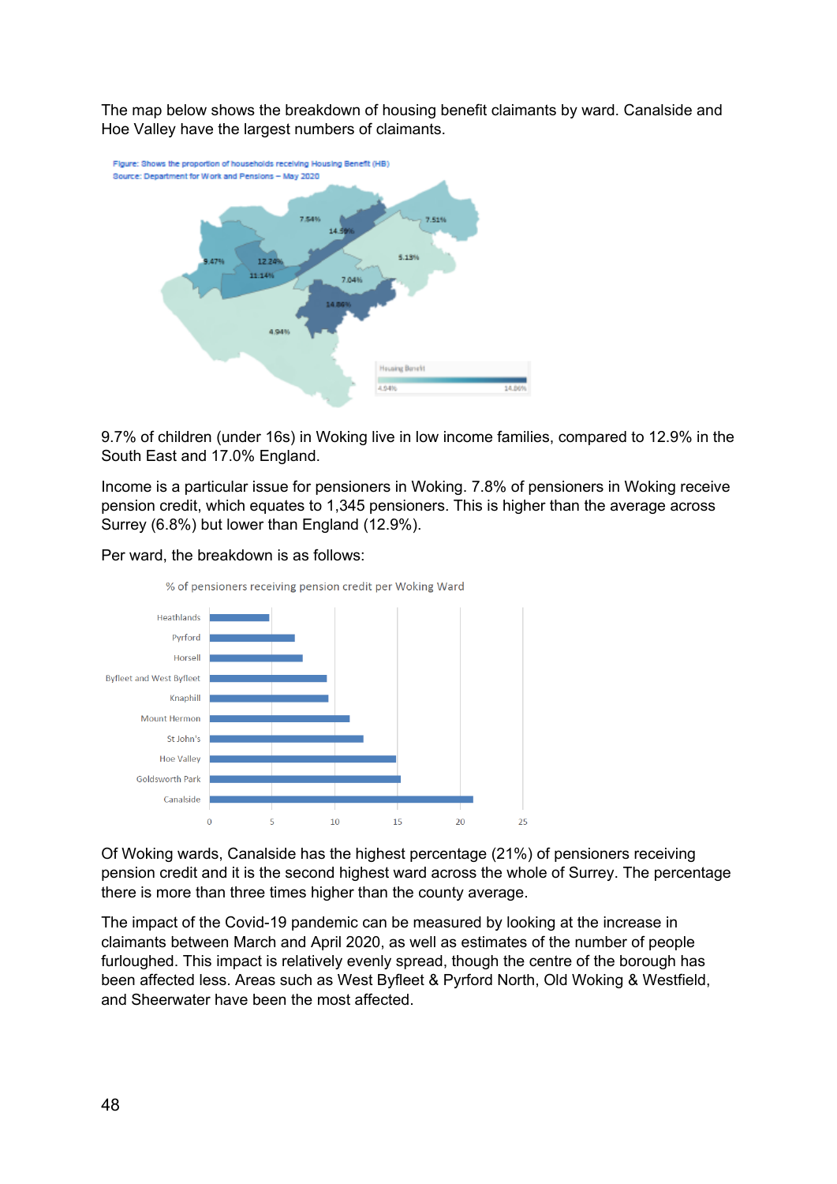The map below shows the breakdown of housing benefit claimants by ward. Canalside and Hoe Valley have the largest numbers of claimants.

Figure: Shows the proportion of households receiving Housing Benefit (HB)
Source: Department for Work and Pensions – May 2020

9.7% of children (under 16s) in Woking live in low income families, compared to 12.9% in the South East and 17.0% England.

Income is a particular issue for pensioners in Woking. 7.8% of pensioners in Woking receive pension credit, which equates to 1,345 pensioners. This is higher than the average across Surrey (6.8%) but lower than England (12.9%).

Per ward, the breakdown is as follows:

% of pensioners receiving pension credit per Woking Ward

Of Woking wards, Canalside has the highest percentage (21%) of pensioners receiving pension credit and it is the second highest ward across the whole of Surrey. The percentage there is more than three times higher than the county average.

The impact of the Covid-19 pandemic can be measured by looking at the increase in claimants between March and April 2020, as well as estimates of the number of people furloughed. This impact is relatively evenly spread, though the centre of the borough has been affected less. Areas such as West Byfleet & Pyrford North, Old Woking & Westfield, and Sheerwater have been the most affected.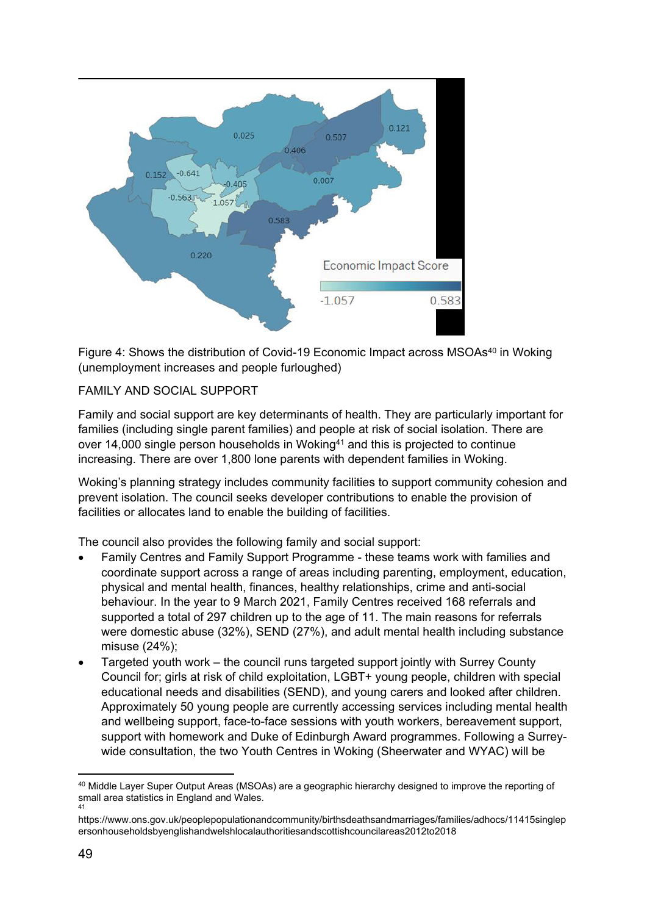Figure 4: Shows the distribution of Covid-19 Economic Impact across MSOAs[40] in Woking (unemployment increases and people furloughed)

FAMILY AND SOCIAL SUPPORT

Family and social support are key determinants of health. They are particularly important for families (including single parent families) and people at risk of social isolation. There are over 14,000 single person households in Woking[41] and this is projected to continue increasing. There are over 1,800 lone parents with dependent families in Woking.

Woking's planning strategy includes community facilities to support community cohesion and prevent isolation. The council seeks developer contributions to enable the provision of facilities or allocates land to enable the building of facilities.

The council also provides the following family and social support:

- Family Centres and Family Support Programme - these teams work with families and coordinate support across a range of areas including parenting, employment, education, physical and mental health, finances, healthy relationships, crime and anti-social behaviour. In the year to 9 March 2021, Family Centres received 168 referrals and supported a total of 297 children up to the age of 11. The main reasons for referrals were domestic abuse (32%), SEND (27%), and adult mental health including substance misuse (24%);
- Targeted youth work – the council runs targeted support jointly with Surrey County Council for; girls at risk of child exploitation, LGBT+ young people, children with special educational needs and disabilities (SEND), and young carers and looked after children. Approximately 50 young people are currently accessing services including mental health and wellbeing support, face-to-face sessions with youth workers, bereavement support, support with homework and Duke of Edinburgh Award programmes. Following a Surrey-wide consultation, the two Youth Centres in Woking (Sheerwater and WYAC) will be

---

[40] Middle Layer Super Output Areas (MSOAs) are a geographic hierarchy designed to improve the reporting of small area statistics in England and Wales.

[41] https://www.ons.gov.uk/peoplepopulationandcommunity/birthsdeathsandmarriages/families/adhocs/11415singlepersonhouseholdsbyenglishandwelshlocalauthoritiesandscottishcouncilareas2012to2018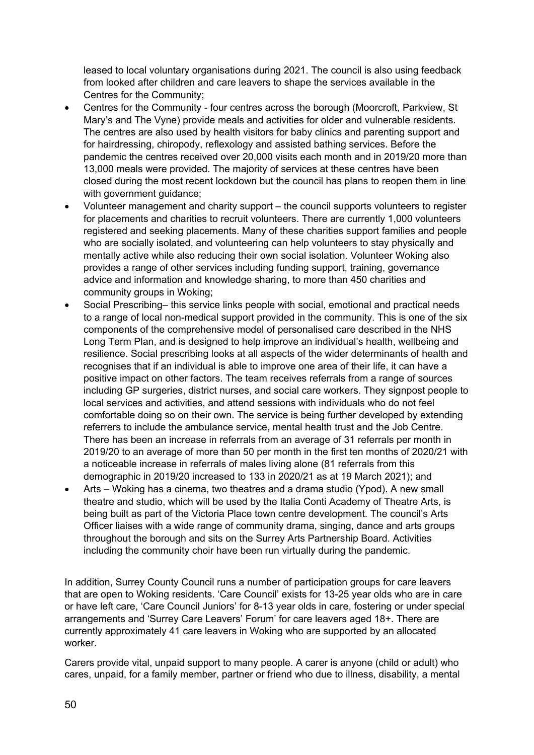leased to local voluntary organisations during 2021. The council is also using feedback from looked after children and care leavers to shape the services available in the Centres for the Community;

- Centres for the Community - four centres across the borough (Moorcroft, Parkview, St Mary's and The Vyne) provide meals and activities for older and vulnerable residents. The centres are also used by health visitors for baby clinics and parenting support and for hairdressing, chiropody, reflexology and assisted bathing services. Before the pandemic the centres received over 20,000 visits each month and in 2019/20 more than 13,000 meals were provided. The majority of services at these centres have been closed during the most recent lockdown but the council has plans to reopen them in line with government guidance;
- Volunteer management and charity support – the council supports volunteers to register for placements and charities to recruit volunteers. There are currently 1,000 volunteers registered and seeking placements. Many of these charities support families and people who are socially isolated, and volunteering can help volunteers to stay physically and mentally active while also reducing their own social isolation. Volunteer Woking also provides a range of other services including funding support, training, governance advice and information and knowledge sharing, to more than 450 charities and community groups in Woking;
- Social Prescribing– this service links people with social, emotional and practical needs to a range of local non-medical support provided in the community. This is one of the six components of the comprehensive model of personalised care described in the NHS Long Term Plan, and is designed to help improve an individual's health, wellbeing and resilience. Social prescribing looks at all aspects of the wider determinants of health and recognises that if an individual is able to improve one area of their life, it can have a positive impact on other factors. The team receives referrals from a range of sources including GP surgeries, district nurses, and social care workers. They signpost people to local services and activities, and attend sessions with individuals who do not feel comfortable doing so on their own. The service is being further developed by extending referrers to include the ambulance service, mental health trust and the Job Centre. There has been an increase in referrals from an average of 31 referrals per month in 2019/20 to an average of more than 50 per month in the first ten months of 2020/21 with a noticeable increase in referrals of males living alone (81 referrals from this demographic in 2019/20 increased to 133 in 2020/21 as at 19 March 2021); and
- Arts – Woking has a cinema, two theatres and a drama studio (Ypod). A new small theatre and studio, which will be used by the Italia Conti Academy of Theatre Arts, is being built as part of the Victoria Place town centre development. The council's Arts Officer liaises with a wide range of community drama, singing, dance and arts groups throughout the borough and sits on the Surrey Arts Partnership Board. Activities including the community choir have been run virtually during the pandemic.

In addition, Surrey County Council runs a number of participation groups for care leavers that are open to Woking residents. 'Care Council' exists for 13-25 year olds who are in care or have left care, 'Care Council Juniors' for 8-13 year olds in care, fostering or under special arrangements and 'Surrey Care Leavers' Forum' for care leavers aged 18+. There are currently approximately 41 care leavers in Woking who are supported by an allocated worker.

Carers provide vital, unpaid support to many people. A carer is anyone (child or adult) who cares, unpaid, for a family member, partner or friend who due to illness, disability, a mental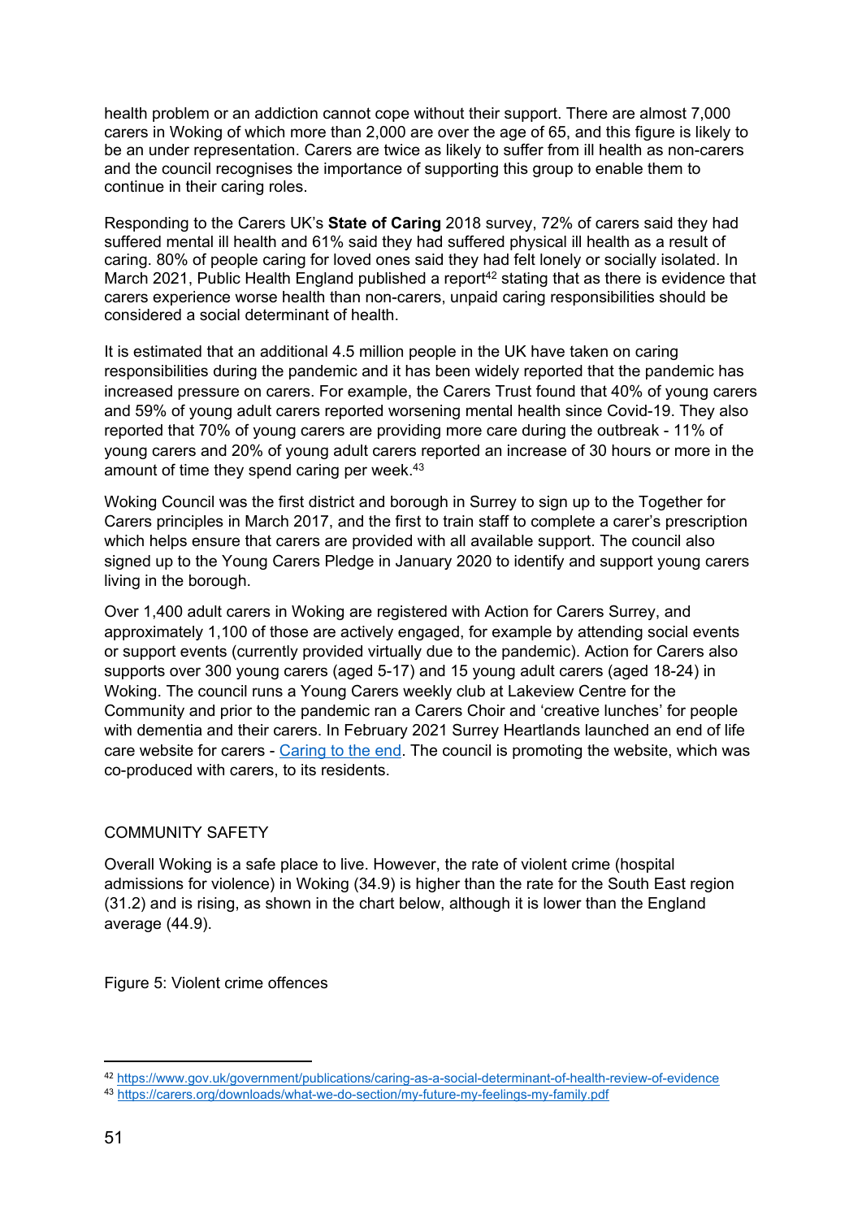health problem or an addiction cannot cope without their support. There are almost 7,000 carers in Woking of which more than 2,000 are over the age of 65, and this figure is likely to be an under representation. Carers are twice as likely to suffer from ill health as non-carers and the council recognises the importance of supporting this group to enable them to continue in their caring roles.

Responding to the Carers UK's **State of Caring** 2018 survey, 72% of carers said they had suffered mental ill health and 61% said they had suffered physical ill health as a result of caring. 80% of people caring for loved ones said they had felt lonely or socially isolated. In March 2021, Public Health England published a report[42] stating that as there is evidence that carers experience worse health than non-carers, unpaid caring responsibilities should be considered a social determinant of health.

It is estimated that an additional 4.5 million people in the UK have taken on caring responsibilities during the pandemic and it has been widely reported that the pandemic has increased pressure on carers. For example, the Carers Trust found that 40% of young carers and 59% of young adult carers reported worsening mental health since Covid-19. They also reported that 70% of young carers are providing more care during the outbreak - 11% of young carers and 20% of young adult carers reported an increase of 30 hours or more in the amount of time they spend caring per week.[43]

Woking Council was the first district and borough in Surrey to sign up to the Together for Carers principles in March 2017, and the first to train staff to complete a carer's prescription which helps ensure that carers are provided with all available support. The council also signed up to the Young Carers Pledge in January 2020 to identify and support young carers living in the borough.

Over 1,400 adult carers in Woking are registered with Action for Carers Surrey, and approximately 1,100 of those are actively engaged, for example by attending social events or support events (currently provided virtually due to the pandemic). Action for Carers also supports over 300 young carers (aged 5-17) and 15 young adult carers (aged 18-24) in Woking. The council runs a Young Carers weekly club at Lakeview Centre for the Community and prior to the pandemic ran a Carers Choir and 'creative lunches' for people with dementia and their carers. In February 2021 Surrey Heartlands launched an end of life care website for carers - Caring to the end. The council is promoting the website, which was co-produced with carers, to its residents.

## COMMUNITY SAFETY

Overall Woking is a safe place to live. However, the rate of violent crime (hospital admissions for violence) in Woking (34.9) is higher than the rate for the South East region (31.2) and is rising, as shown in the chart below, although it is lower than the England average (44.9).

Figure 5: Violent crime offences

---

[42] https://www.gov.uk/government/publications/caring-as-a-social-determinant-of-health-review-of-evidence

[43] https://carers.org/downloads/what-we-do-section/my-future-my-feelings-my-family.pdf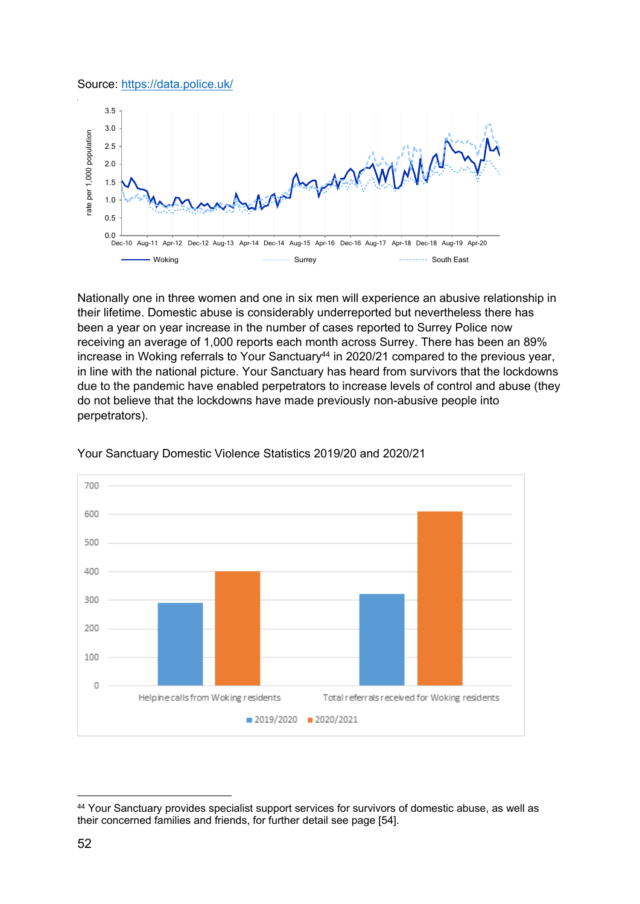Source: https://data.police.uk/

Nationally one in three women and one in six men will experience an abusive relationship in their lifetime. Domestic abuse is considerably underreported but nevertheless there has been a year on year increase in the number of cases reported to Surrey Police now receiving an average of 1,000 reports each month across Surrey. There has been an 89% increase in Woking referrals to Your Sanctuary[44] in 2020/21 compared to the previous year, in line with the national picture. Your Sanctuary has heard from survivors that the lockdowns due to the pandemic have enabled perpetrators to increase levels of control and abuse (they do not believe that the lockdowns have made previously non-abusive people into perpetrators).

Your Sanctuary Domestic Violence Statistics 2019/20 and 2020/21

[44] Your Sanctuary provides specialist support services for survivors of domestic abuse, as well as their concerned families and friends, for further detail see page [54].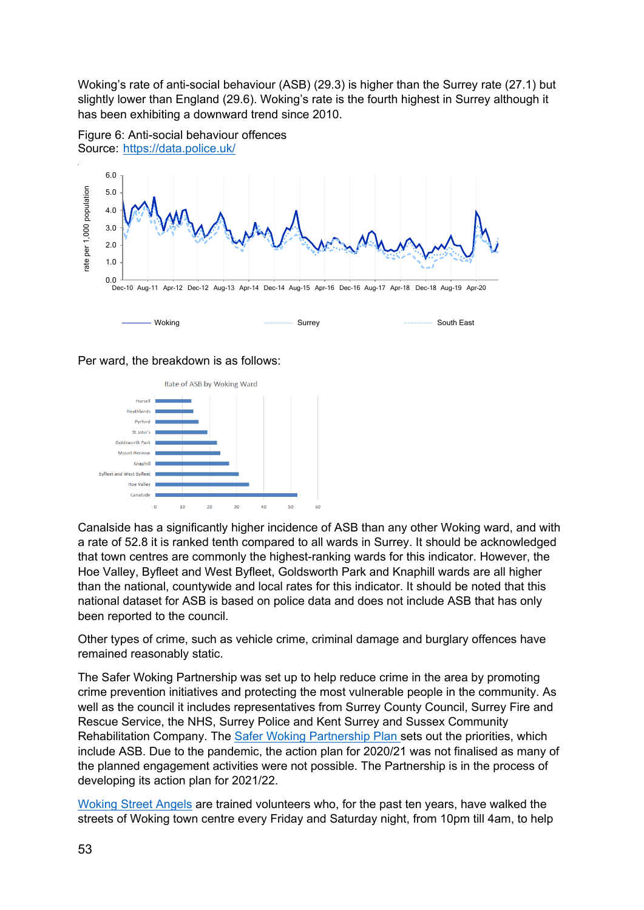Woking's rate of anti-social behaviour (ASB) (29.3) is higher than the Surrey rate (27.1) but slightly lower than England (29.6). Woking's rate is the fourth highest in Surrey although it has been exhibiting a downward trend since 2010.

Figure 6: Anti-social behaviour offences
Source: [https://data.police.uk/](https://data.police.uk/)

Per ward, the breakdown is as follows:

Canalside has a significantly higher incidence of ASB than any other Woking ward, and with a rate of 52.8 it is ranked tenth compared to all wards in Surrey. It should be acknowledged that town centres are commonly the highest-ranking wards for this indicator. However, the Hoe Valley, Byfleet and West Byfleet, Goldsworth Park and Knaphill wards are all higher than the national, countywide and local rates for this indicator. It should be noted that this national dataset for ASB is based on police data and does not include ASB that has only been reported to the council.

Other types of crime, such as vehicle crime, criminal damage and burglary offences have remained reasonably static.

The Safer Woking Partnership was set up to help reduce crime in the area by promoting crime prevention initiatives and protecting the most vulnerable people in the community. As well as the council it includes representatives from Surrey County Council, Surrey Fire and Rescue Service, the NHS, Surrey Police and Kent Surrey and Sussex Community Rehabilitation Company. The Safer Woking Partnership Plan sets out the priorities, which include ASB. Due to the pandemic, the action plan for 2020/21 was not finalised as many of the planned engagement activities were not possible. The Partnership is in the process of developing its action plan for 2021/22.

Woking Street Angels are trained volunteers who, for the past ten years, have walked the streets of Woking town centre every Friday and Saturday night, from 10pm till 4am, to help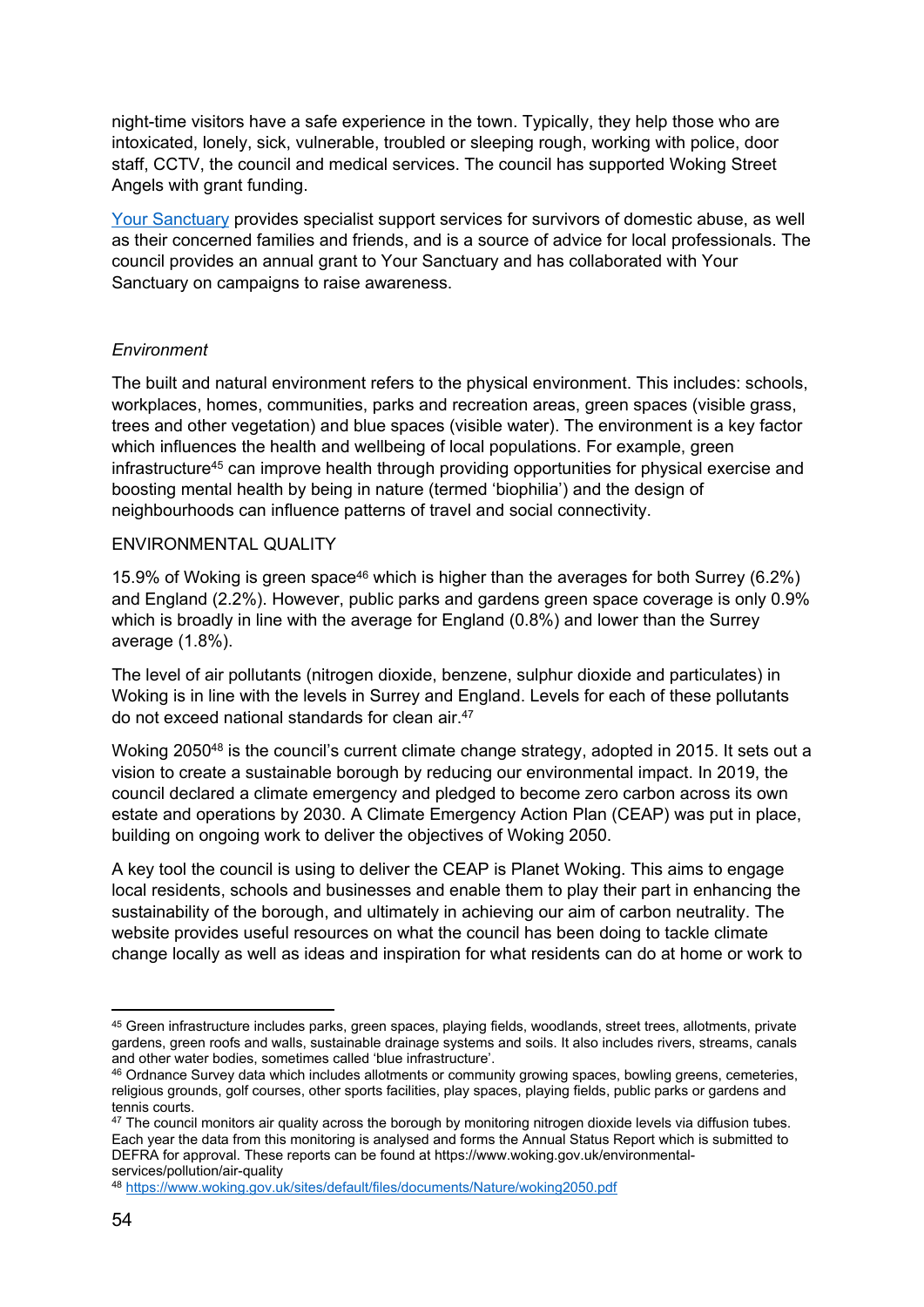night-time visitors have a safe experience in the town. Typically, they help those who are intoxicated, lonely, sick, vulnerable, troubled or sleeping rough, working with police, door staff, CCTV, the council and medical services. The council has supported Woking Street Angels with grant funding.

[Your Sanctuary](#) provides specialist support services for survivors of domestic abuse, as well as their concerned families and friends, and is a source of advice for local professionals. The council provides an annual grant to Your Sanctuary and has collaborated with Your Sanctuary on campaigns to raise awareness.

### *Environment*

The built and natural environment refers to the physical environment. This includes: schools, workplaces, homes, communities, parks and recreation areas, green spaces (visible grass, trees and other vegetation) and blue spaces (visible water). The environment is a key factor which influences the health and wellbeing of local populations. For example, green infrastructure[45] can improve health through providing opportunities for physical exercise and boosting mental health by being in nature (termed 'biophilia') and the design of neighbourhoods can influence patterns of travel and social connectivity.

#### ENVIRONMENTAL QUALITY

15.9% of Woking is green space[46] which is higher than the averages for both Surrey (6.2%) and England (2.2%). However, public parks and gardens green space coverage is only 0.9% which is broadly in line with the average for England (0.8%) and lower than the Surrey average (1.8%).

The level of air pollutants (nitrogen dioxide, benzene, sulphur dioxide and particulates) in Woking is in line with the levels in Surrey and England. Levels for each of these pollutants do not exceed national standards for clean air.[47]

Woking 2050[48] is the council's current climate change strategy, adopted in 2015. It sets out a vision to create a sustainable borough by reducing our environmental impact. In 2019, the council declared a climate emergency and pledged to become zero carbon across its own estate and operations by 2030. A Climate Emergency Action Plan (CEAP) was put in place, building on ongoing work to deliver the objectives of Woking 2050.

A key tool the council is using to deliver the CEAP is Planet Woking. This aims to engage local residents, schools and businesses and enable them to play their part in enhancing the sustainability of the borough, and ultimately in achieving our aim of carbon neutrality. The website provides useful resources on what the council has been doing to tackle climate change locally as well as ideas and inspiration for what residents can do at home or work to

---

[45] Green infrastructure includes parks, green spaces, playing fields, woodlands, street trees, allotments, private gardens, green roofs and walls, sustainable drainage systems and soils. It also includes rivers, streams, canals and other water bodies, sometimes called 'blue infrastructure'.

[46] Ordnance Survey data which includes allotments or community growing spaces, bowling greens, cemeteries, religious grounds, golf courses, other sports facilities, play spaces, playing fields, public parks or gardens and tennis courts.

[47] The council monitors air quality across the borough by monitoring nitrogen dioxide levels via diffusion tubes. Each year the data from this monitoring is analysed and forms the Annual Status Report which is submitted to DEFRA for approval. These reports can be found at https://www.woking.gov.uk/environmental-services/pollution/air-quality

[48] https://www.woking.gov.uk/sites/default/files/documents/Nature/woking2050.pdf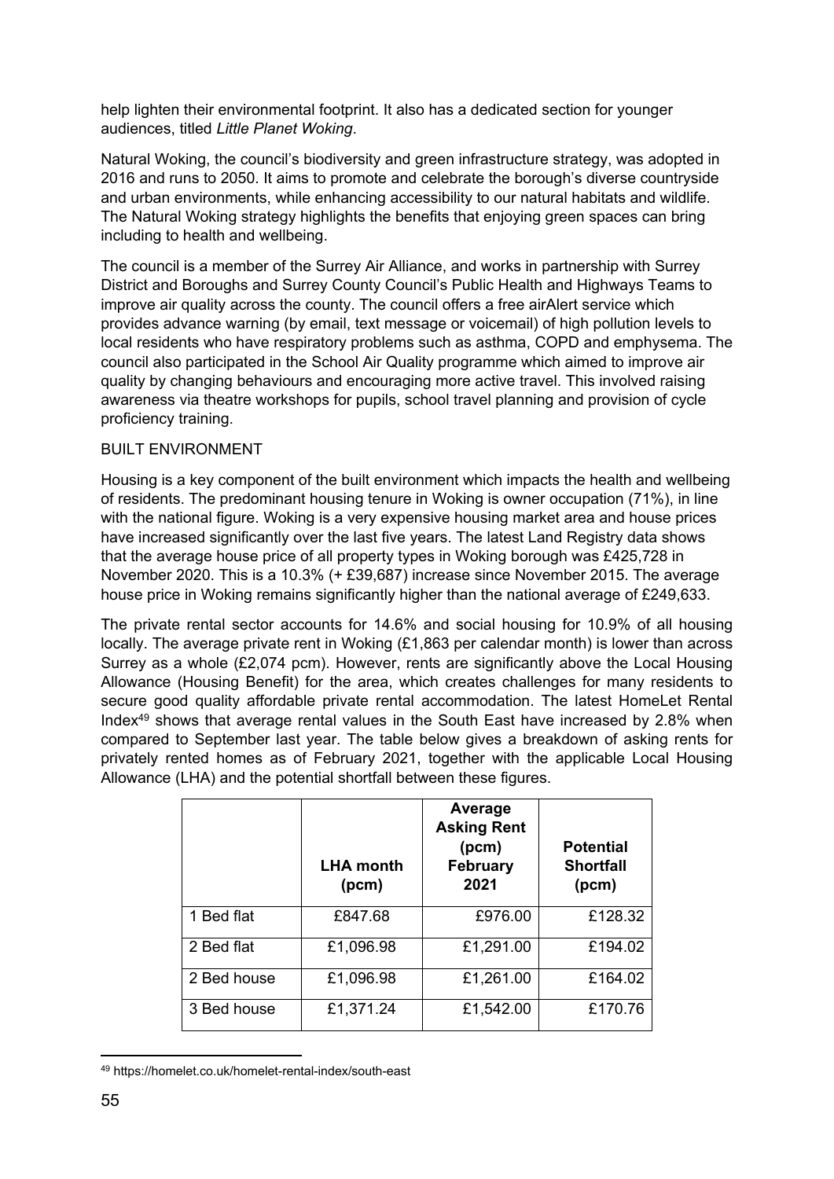help lighten their environmental footprint. It also has a dedicated section for younger audiences, titled *Little Planet Woking*.

Natural Woking, the council's biodiversity and green infrastructure strategy, was adopted in 2016 and runs to 2050. It aims to promote and celebrate the borough's diverse countryside and urban environments, while enhancing accessibility to our natural habitats and wildlife. The Natural Woking strategy highlights the benefits that enjoying green spaces can bring including to health and wellbeing.

The council is a member of the Surrey Air Alliance, and works in partnership with Surrey District and Boroughs and Surrey County Council's Public Health and Highways Teams to improve air quality across the county. The council offers a free airAlert service which provides advance warning (by email, text message or voicemail) of high pollution levels to local residents who have respiratory problems such as asthma, COPD and emphysema. The council also participated in the School Air Quality programme which aimed to improve air quality by changing behaviours and encouraging more active travel. This involved raising awareness via theatre workshops for pupils, school travel planning and provision of cycle proficiency training.

BUILT ENVIRONMENT

Housing is a key component of the built environment which impacts the health and wellbeing of residents. The predominant housing tenure in Woking is owner occupation (71%), in line with the national figure. Woking is a very expensive housing market area and house prices have increased significantly over the last five years. The latest Land Registry data shows that the average house price of all property types in Woking borough was £425,728 in November 2020. This is a 10.3% (+ £39,687) increase since November 2015. The average house price in Woking remains significantly higher than the national average of £249,633.

The private rental sector accounts for 14.6% and social housing for 10.9% of all housing locally. The average private rent in Woking (£1,863 per calendar month) is lower than across Surrey as a whole (£2,074 pcm). However, rents are significantly above the Local Housing Allowance (Housing Benefit) for the area, which creates challenges for many residents to secure good quality affordable private rental accommodation. The latest HomeLet Rental Index[49] shows that average rental values in the South East have increased by 2.8% when compared to September last year. The table below gives a breakdown of asking rents for privately rented homes as of February 2021, together with the applicable Local Housing Allowance (LHA) and the potential shortfall between these figures.

| | LHA month (pcm) | Average Asking Rent (pcm) February 2021 | Potential Shortfall (pcm) |
|---|---|---|---|
| 1 Bed flat | £847.68 | £976.00 | £128.32 |
| 2 Bed flat | £1,096.98 | £1,291.00 | £194.02 |
| 2 Bed house | £1,096.98 | £1,261.00 | £164.02 |
| 3 Bed house | £1,371.24 | £1,542.00 | £170.76 |

[49] https://homelet.co.uk/homelet-rental-index/south-east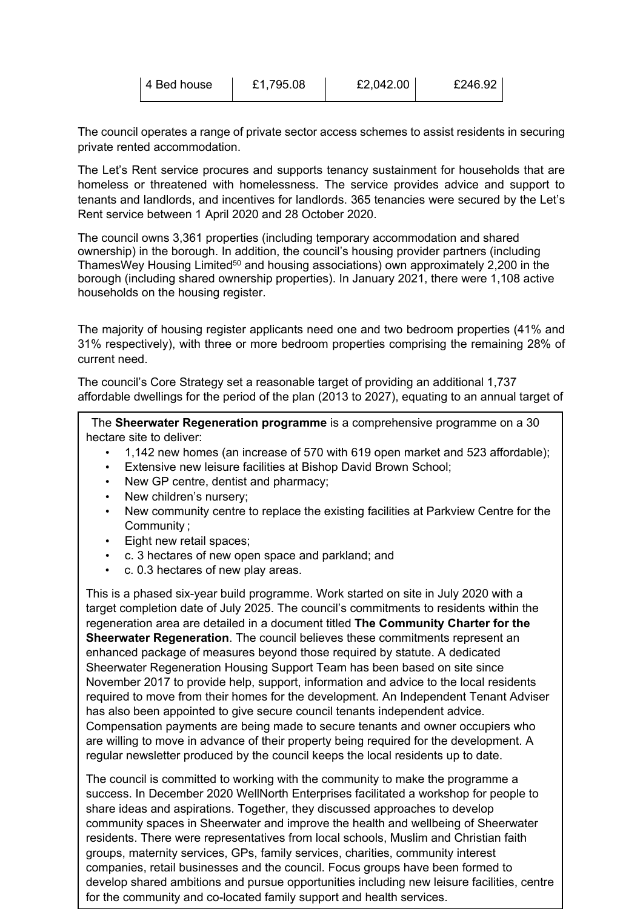| 4 Bed house | £1,795.08 | £2,042.00 | £246.92 |
|---|---|---|---|

The council operates a range of private sector access schemes to assist residents in securing private rented accommodation.

The Let's Rent service procures and supports tenancy sustainment for households that are homeless or threatened with homelessness. The service provides advice and support to tenants and landlords, and incentives for landlords. 365 tenancies were secured by the Let's Rent service between 1 April 2020 and 28 October 2020.

The council owns 3,361 properties (including temporary accommodation and shared ownership) in the borough. In addition, the council's housing provider partners (including ThamesWey Housing Limited[50] and housing associations) own approximately 2,200 in the borough (including shared ownership properties). In January 2021, there were 1,108 active households on the housing register.

The majority of housing register applicants need one and two bedroom properties (41% and 31% respectively), with three or more bedroom properties comprising the remaining 28% of current need.

The council's Core Strategy set a reasonable target of providing an additional 1,737 affordable dwellings for the period of the plan (2013 to 2027), equating to an annual target of

The **Sheerwater Regeneration programme** is a comprehensive programme on a 30 hectare site to deliver:

- 1,142 new homes (an increase of 570 with 619 open market and 523 affordable);
- Extensive new leisure facilities at Bishop David Brown School;
- New GP centre, dentist and pharmacy;
- New children's nursery;
- New community centre to replace the existing facilities at Parkview Centre for the Community ;
- Eight new retail spaces;
- c. 3 hectares of new open space and parkland; and
- c. 0.3 hectares of new play areas.

This is a phased six-year build programme. Work started on site in July 2020 with a target completion date of July 2025. The council's commitments to residents within the regeneration area are detailed in a document titled **The Community Charter for the Sheerwater Regeneration**. The council believes these commitments represent an enhanced package of measures beyond those required by statute. A dedicated Sheerwater Regeneration Housing Support Team has been based on site since November 2017 to provide help, support, information and advice to the local residents required to move from their homes for the development. An Independent Tenant Adviser has also been appointed to give secure council tenants independent advice. Compensation payments are being made to secure tenants and owner occupiers who are willing to move in advance of their property being required for the development. A regular newsletter produced by the council keeps the local residents up to date.

The council is committed to working with the community to make the programme a success. In December 2020 WellNorth Enterprises facilitated a workshop for people to share ideas and aspirations. Together, they discussed approaches to develop community spaces in Sheerwater and improve the health and wellbeing of Sheerwater residents. There were representatives from local schools, Muslim and Christian faith groups, maternity services, GPs, family services, charities, community interest companies, retail businesses and the council. Focus groups have been formed to develop shared ambitions and pursue opportunities including new leisure facilities, centre for the community and co-located family support and health services.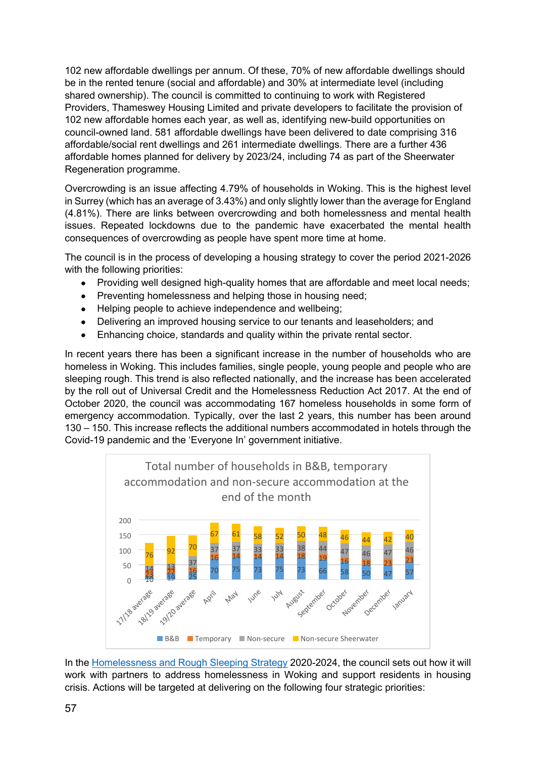102 new affordable dwellings per annum. Of these, 70% of new affordable dwellings should be in the rented tenure (social and affordable) and 30% at intermediate level (including shared ownership). The council is committed to continuing to work with Registered Providers, Thameswey Housing Limited and private developers to facilitate the provision of 102 new affordable homes each year, as well as, identifying new-build opportunities on council-owned land. 581 affordable dwellings have been delivered to date comprising 316 affordable/social rent dwellings and 261 intermediate dwellings. There are a further 436 affordable homes planned for delivery by 2023/24, including 74 as part of the Sheerwater Regeneration programme.

Overcrowding is an issue affecting 4.79% of households in Woking. This is the highest level in Surrey (which has an average of 3.43%) and only slightly lower than the average for England (4.81%). There are links between overcrowding and both homelessness and mental health issues. Repeated lockdowns due to the pandemic have exacerbated the mental health consequences of overcrowding as people have spent more time at home.

The council is in the process of developing a housing strategy to cover the period 2021-2026 with the following priorities:

- Providing well designed high-quality homes that are affordable and meet local needs;
- Preventing homelessness and helping those in housing need;
- Helping people to achieve independence and wellbeing;
- Delivering an improved housing service to our tenants and leaseholders; and
- Enhancing choice, standards and quality within the private rental sector.

In recent years there has been a significant increase in the number of households who are homeless in Woking. This includes families, single people, young people and people who are sleeping rough. This trend is also reflected nationally, and the increase has been accelerated by the roll out of Universal Credit and the Homelessness Reduction Act 2017. At the end of October 2020, the council was accommodating 167 homeless households in some form of emergency accommodation. Typically, over the last 2 years, this number has been around 130 – 150. This increase reflects the additional numbers accommodated in hotels through the Covid-19 pandemic and the 'Everyone In' government initiative.

**Total number of households in B&B, temporary accommodation and non-secure accommodation at the end of the month**

| | B&B | Temporary | Non-secure | Non-secure Sheerwater |
|---|---|---|---|---|
| 17/18 average | 10 | 23 | 14 | 76 |
| 18/19 average | 19 | 22 | 13 | 92 |
| 19/20 average | 25 | 16 | 37 | 70 |
| April | 70 | 16 | 37 | 67 |
| May | 75 | 14 | 37 | 61 |
| June | 73 | 14 | 33 | 58 |
| July | 75 | 14 | 33 | 52 |
| August | 73 | 18 | 38 | 50 |
| September | 66 | 19 | 44 | 48 |
| October | 58 | 16 | 47 | 46 |
| November | 50 | 18 | 46 | 44 |
| December | 47 | 23 | 47 | 42 |
| January | 57 | 23 | 46 | 40 |

In the Homelessness and Rough Sleeping Strategy 2020-2024, the council sets out how it will work with partners to address homelessness in Woking and support residents in housing crisis. Actions will be targeted at delivering on the following four strategic priorities: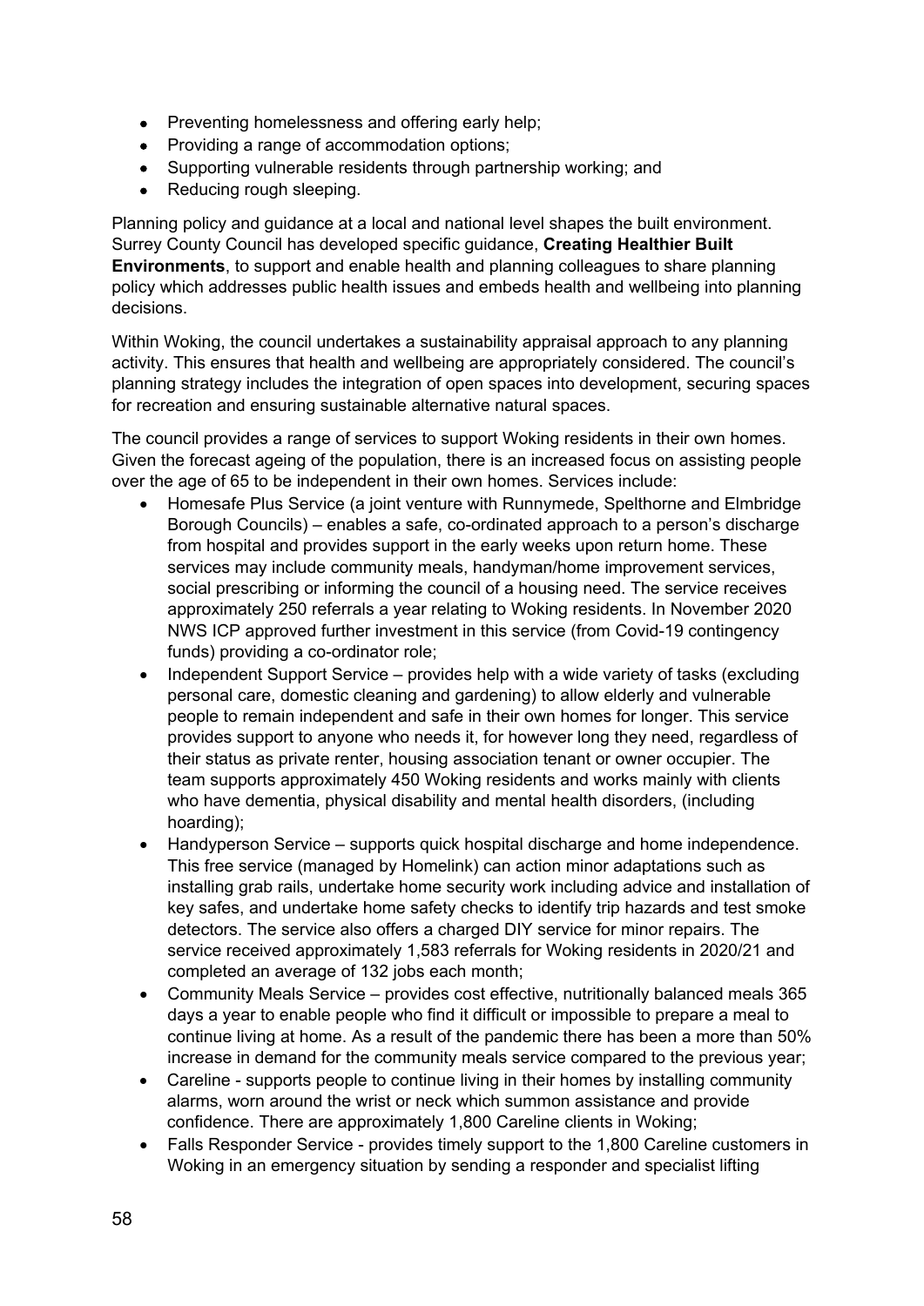- Preventing homelessness and offering early help;
- Providing a range of accommodation options;
- Supporting vulnerable residents through partnership working; and
- Reducing rough sleeping.

Planning policy and guidance at a local and national level shapes the built environment. Surrey County Council has developed specific guidance, **Creating Healthier Built Environments**, to support and enable health and planning colleagues to share planning policy which addresses public health issues and embeds health and wellbeing into planning decisions.

Within Woking, the council undertakes a sustainability appraisal approach to any planning activity. This ensures that health and wellbeing are appropriately considered. The council's planning strategy includes the integration of open spaces into development, securing spaces for recreation and ensuring sustainable alternative natural spaces.

The council provides a range of services to support Woking residents in their own homes. Given the forecast ageing of the population, there is an increased focus on assisting people over the age of 65 to be independent in their own homes. Services include:

- Homesafe Plus Service (a joint venture with Runnymede, Spelthorne and Elmbridge Borough Councils) – enables a safe, co-ordinated approach to a person's discharge from hospital and provides support in the early weeks upon return home. These services may include community meals, handyman/home improvement services, social prescribing or informing the council of a housing need. The service receives approximately 250 referrals a year relating to Woking residents. In November 2020 NWS ICP approved further investment in this service (from Covid-19 contingency funds) providing a co-ordinator role;
- Independent Support Service – provides help with a wide variety of tasks (excluding personal care, domestic cleaning and gardening) to allow elderly and vulnerable people to remain independent and safe in their own homes for longer. This service provides support to anyone who needs it, for however long they need, regardless of their status as private renter, housing association tenant or owner occupier. The team supports approximately 450 Woking residents and works mainly with clients who have dementia, physical disability and mental health disorders, (including hoarding);
- Handyperson Service – supports quick hospital discharge and home independence. This free service (managed by Homelink) can action minor adaptations such as installing grab rails, undertake home security work including advice and installation of key safes, and undertake home safety checks to identify trip hazards and test smoke detectors. The service also offers a charged DIY service for minor repairs. The service received approximately 1,583 referrals for Woking residents in 2020/21 and completed an average of 132 jobs each month;
- Community Meals Service – provides cost effective, nutritionally balanced meals 365 days a year to enable people who find it difficult or impossible to prepare a meal to continue living at home. As a result of the pandemic there has been a more than 50% increase in demand for the community meals service compared to the previous year;
- Careline - supports people to continue living in their homes by installing community alarms, worn around the wrist or neck which summon assistance and provide confidence. There are approximately 1,800 Careline clients in Woking;
- Falls Responder Service - provides timely support to the 1,800 Careline customers in Woking in an emergency situation by sending a responder and specialist lifting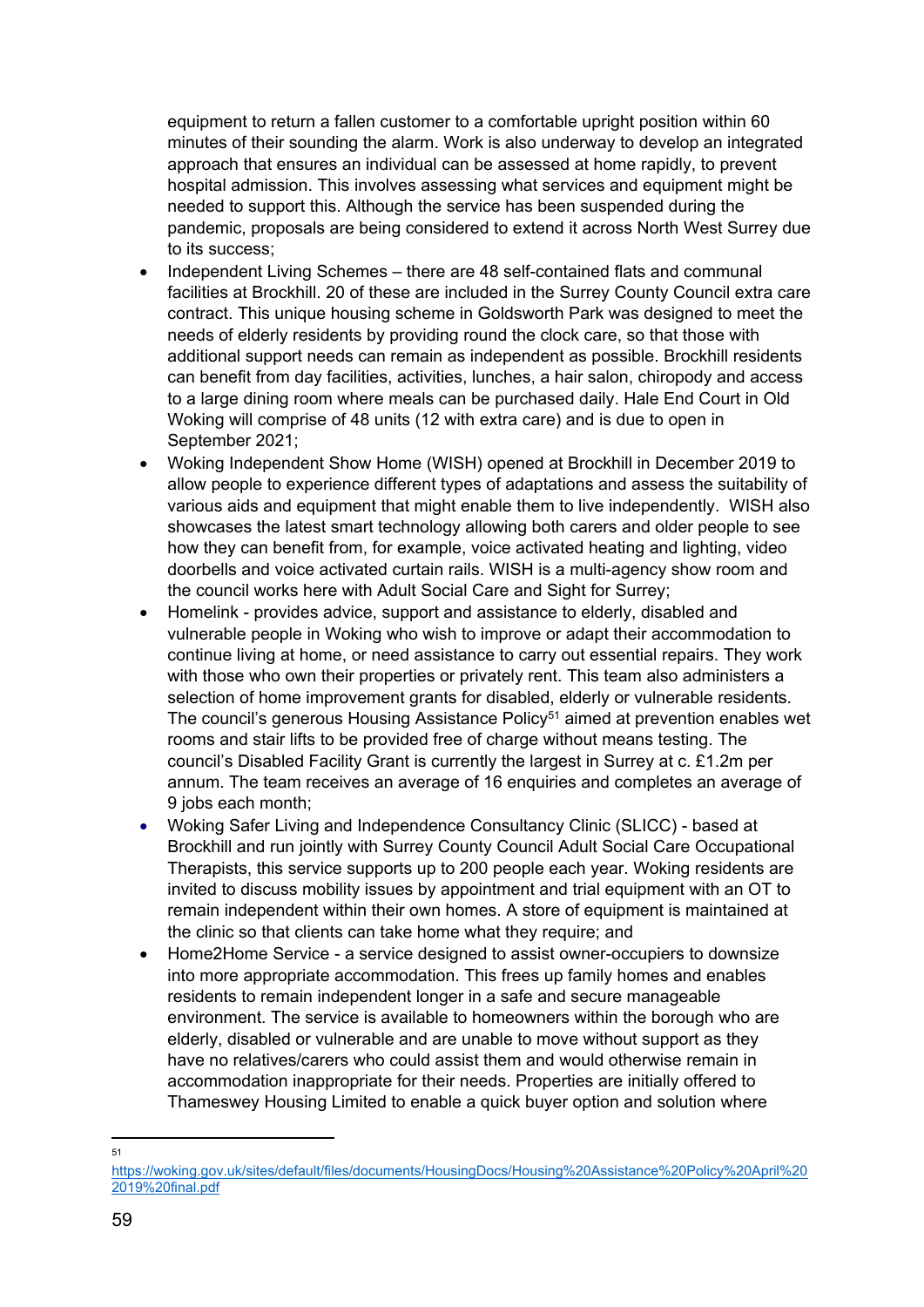equipment to return a fallen customer to a comfortable upright position within 60 minutes of their sounding the alarm. Work is also underway to develop an integrated approach that ensures an individual can be assessed at home rapidly, to prevent hospital admission. This involves assessing what services and equipment might be needed to support this. Although the service has been suspended during the pandemic, proposals are being considered to extend it across North West Surrey due to its success;

- Independent Living Schemes – there are 48 self-contained flats and communal facilities at Brockhill. 20 of these are included in the Surrey County Council extra care contract. This unique housing scheme in Goldsworth Park was designed to meet the needs of elderly residents by providing round the clock care, so that those with additional support needs can remain as independent as possible. Brockhill residents can benefit from day facilities, activities, lunches, a hair salon, chiropody and access to a large dining room where meals can be purchased daily. Hale End Court in Old Woking will comprise of 48 units (12 with extra care) and is due to open in September 2021;
- Woking Independent Show Home (WISH) opened at Brockhill in December 2019 to allow people to experience different types of adaptations and assess the suitability of various aids and equipment that might enable them to live independently. WISH also showcases the latest smart technology allowing both carers and older people to see how they can benefit from, for example, voice activated heating and lighting, video doorbells and voice activated curtain rails. WISH is a multi-agency show room and the council works here with Adult Social Care and Sight for Surrey;
- Homelink - provides advice, support and assistance to elderly, disabled and vulnerable people in Woking who wish to improve or adapt their accommodation to continue living at home, or need assistance to carry out essential repairs. They work with those who own their properties or privately rent. This team also administers a selection of home improvement grants for disabled, elderly or vulnerable residents. The council's generous Housing Assistance Policy[51] aimed at prevention enables wet rooms and stair lifts to be provided free of charge without means testing. The council's Disabled Facility Grant is currently the largest in Surrey at c. £1.2m per annum. The team receives an average of 16 enquiries and completes an average of 9 jobs each month;
- Woking Safer Living and Independence Consultancy Clinic (SLICC) - based at Brockhill and run jointly with Surrey County Council Adult Social Care Occupational Therapists, this service supports up to 200 people each year. Woking residents are invited to discuss mobility issues by appointment and trial equipment with an OT to remain independent within their own homes. A store of equipment is maintained at the clinic so that clients can take home what they require; and
- Home2Home Service - a service designed to assist owner-occupiers to downsize into more appropriate accommodation. This frees up family homes and enables residents to remain independent longer in a safe and secure manageable environment. The service is available to homeowners within the borough who are elderly, disabled or vulnerable and are unable to move without support as they have no relatives/carers who could assist them and would otherwise remain in accommodation inappropriate for their needs. Properties are initially offered to Thameswey Housing Limited to enable a quick buyer option and solution where

---

[51] https://woking.gov.uk/sites/default/files/documents/HousingDocs/Housing%20Assistance%20Policy%20April%202019%20final.pdf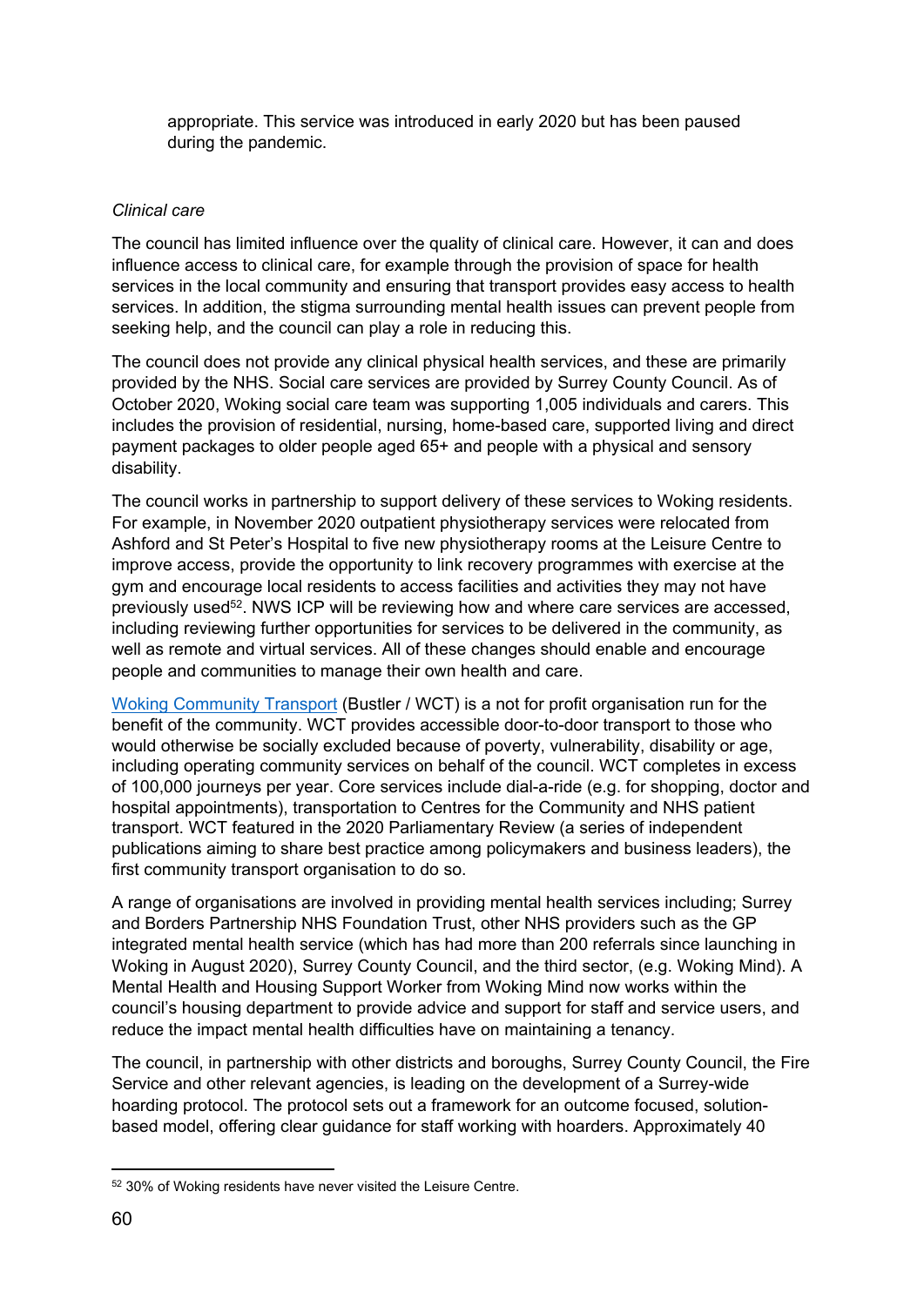appropriate. This service was introduced in early 2020 but has been paused during the pandemic.

*Clinical care*

The council has limited influence over the quality of clinical care. However, it can and does influence access to clinical care, for example through the provision of space for health services in the local community and ensuring that transport provides easy access to health services. In addition, the stigma surrounding mental health issues can prevent people from seeking help, and the council can play a role in reducing this.

The council does not provide any clinical physical health services, and these are primarily provided by the NHS. Social care services are provided by Surrey County Council. As of October 2020, Woking social care team was supporting 1,005 individuals and carers. This includes the provision of residential, nursing, home-based care, supported living and direct payment packages to older people aged 65+ and people with a physical and sensory disability.

The council works in partnership to support delivery of these services to Woking residents. For example, in November 2020 outpatient physiotherapy services were relocated from Ashford and St Peter's Hospital to five new physiotherapy rooms at the Leisure Centre to improve access, provide the opportunity to link recovery programmes with exercise at the gym and encourage local residents to access facilities and activities they may not have previously used[52]. NWS ICP will be reviewing how and where care services are accessed, including reviewing further opportunities for services to be delivered in the community, as well as remote and virtual services. All of these changes should enable and encourage people and communities to manage their own health and care.

Woking Community Transport (Bustler / WCT) is a not for profit organisation run for the benefit of the community. WCT provides accessible door-to-door transport to those who would otherwise be socially excluded because of poverty, vulnerability, disability or age, including operating community services on behalf of the council. WCT completes in excess of 100,000 journeys per year. Core services include dial-a-ride (e.g. for shopping, doctor and hospital appointments), transportation to Centres for the Community and NHS patient transport. WCT featured in the 2020 Parliamentary Review (a series of independent publications aiming to share best practice among policymakers and business leaders), the first community transport organisation to do so.

A range of organisations are involved in providing mental health services including; Surrey and Borders Partnership NHS Foundation Trust, other NHS providers such as the GP integrated mental health service (which has had more than 200 referrals since launching in Woking in August 2020), Surrey County Council, and the third sector, (e.g. Woking Mind). A Mental Health and Housing Support Worker from Woking Mind now works within the council's housing department to provide advice and support for staff and service users, and reduce the impact mental health difficulties have on maintaining a tenancy.

The council, in partnership with other districts and boroughs, Surrey County Council, the Fire Service and other relevant agencies, is leading on the development of a Surrey-wide hoarding protocol. The protocol sets out a framework for an outcome focused, solution-based model, offering clear guidance for staff working with hoarders. Approximately 40

---

[52] 30% of Woking residents have never visited the Leisure Centre.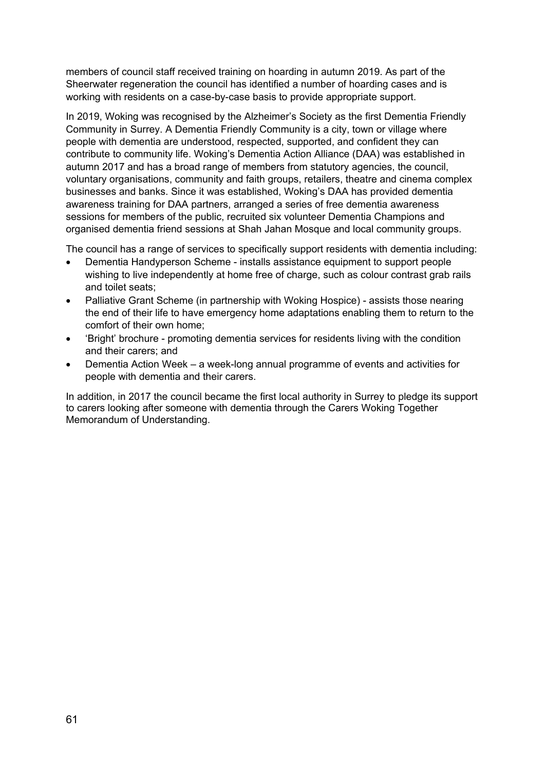members of council staff received training on hoarding in autumn 2019. As part of the Sheerwater regeneration the council has identified a number of hoarding cases and is working with residents on a case-by-case basis to provide appropriate support.

In 2019, Woking was recognised by the Alzheimer's Society as the first Dementia Friendly Community in Surrey. A Dementia Friendly Community is a city, town or village where people with dementia are understood, respected, supported, and confident they can contribute to community life. Woking's Dementia Action Alliance (DAA) was established in autumn 2017 and has a broad range of members from statutory agencies, the council, voluntary organisations, community and faith groups, retailers, theatre and cinema complex businesses and banks. Since it was established, Woking's DAA has provided dementia awareness training for DAA partners, arranged a series of free dementia awareness sessions for members of the public, recruited six volunteer Dementia Champions and organised dementia friend sessions at Shah Jahan Mosque and local community groups.

The council has a range of services to specifically support residents with dementia including:

- Dementia Handyperson Scheme - installs assistance equipment to support people wishing to live independently at home free of charge, such as colour contrast grab rails and toilet seats;
- Palliative Grant Scheme (in partnership with Woking Hospice) - assists those nearing the end of their life to have emergency home adaptations enabling them to return to the comfort of their own home;
- 'Bright' brochure - promoting dementia services for residents living with the condition and their carers; and
- Dementia Action Week – a week-long annual programme of events and activities for people with dementia and their carers.

In addition, in 2017 the council became the first local authority in Surrey to pledge its support to carers looking after someone with dementia through the Carers Woking Together Memorandum of Understanding.